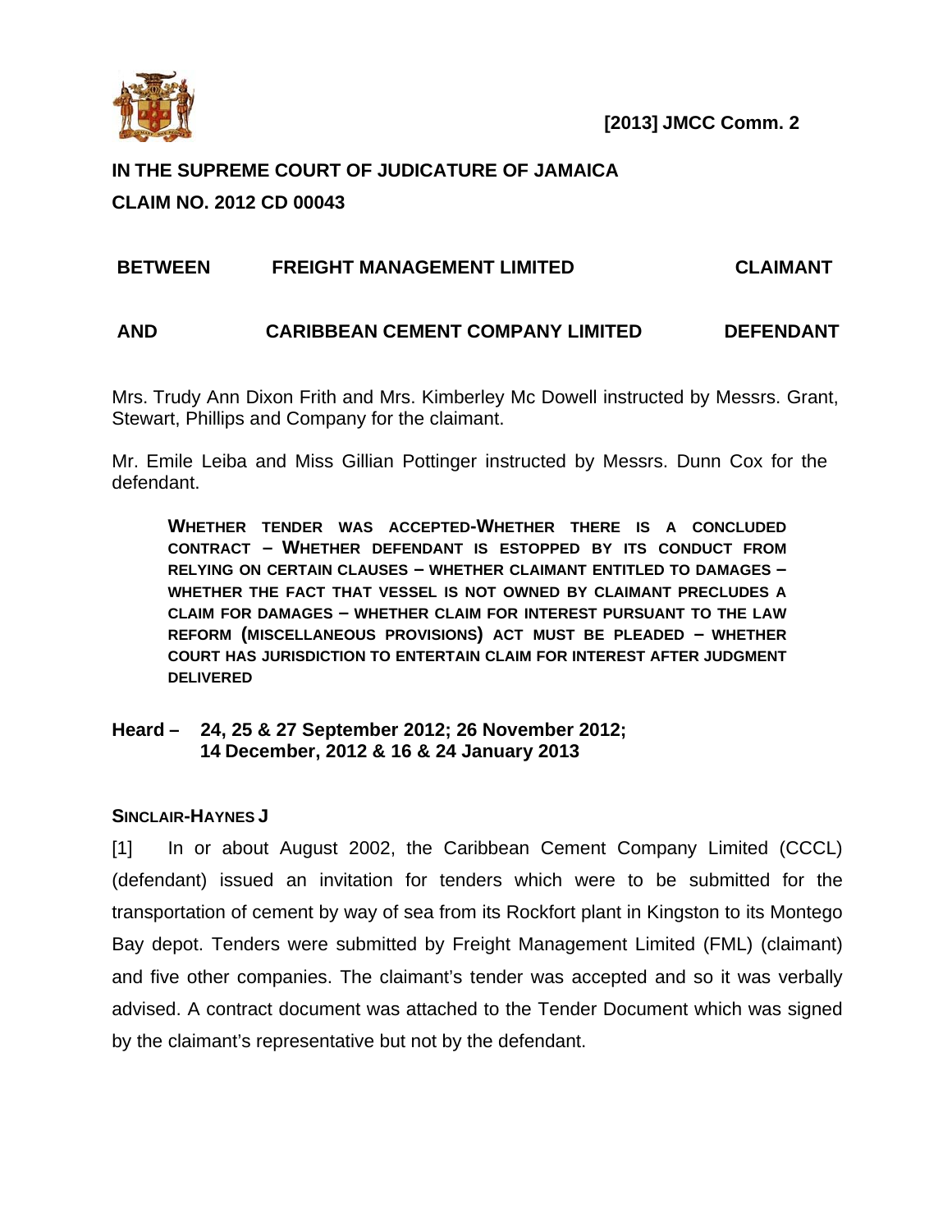**[2013] JMCC Comm. 2**

**IN THE SUPREME COURT OF JUDICATURE OF JAMAICA**

**CLAIM NO. 2012 CD 00043**

| | | |
|---|---|---|
| **BETWEEN** | **FREIGHT MANAGEMENT LIMITED** | **CLAIMANT** |
| **AND** | **CARIBBEAN CEMENT COMPANY LIMITED** | **DEFENDANT** |

Mrs. Trudy Ann Dixon Frith and Mrs. Kimberley Mc Dowell instructed by Messrs. Grant, Stewart, Phillips and Company for the claimant.

Mr. Emile Leiba and Miss Gillian Pottinger instructed by Messrs. Dunn Cox for the defendant.

> **WHETHER TENDER WAS ACCEPTED-WHETHER THERE IS A CONCLUDED CONTRACT – WHETHER DEFENDANT IS ESTOPPED BY ITS CONDUCT FROM RELYING ON CERTAIN CLAUSES – WHETHER CLAIMANT ENTITLED TO DAMAGES – WHETHER THE FACT THAT VESSEL IS NOT OWNED BY CLAIMANT PRECLUDES A CLAIM FOR DAMAGES – WHETHER CLAIM FOR INTEREST PURSUANT TO THE LAW REFORM (MISCELLANEOUS PROVISIONS) ACT MUST BE PLEADED – WHETHER COURT HAS JURISDICTION TO ENTERTAIN CLAIM FOR INTEREST AFTER JUDGMENT DELIVERED**

**Heard – 24, 25 & 27 September 2012; 26 November 2012; 14 December, 2012 & 16 & 24 January 2013**

**SINCLAIR-HAYNES J**

[1] In or about August 2002, the Caribbean Cement Company Limited (CCCL) (defendant) issued an invitation for tenders which were to be submitted for the transportation of cement by way of sea from its Rockfort plant in Kingston to its Montego Bay depot. Tenders were submitted by Freight Management Limited (FML) (claimant) and five other companies. The claimant's tender was accepted and so it was verbally advised. A contract document was attached to the Tender Document which was signed by the claimant's representative but not by the defendant.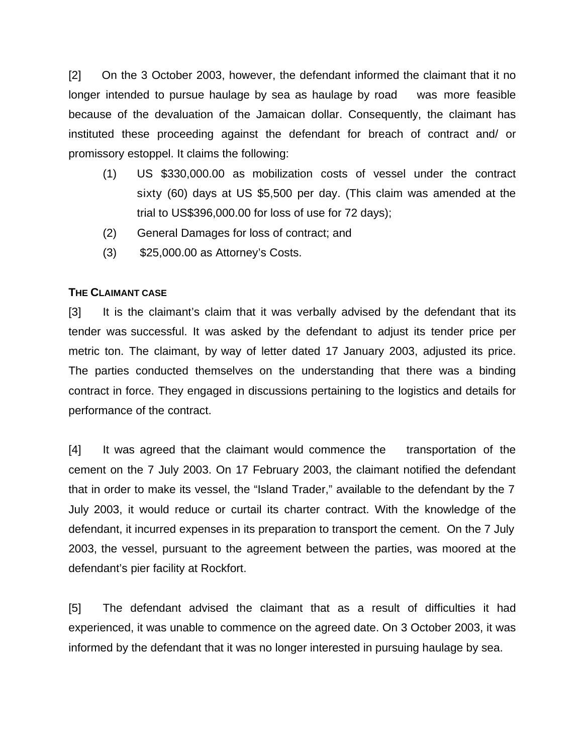[2] On the 3 October 2003, however, the defendant informed the claimant that it no longer intended to pursue haulage by sea as haulage by road was more feasible because of the devaluation of the Jamaican dollar. Consequently, the claimant has instituted these proceeding against the defendant for breach of contract and/ or promissory estoppel. It claims the following:

(1) US $330,000.00 as mobilization costs of vessel under the contract sixty (60) days at US $5,500 per day. (This claim was amended at the trial to US$396,000.00 for loss of use for 72 days);

(2) General Damages for loss of contract; and

(3) $25,000.00 as Attorney's Costs.

**THE CLAIMANT CASE**

[3] It is the claimant's claim that it was verbally advised by the defendant that its tender was successful. It was asked by the defendant to adjust its tender price per metric ton. The claimant, by way of letter dated 17 January 2003, adjusted its price. The parties conducted themselves on the understanding that there was a binding contract in force. They engaged in discussions pertaining to the logistics and details for performance of the contract.

[4] It was agreed that the claimant would commence the transportation of the cement on the 7 July 2003. On 17 February 2003, the claimant notified the defendant that in order to make its vessel, the "Island Trader," available to the defendant by the 7 July 2003, it would reduce or curtail its charter contract. With the knowledge of the defendant, it incurred expenses in its preparation to transport the cement. On the 7 July 2003, the vessel, pursuant to the agreement between the parties, was moored at the defendant's pier facility at Rockfort.

[5] The defendant advised the claimant that as a result of difficulties it had experienced, it was unable to commence on the agreed date. On 3 October 2003, it was informed by the defendant that it was no longer interested in pursuing haulage by sea.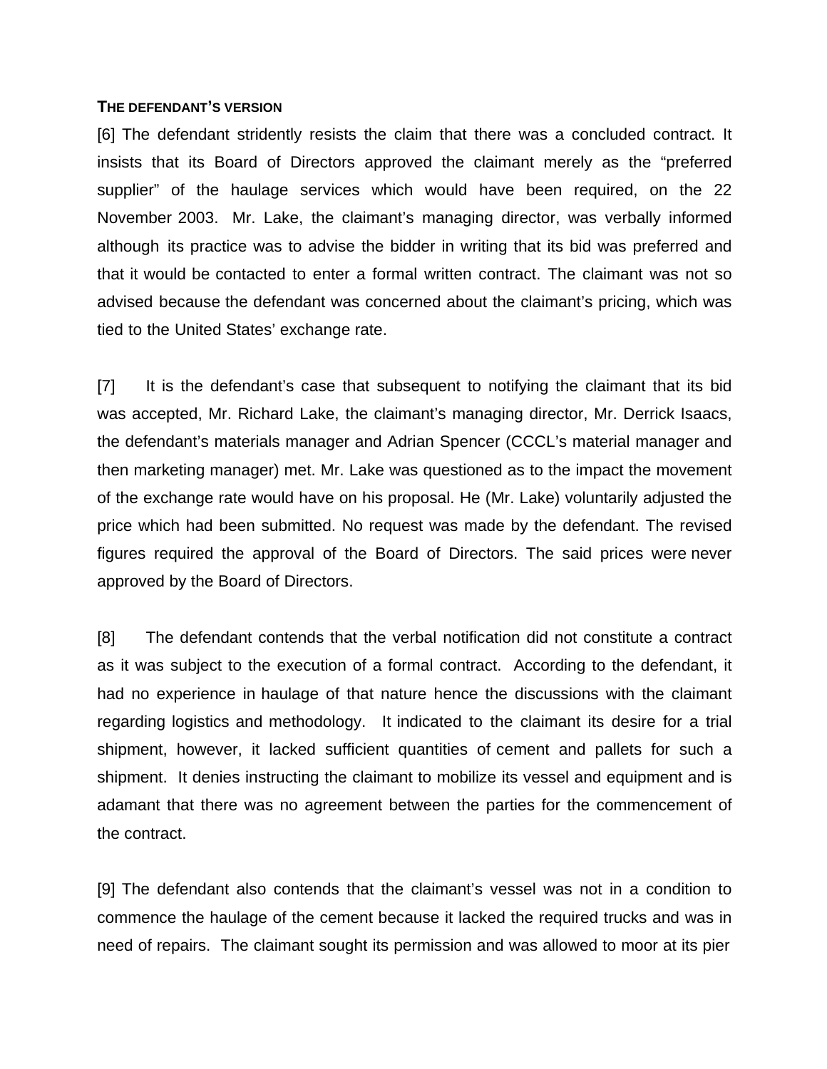**THE DEFENDANT'S VERSION**

[6] The defendant stridently resists the claim that there was a concluded contract. It insists that its Board of Directors approved the claimant merely as the "preferred supplier" of the haulage services which would have been required, on the 22 November 2003. Mr. Lake, the claimant's managing director, was verbally informed although its practice was to advise the bidder in writing that its bid was preferred and that it would be contacted to enter a formal written contract. The claimant was not so advised because the defendant was concerned about the claimant's pricing, which was tied to the United States' exchange rate.

[7] It is the defendant's case that subsequent to notifying the claimant that its bid was accepted, Mr. Richard Lake, the claimant's managing director, Mr. Derrick Isaacs, the defendant's materials manager and Adrian Spencer (CCCL's material manager and then marketing manager) met. Mr. Lake was questioned as to the impact the movement of the exchange rate would have on his proposal. He (Mr. Lake) voluntarily adjusted the price which had been submitted. No request was made by the defendant. The revised figures required the approval of the Board of Directors. The said prices were never approved by the Board of Directors.

[8] The defendant contends that the verbal notification did not constitute a contract as it was subject to the execution of a formal contract. According to the defendant, it had no experience in haulage of that nature hence the discussions with the claimant regarding logistics and methodology. It indicated to the claimant its desire for a trial shipment, however, it lacked sufficient quantities of cement and pallets for such a shipment. It denies instructing the claimant to mobilize its vessel and equipment and is adamant that there was no agreement between the parties for the commencement of the contract.

[9] The defendant also contends that the claimant's vessel was not in a condition to commence the haulage of the cement because it lacked the required trucks and was in need of repairs. The claimant sought its permission and was allowed to moor at its pier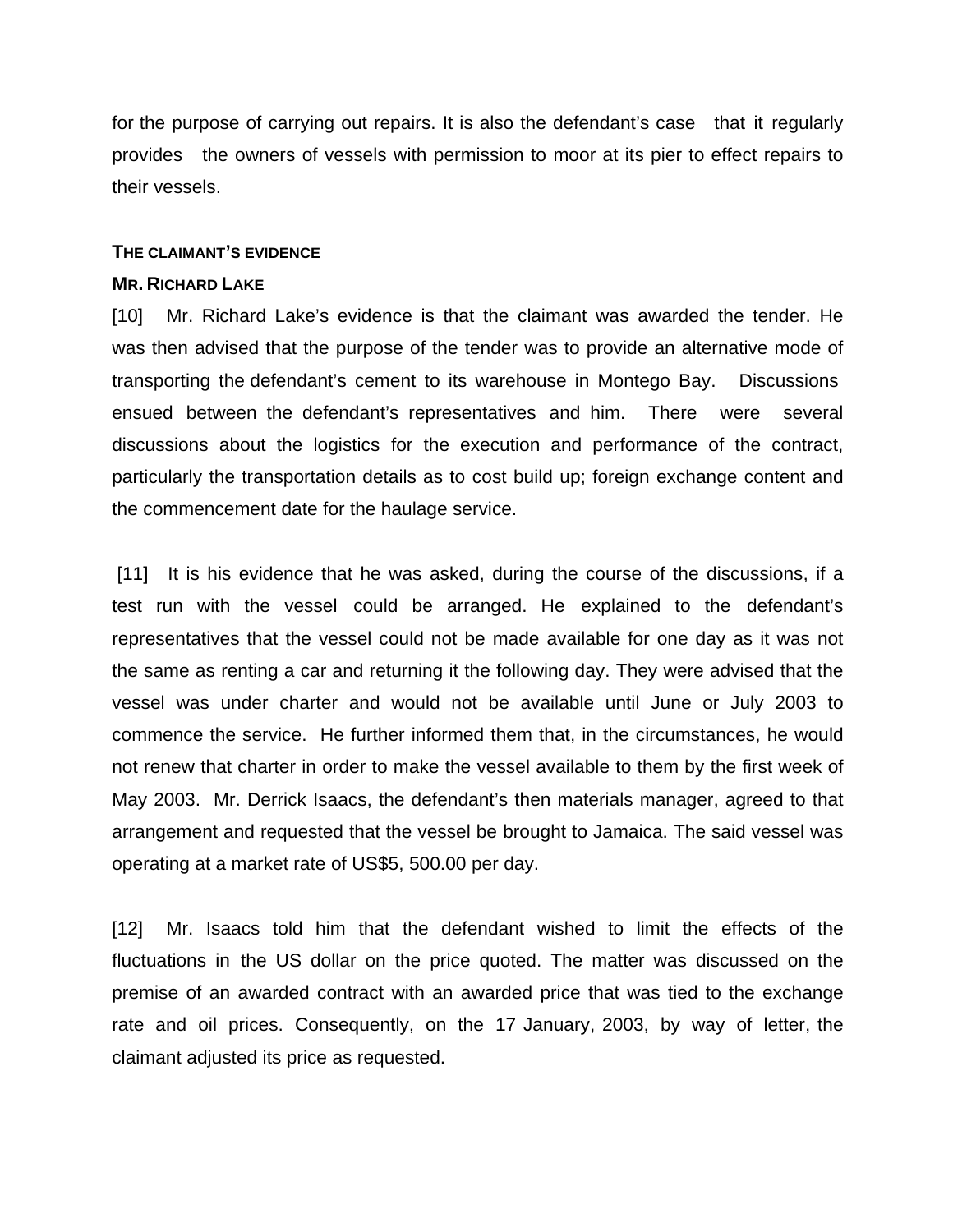for the purpose of carrying out repairs. It is also the defendant's case that it regularly provides the owners of vessels with permission to moor at its pier to effect repairs to their vessels.

**THE CLAIMANT'S EVIDENCE**

**MR. RICHARD LAKE**

[10] Mr. Richard Lake's evidence is that the claimant was awarded the tender. He was then advised that the purpose of the tender was to provide an alternative mode of transporting the defendant's cement to its warehouse in Montego Bay. Discussions ensued between the defendant's representatives and him. There were several discussions about the logistics for the execution and performance of the contract, particularly the transportation details as to cost build up; foreign exchange content and the commencement date for the haulage service.

[11] It is his evidence that he was asked, during the course of the discussions, if a test run with the vessel could be arranged. He explained to the defendant's representatives that the vessel could not be made available for one day as it was not the same as renting a car and returning it the following day. They were advised that the vessel was under charter and would not be available until June or July 2003 to commence the service. He further informed them that, in the circumstances, he would not renew that charter in order to make the vessel available to them by the first week of May 2003. Mr. Derrick Isaacs, the defendant's then materials manager, agreed to that arrangement and requested that the vessel be brought to Jamaica. The said vessel was operating at a market rate of US$5, 500.00 per day.

[12] Mr. Isaacs told him that the defendant wished to limit the effects of the fluctuations in the US dollar on the price quoted. The matter was discussed on the premise of an awarded contract with an awarded price that was tied to the exchange rate and oil prices. Consequently, on the 17 January, 2003, by way of letter, the claimant adjusted its price as requested.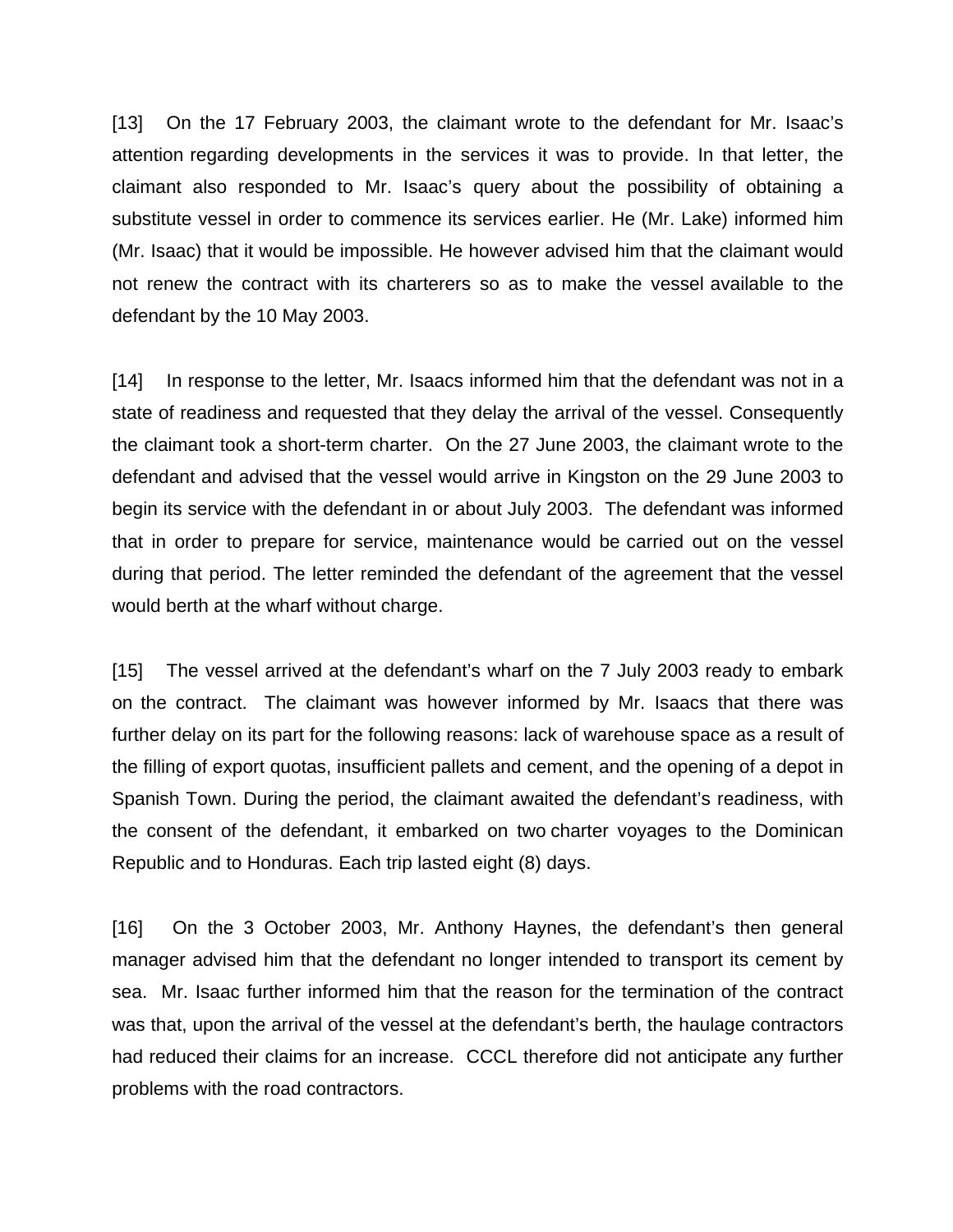[13] On the 17 February 2003, the claimant wrote to the defendant for Mr. Isaac's attention regarding developments in the services it was to provide. In that letter, the claimant also responded to Mr. Isaac's query about the possibility of obtaining a substitute vessel in order to commence its services earlier. He (Mr. Lake) informed him (Mr. Isaac) that it would be impossible. He however advised him that the claimant would not renew the contract with its charterers so as to make the vessel available to the defendant by the 10 May 2003.

[14] In response to the letter, Mr. Isaacs informed him that the defendant was not in a state of readiness and requested that they delay the arrival of the vessel. Consequently the claimant took a short-term charter. On the 27 June 2003, the claimant wrote to the defendant and advised that the vessel would arrive in Kingston on the 29 June 2003 to begin its service with the defendant in or about July 2003. The defendant was informed that in order to prepare for service, maintenance would be carried out on the vessel during that period. The letter reminded the defendant of the agreement that the vessel would berth at the wharf without charge.

[15] The vessel arrived at the defendant's wharf on the 7 July 2003 ready to embark on the contract. The claimant was however informed by Mr. Isaacs that there was further delay on its part for the following reasons: lack of warehouse space as a result of the filling of export quotas, insufficient pallets and cement, and the opening of a depot in Spanish Town. During the period, the claimant awaited the defendant's readiness, with the consent of the defendant, it embarked on two charter voyages to the Dominican Republic and to Honduras. Each trip lasted eight (8) days.

[16] On the 3 October 2003, Mr. Anthony Haynes, the defendant's then general manager advised him that the defendant no longer intended to transport its cement by sea. Mr. Isaac further informed him that the reason for the termination of the contract was that, upon the arrival of the vessel at the defendant's berth, the haulage contractors had reduced their claims for an increase. CCCL therefore did not anticipate any further problems with the road contractors.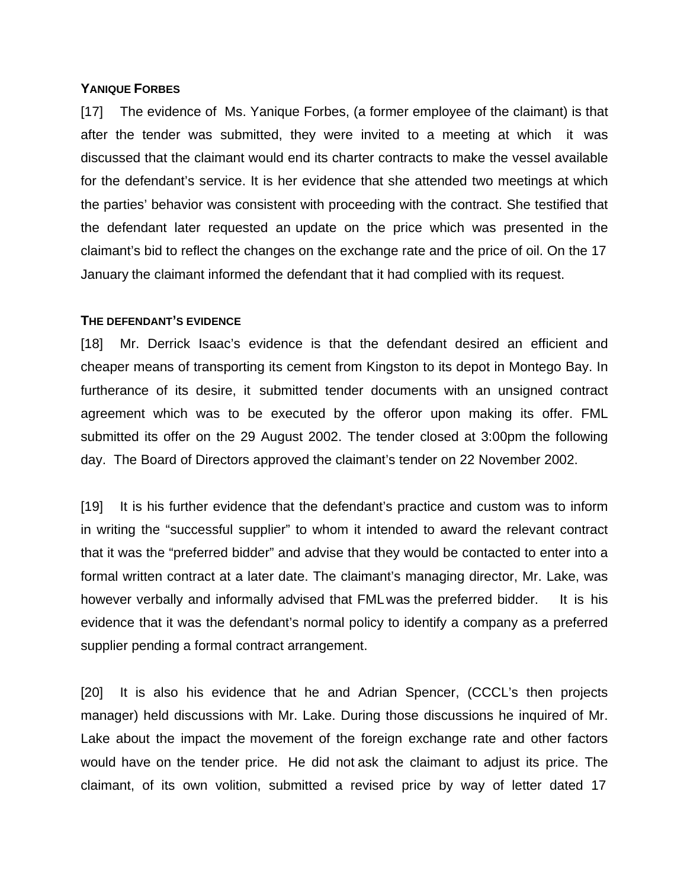### YANIQUE FORBES

[17] The evidence of Ms. Yanique Forbes, (a former employee of the claimant) is that after the tender was submitted, they were invited to a meeting at which it was discussed that the claimant would end its charter contracts to make the vessel available for the defendant's service. It is her evidence that she attended two meetings at which the parties' behavior was consistent with proceeding with the contract. She testified that the defendant later requested an update on the price which was presented in the claimant's bid to reflect the changes on the exchange rate and the price of oil. On the 17 January the claimant informed the defendant that it had complied with its request.

### THE DEFENDANT'S EVIDENCE

[18] Mr. Derrick Isaac's evidence is that the defendant desired an efficient and cheaper means of transporting its cement from Kingston to its depot in Montego Bay. In furtherance of its desire, it submitted tender documents with an unsigned contract agreement which was to be executed by the offeror upon making its offer. FML submitted its offer on the 29 August 2002. The tender closed at 3:00pm the following day. The Board of Directors approved the claimant's tender on 22 November 2002.

[19] It is his further evidence that the defendant's practice and custom was to inform in writing the "successful supplier" to whom it intended to award the relevant contract that it was the "preferred bidder" and advise that they would be contacted to enter into a formal written contract at a later date. The claimant's managing director, Mr. Lake, was however verbally and informally advised that FML was the preferred bidder. It is his evidence that it was the defendant's normal policy to identify a company as a preferred supplier pending a formal contract arrangement.

[20] It is also his evidence that he and Adrian Spencer, (CCCL's then projects manager) held discussions with Mr. Lake. During those discussions he inquired of Mr. Lake about the impact the movement of the foreign exchange rate and other factors would have on the tender price. He did not ask the claimant to adjust its price. The claimant, of its own volition, submitted a revised price by way of letter dated 17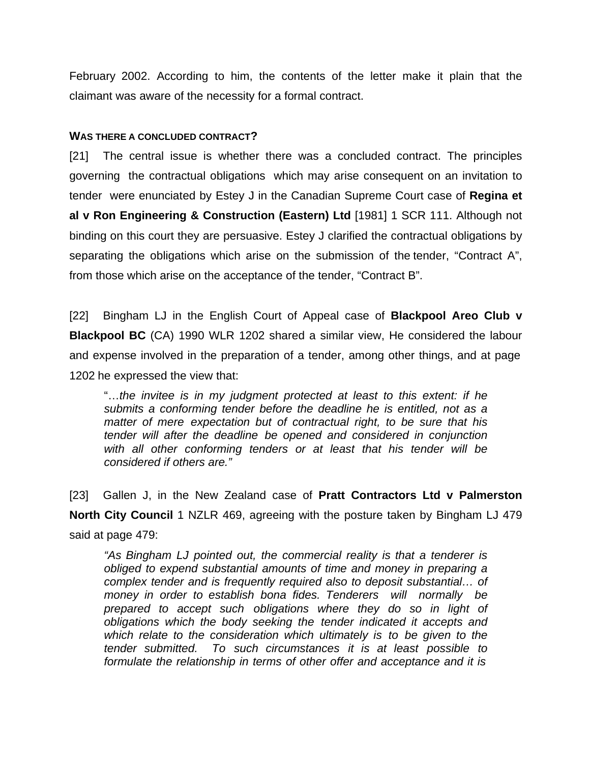February 2002. According to him, the contents of the letter make it plain that the claimant was aware of the necessity for a formal contract.

### WAS THERE A CONCLUDED CONTRACT?

[21] The central issue is whether there was a concluded contract. The principles governing the contractual obligations which may arise consequent on an invitation to tender were enunciated by Estey J in the Canadian Supreme Court case of **Regina et al v Ron Engineering & Construction (Eastern) Ltd** [1981] 1 SCR 111. Although not binding on this court they are persuasive. Estey J clarified the contractual obligations by separating the obligations which arise on the submission of the tender, "Contract A", from those which arise on the acceptance of the tender, "Contract B".

[22] Bingham LJ in the English Court of Appeal case of **Blackpool Areo Club v Blackpool BC** (CA) 1990 WLR 1202 shared a similar view, He considered the labour and expense involved in the preparation of a tender, among other things, and at page 1202 he expressed the view that:

> "…*the invitee is in my judgment protected at least to this extent: if he submits a conforming tender before the deadline he is entitled, not as a matter of mere expectation but of contractual right, to be sure that his tender will after the deadline be opened and considered in conjunction with all other conforming tenders or at least that his tender will be considered if others are."*

[23] Gallen J, in the New Zealand case of **Pratt Contractors Ltd v Palmerston North City Council** 1 NZLR 469, agreeing with the posture taken by Bingham LJ 479 said at page 479:

> *"As Bingham LJ pointed out, the commercial reality is that a tenderer is obliged to expend substantial amounts of time and money in preparing a complex tender and is frequently required also to deposit substantial… of money in order to establish bona fides. Tenderers will normally be prepared to accept such obligations where they do so in light of obligations which the body seeking the tender indicated it accepts and which relate to the consideration which ultimately is to be given to the tender submitted. To such circumstances it is at least possible to formulate the relationship in terms of other offer and acceptance and it is*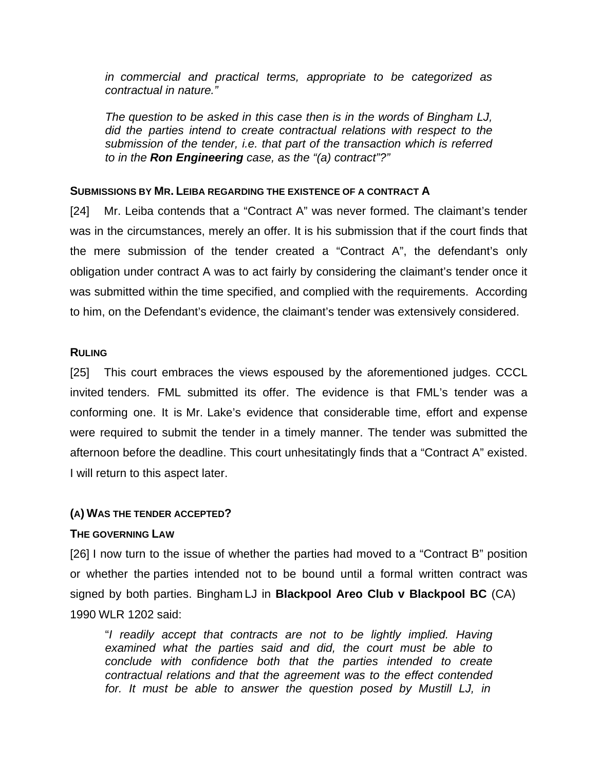> *in commercial and practical terms, appropriate to be categorized as contractual in nature."*
>
> *The question to be asked in this case then is in the words of Bingham LJ, did the parties intend to create contractual relations with respect to the submission of the tender, i.e. that part of the transaction which is referred to in the **Ron Engineering** case, as the "(a) contract"?"*

#### SUBMISSIONS BY MR. LEIBA REGARDING THE EXISTENCE OF A CONTRACT A

[24] Mr. Leiba contends that a "Contract A" was never formed. The claimant's tender was in the circumstances, merely an offer. It is his submission that if the court finds that the mere submission of the tender created a "Contract A", the defendant's only obligation under contract A was to act fairly by considering the claimant's tender once it was submitted within the time specified, and complied with the requirements. According to him, on the Defendant's evidence, the claimant's tender was extensively considered.

#### RULING

[25] This court embraces the views espoused by the aforementioned judges. CCCL invited tenders. FML submitted its offer. The evidence is that FML's tender was a conforming one. It is Mr. Lake's evidence that considerable time, effort and expense were required to submit the tender in a timely manner. The tender was submitted the afternoon before the deadline. This court unhesitatingly finds that a "Contract A" existed. I will return to this aspect later.

#### (A) WAS THE TENDER ACCEPTED?

#### THE GOVERNING LAW

[26] I now turn to the issue of whether the parties had moved to a "Contract B" position or whether the parties intended not to be bound until a formal written contract was signed by both parties. Bingham LJ in **Blackpool Areo Club v Blackpool BC** (CA) 1990 WLR 1202 said:

> "*I readily accept that contracts are not to be lightly implied. Having examined what the parties said and did, the court must be able to conclude with confidence both that the parties intended to create contractual relations and that the agreement was to the effect contended for. It must be able to answer the question posed by Mustill LJ, in*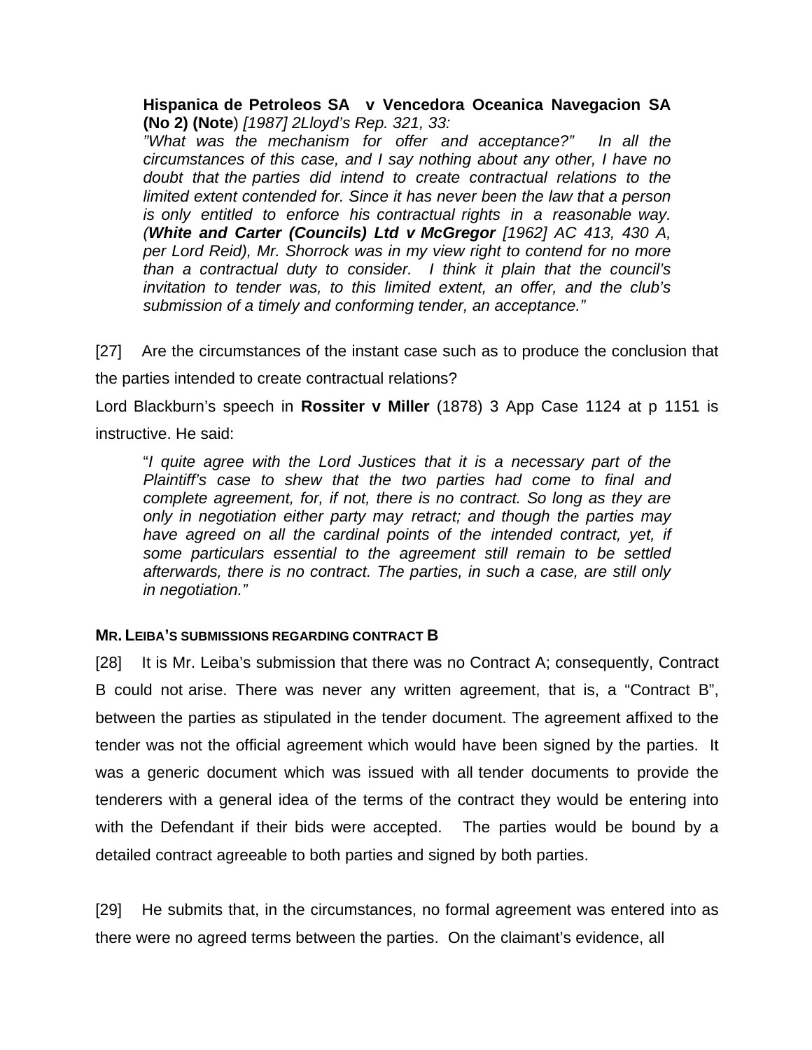> **Hispanica de Petroleos SA v Vencedora Oceanica Navegacion SA (No 2) (Note**) *[1987] 2Lloyd's Rep. 321, 33:*
> *"What was the mechanism for offer and acceptance?" In all the circumstances of this case, and I say nothing about any other, I have no doubt that the parties did intend to create contractual relations to the limited extent contended for. Since it has never been the law that a person is only entitled to enforce his contractual rights in a reasonable way. (**White and Carter (Councils) Ltd v McGregor** [1962] AC 413, 430 A, per Lord Reid), Mr. Shorrock was in my view right to contend for no more than a contractual duty to consider. I think it plain that the council's invitation to tender was, to this limited extent, an offer, and the club's submission of a timely and conforming tender, an acceptance."*

[27] Are the circumstances of the instant case such as to produce the conclusion that the parties intended to create contractual relations?

Lord Blackburn's speech in **Rossiter v Miller** (1878) 3 App Case 1124 at p 1151 is instructive. He said:

> "*I quite agree with the Lord Justices that it is a necessary part of the Plaintiff's case to shew that the two parties had come to final and complete agreement, for, if not, there is no contract. So long as they are only in negotiation either party may retract; and though the parties may have agreed on all the cardinal points of the intended contract, yet, if some particulars essential to the agreement still remain to be settled afterwards, there is no contract. The parties, in such a case, are still only in negotiation."*

**MR. LEIBA'S SUBMISSIONS REGARDING CONTRACT B**

[28] It is Mr. Leiba's submission that there was no Contract A; consequently, Contract B could not arise. There was never any written agreement, that is, a "Contract B", between the parties as stipulated in the tender document. The agreement affixed to the tender was not the official agreement which would have been signed by the parties. It was a generic document which was issued with all tender documents to provide the tenderers with a general idea of the terms of the contract they would be entering into with the Defendant if their bids were accepted. The parties would be bound by a detailed contract agreeable to both parties and signed by both parties.

[29] He submits that, in the circumstances, no formal agreement was entered into as there were no agreed terms between the parties. On the claimant's evidence, all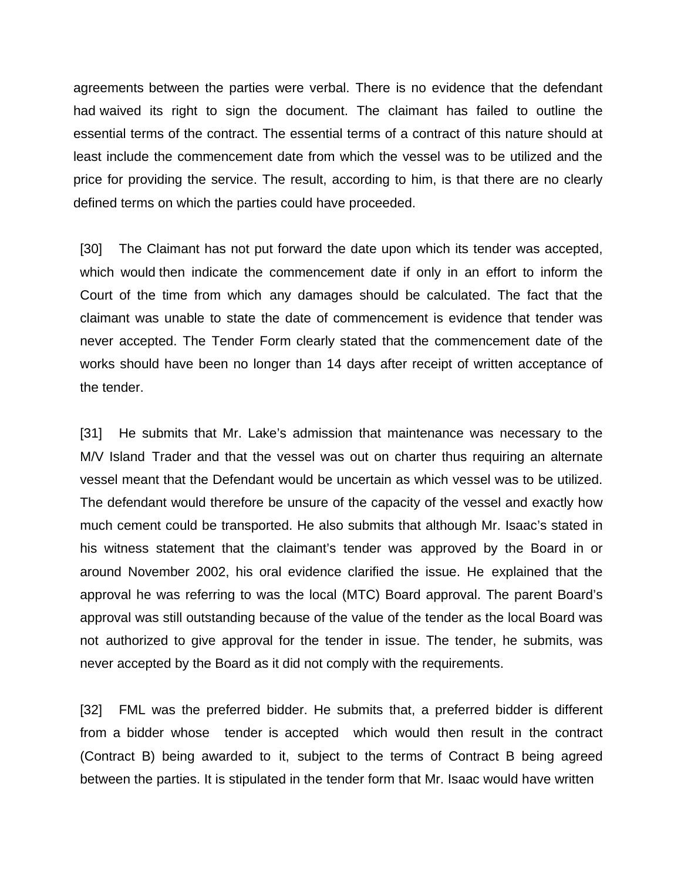agreements between the parties were verbal. There is no evidence that the defendant had waived its right to sign the document. The claimant has failed to outline the essential terms of the contract. The essential terms of a contract of this nature should at least include the commencement date from which the vessel was to be utilized and the price for providing the service. The result, according to him, is that there are no clearly defined terms on which the parties could have proceeded.

[30] The Claimant has not put forward the date upon which its tender was accepted, which would then indicate the commencement date if only in an effort to inform the Court of the time from which any damages should be calculated. The fact that the claimant was unable to state the date of commencement is evidence that tender was never accepted. The Tender Form clearly stated that the commencement date of the works should have been no longer than 14 days after receipt of written acceptance of the tender.

[31] He submits that Mr. Lake's admission that maintenance was necessary to the M/V Island Trader and that the vessel was out on charter thus requiring an alternate vessel meant that the Defendant would be uncertain as which vessel was to be utilized. The defendant would therefore be unsure of the capacity of the vessel and exactly how much cement could be transported. He also submits that although Mr. Isaac's stated in his witness statement that the claimant's tender was approved by the Board in or around November 2002, his oral evidence clarified the issue. He explained that the approval he was referring to was the local (MTC) Board approval. The parent Board's approval was still outstanding because of the value of the tender as the local Board was not authorized to give approval for the tender in issue. The tender, he submits, was never accepted by the Board as it did not comply with the requirements.

[32] FML was the preferred bidder. He submits that, a preferred bidder is different from a bidder whose tender is accepted which would then result in the contract (Contract B) being awarded to it, subject to the terms of Contract B being agreed between the parties. It is stipulated in the tender form that Mr. Isaac would have written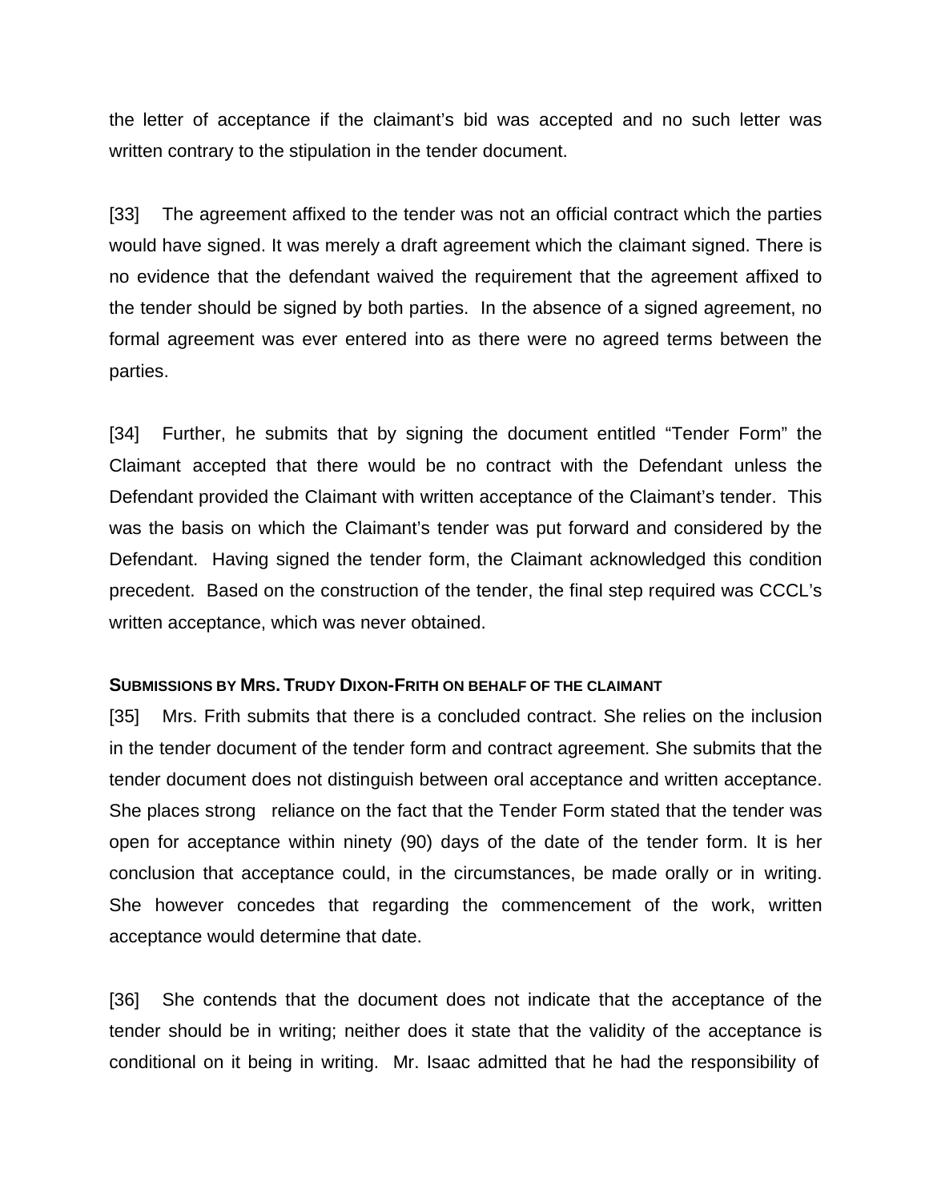the letter of acceptance if the claimant's bid was accepted and no such letter was written contrary to the stipulation in the tender document.

[33] The agreement affixed to the tender was not an official contract which the parties would have signed. It was merely a draft agreement which the claimant signed. There is no evidence that the defendant waived the requirement that the agreement affixed to the tender should be signed by both parties. In the absence of a signed agreement, no formal agreement was ever entered into as there were no agreed terms between the parties.

[34] Further, he submits that by signing the document entitled "Tender Form" the Claimant accepted that there would be no contract with the Defendant unless the Defendant provided the Claimant with written acceptance of the Claimant's tender. This was the basis on which the Claimant's tender was put forward and considered by the Defendant. Having signed the tender form, the Claimant acknowledged this condition precedent. Based on the construction of the tender, the final step required was CCCL's written acceptance, which was never obtained.

**SUBMISSIONS BY MRS. TRUDY DIXON-FRITH ON BEHALF OF THE CLAIMANT**

[35] Mrs. Frith submits that there is a concluded contract. She relies on the inclusion in the tender document of the tender form and contract agreement. She submits that the tender document does not distinguish between oral acceptance and written acceptance. She places strong reliance on the fact that the Tender Form stated that the tender was open for acceptance within ninety (90) days of the date of the tender form. It is her conclusion that acceptance could, in the circumstances, be made orally or in writing. She however concedes that regarding the commencement of the work, written acceptance would determine that date.

[36] She contends that the document does not indicate that the acceptance of the tender should be in writing; neither does it state that the validity of the acceptance is conditional on it being in writing. Mr. Isaac admitted that he had the responsibility of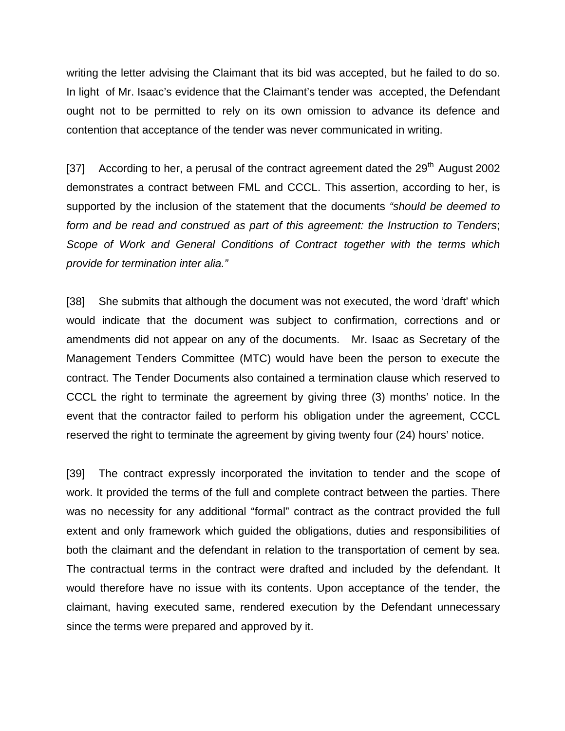writing the letter advising the Claimant that its bid was accepted, but he failed to do so. In light of Mr. Isaac's evidence that the Claimant's tender was accepted, the Defendant ought not to be permitted to rely on its own omission to advance its defence and contention that acceptance of the tender was never communicated in writing.

[37] According to her, a perusal of the contract agreement dated the 29th August 2002 demonstrates a contract between FML and CCCL. This assertion, according to her, is supported by the inclusion of the statement that the documents *"should be deemed to form and be read and construed as part of this agreement: the Instruction to Tenders*; *Scope of Work and General Conditions of Contract together with the terms which provide for termination inter alia."*

[38] She submits that although the document was not executed, the word 'draft' which would indicate that the document was subject to confirmation, corrections and or amendments did not appear on any of the documents. Mr. Isaac as Secretary of the Management Tenders Committee (MTC) would have been the person to execute the contract. The Tender Documents also contained a termination clause which reserved to CCCL the right to terminate the agreement by giving three (3) months' notice. In the event that the contractor failed to perform his obligation under the agreement, CCCL reserved the right to terminate the agreement by giving twenty four (24) hours' notice.

[39] The contract expressly incorporated the invitation to tender and the scope of work. It provided the terms of the full and complete contract between the parties. There was no necessity for any additional "formal" contract as the contract provided the full extent and only framework which guided the obligations, duties and responsibilities of both the claimant and the defendant in relation to the transportation of cement by sea. The contractual terms in the contract were drafted and included by the defendant. It would therefore have no issue with its contents. Upon acceptance of the tender, the claimant, having executed same, rendered execution by the Defendant unnecessary since the terms were prepared and approved by it.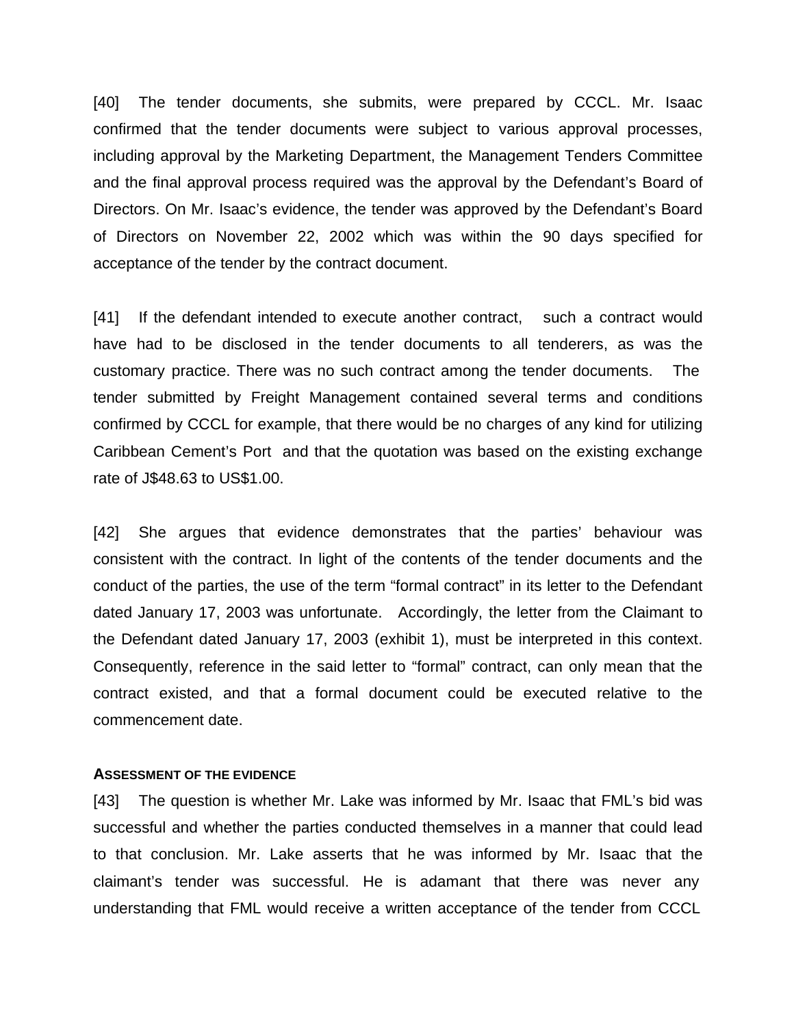[40] The tender documents, she submits, were prepared by CCCL. Mr. Isaac confirmed that the tender documents were subject to various approval processes, including approval by the Marketing Department, the Management Tenders Committee and the final approval process required was the approval by the Defendant's Board of Directors. On Mr. Isaac's evidence, the tender was approved by the Defendant's Board of Directors on November 22, 2002 which was within the 90 days specified for acceptance of the tender by the contract document.

[41] If the defendant intended to execute another contract, such a contract would have had to be disclosed in the tender documents to all tenderers, as was the customary practice. There was no such contract among the tender documents. The tender submitted by Freight Management contained several terms and conditions confirmed by CCCL for example, that there would be no charges of any kind for utilizing Caribbean Cement's Port and that the quotation was based on the existing exchange rate of J$48.63 to US$1.00.

[42] She argues that evidence demonstrates that the parties' behaviour was consistent with the contract. In light of the contents of the tender documents and the conduct of the parties, the use of the term "formal contract" in its letter to the Defendant dated January 17, 2003 was unfortunate. Accordingly, the letter from the Claimant to the Defendant dated January 17, 2003 (exhibit 1), must be interpreted in this context. Consequently, reference in the said letter to "formal" contract, can only mean that the contract existed, and that a formal document could be executed relative to the commencement date.

### ASSESSMENT OF THE EVIDENCE

[43] The question is whether Mr. Lake was informed by Mr. Isaac that FML's bid was successful and whether the parties conducted themselves in a manner that could lead to that conclusion. Mr. Lake asserts that he was informed by Mr. Isaac that the claimant's tender was successful. He is adamant that there was never any understanding that FML would receive a written acceptance of the tender from CCCL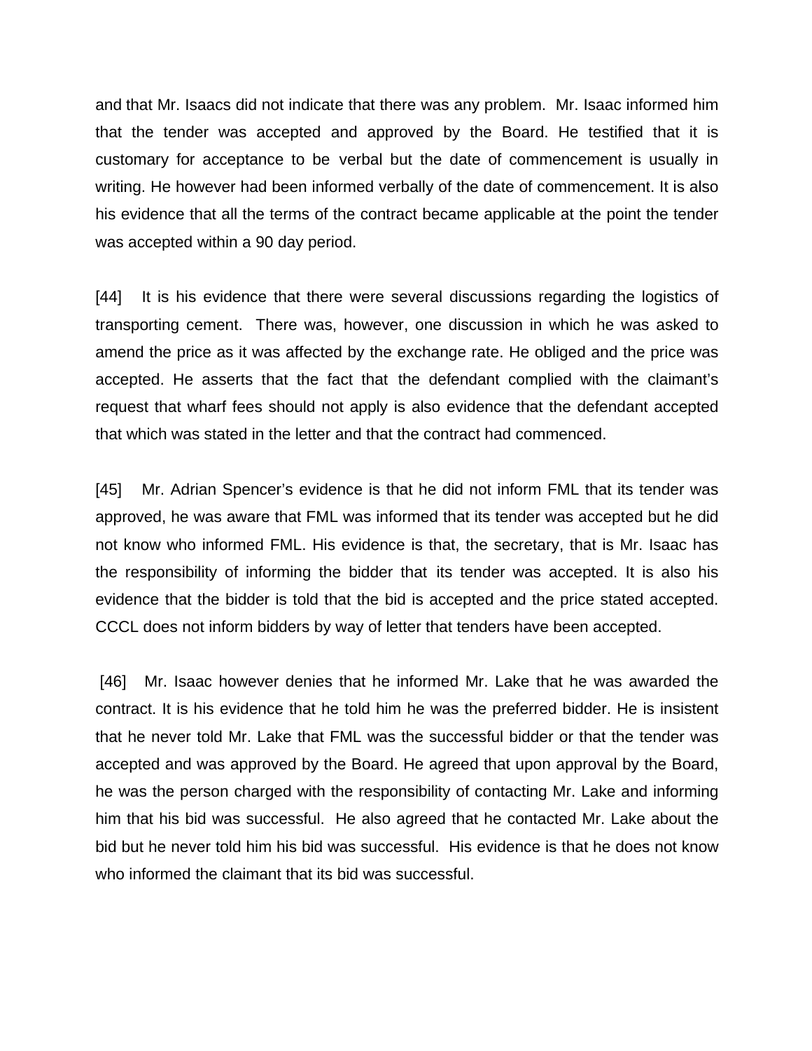and that Mr. Isaacs did not indicate that there was any problem. Mr. Isaac informed him that the tender was accepted and approved by the Board. He testified that it is customary for acceptance to be verbal but the date of commencement is usually in writing. He however had been informed verbally of the date of commencement. It is also his evidence that all the terms of the contract became applicable at the point the tender was accepted within a 90 day period.

[44] It is his evidence that there were several discussions regarding the logistics of transporting cement. There was, however, one discussion in which he was asked to amend the price as it was affected by the exchange rate. He obliged and the price was accepted. He asserts that the fact that the defendant complied with the claimant's request that wharf fees should not apply is also evidence that the defendant accepted that which was stated in the letter and that the contract had commenced.

[45] Mr. Adrian Spencer's evidence is that he did not inform FML that its tender was approved, he was aware that FML was informed that its tender was accepted but he did not know who informed FML. His evidence is that, the secretary, that is Mr. Isaac has the responsibility of informing the bidder that its tender was accepted. It is also his evidence that the bidder is told that the bid is accepted and the price stated accepted. CCCL does not inform bidders by way of letter that tenders have been accepted.

[46] Mr. Isaac however denies that he informed Mr. Lake that he was awarded the contract. It is his evidence that he told him he was the preferred bidder. He is insistent that he never told Mr. Lake that FML was the successful bidder or that the tender was accepted and was approved by the Board. He agreed that upon approval by the Board, he was the person charged with the responsibility of contacting Mr. Lake and informing him that his bid was successful. He also agreed that he contacted Mr. Lake about the bid but he never told him his bid was successful. His evidence is that he does not know who informed the claimant that its bid was successful.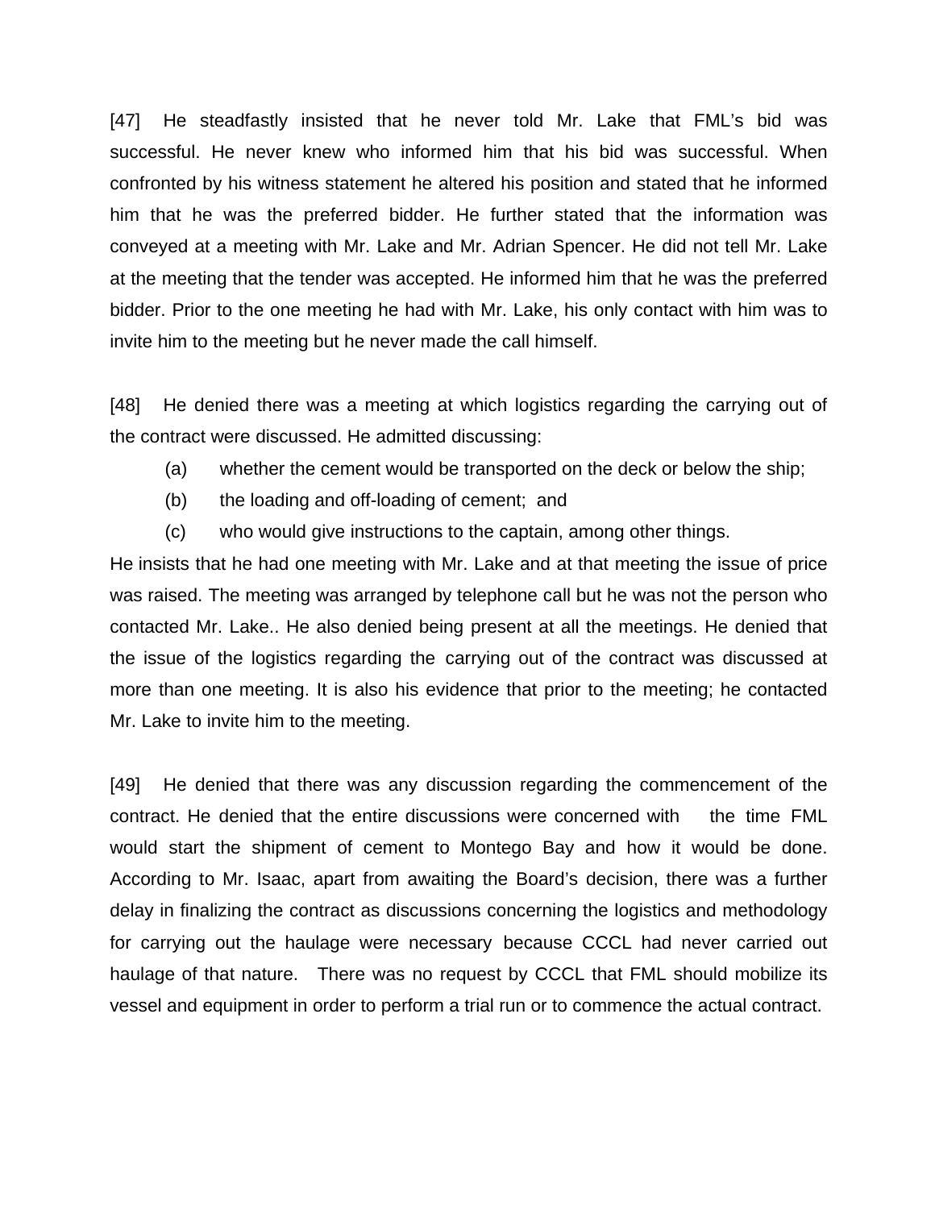[47] He steadfastly insisted that he never told Mr. Lake that FML's bid was successful. He never knew who informed him that his bid was successful. When confronted by his witness statement he altered his position and stated that he informed him that he was the preferred bidder. He further stated that the information was conveyed at a meeting with Mr. Lake and Mr. Adrian Spencer. He did not tell Mr. Lake at the meeting that the tender was accepted. He informed him that he was the preferred bidder. Prior to the one meeting he had with Mr. Lake, his only contact with him was to invite him to the meeting but he never made the call himself.

[48] He denied there was a meeting at which logistics regarding the carrying out of the contract were discussed. He admitted discussing:

- (a) whether the cement would be transported on the deck or below the ship;
- (b) the loading and off-loading of cement; and
- (c) who would give instructions to the captain, among other things.

He insists that he had one meeting with Mr. Lake and at that meeting the issue of price was raised. The meeting was arranged by telephone call but he was not the person who contacted Mr. Lake.. He also denied being present at all the meetings. He denied that the issue of the logistics regarding the carrying out of the contract was discussed at more than one meeting. It is also his evidence that prior to the meeting; he contacted Mr. Lake to invite him to the meeting.

[49] He denied that there was any discussion regarding the commencement of the contract. He denied that the entire discussions were concerned with the time FML would start the shipment of cement to Montego Bay and how it would be done. According to Mr. Isaac, apart from awaiting the Board's decision, there was a further delay in finalizing the contract as discussions concerning the logistics and methodology for carrying out the haulage were necessary because CCCL had never carried out haulage of that nature. There was no request by CCCL that FML should mobilize its vessel and equipment in order to perform a trial run or to commence the actual contract.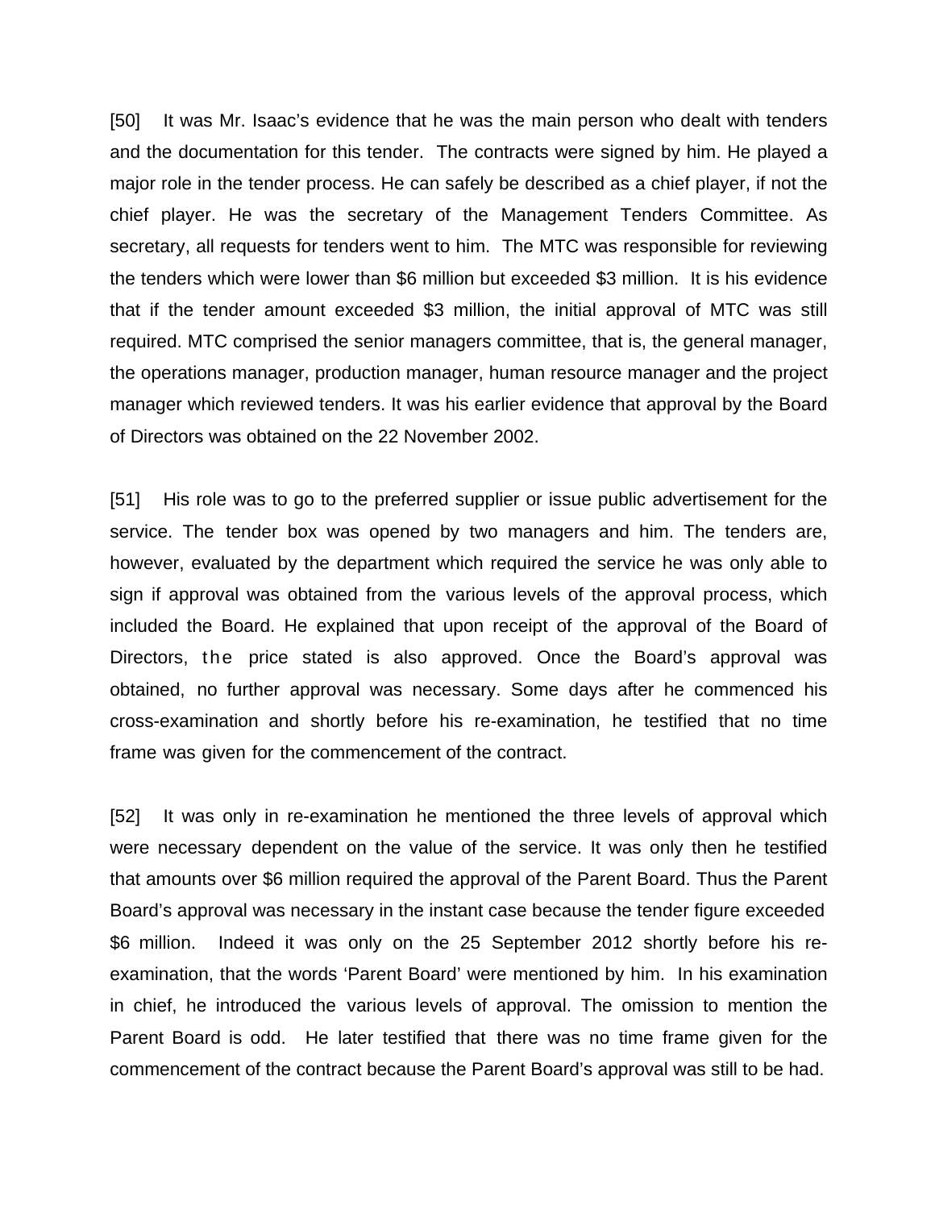[50] It was Mr. Isaac's evidence that he was the main person who dealt with tenders and the documentation for this tender. The contracts were signed by him. He played a major role in the tender process. He can safely be described as a chief player, if not the chief player. He was the secretary of the Management Tenders Committee. As secretary, all requests for tenders went to him. The MTC was responsible for reviewing the tenders which were lower than $6 million but exceeded $3 million. It is his evidence that if the tender amount exceeded $3 million, the initial approval of MTC was still required. MTC comprised the senior managers committee, that is, the general manager, the operations manager, production manager, human resource manager and the project manager which reviewed tenders. It was his earlier evidence that approval by the Board of Directors was obtained on the 22 November 2002.

[51] His role was to go to the preferred supplier or issue public advertisement for the service. The tender box was opened by two managers and him. The tenders are, however, evaluated by the department which required the service he was only able to sign if approval was obtained from the various levels of the approval process, which included the Board. He explained that upon receipt of the approval of the Board of Directors, the price stated is also approved. Once the Board's approval was obtained, no further approval was necessary. Some days after he commenced his cross-examination and shortly before his re-examination, he testified that no time frame was given for the commencement of the contract.

[52] It was only in re-examination he mentioned the three levels of approval which were necessary dependent on the value of the service. It was only then he testified that amounts over $6 million required the approval of the Parent Board. Thus the Parent Board's approval was necessary in the instant case because the tender figure exceeded $6 million. Indeed it was only on the 25 September 2012 shortly before his re-examination, that the words 'Parent Board' were mentioned by him. In his examination in chief, he introduced the various levels of approval. The omission to mention the Parent Board is odd. He later testified that there was no time frame given for the commencement of the contract because the Parent Board's approval was still to be had.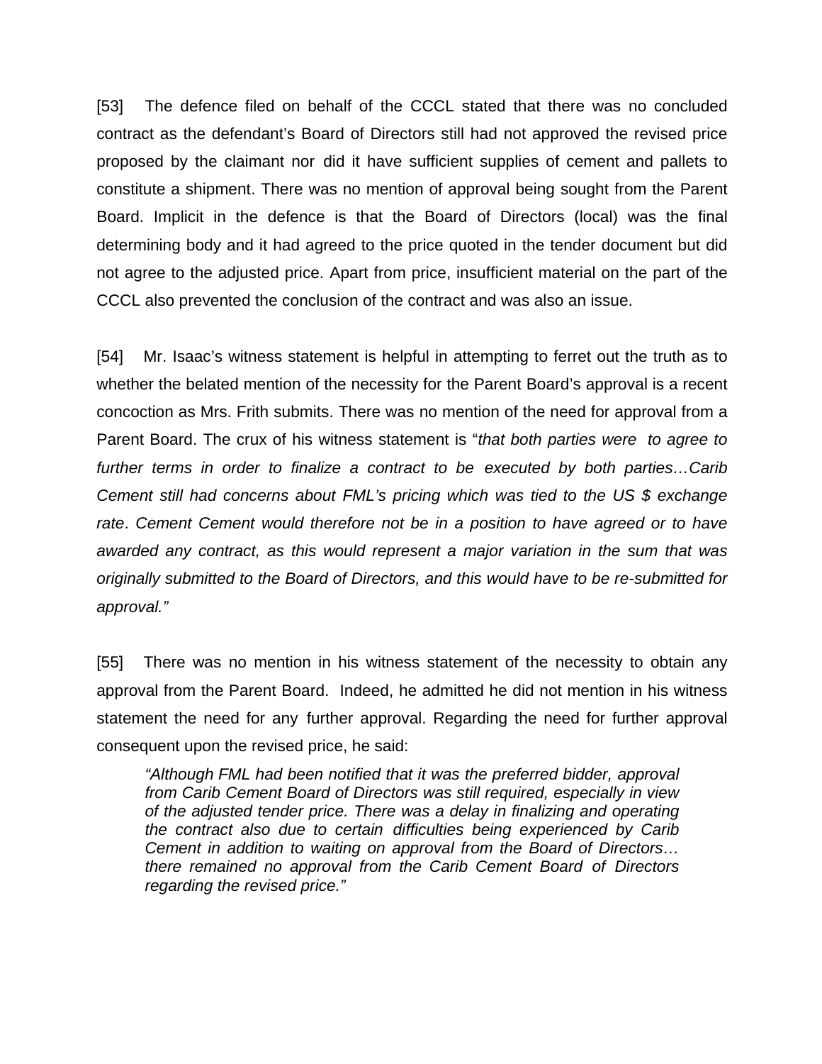[53] The defence filed on behalf of the CCCL stated that there was no concluded contract as the defendant's Board of Directors still had not approved the revised price proposed by the claimant nor did it have sufficient supplies of cement and pallets to constitute a shipment. There was no mention of approval being sought from the Parent Board. Implicit in the defence is that the Board of Directors (local) was the final determining body and it had agreed to the price quoted in the tender document but did not agree to the adjusted price. Apart from price, insufficient material on the part of the CCCL also prevented the conclusion of the contract and was also an issue.

[54] Mr. Isaac's witness statement is helpful in attempting to ferret out the truth as to whether the belated mention of the necessity for the Parent Board's approval is a recent concoction as Mrs. Frith submits. There was no mention of the need for approval from a Parent Board. The crux of his witness statement is "*that both parties were to agree to further terms in order to finalize a contract to be executed by both parties…Carib Cement still had concerns about FML's pricing which was tied to the US $ exchange rate*. *Cement Cement would therefore not be in a position to have agreed or to have awarded any contract, as this would represent a major variation in the sum that was originally submitted to the Board of Directors, and this would have to be re-submitted for approval."*

[55] There was no mention in his witness statement of the necessity to obtain any approval from the Parent Board. Indeed, he admitted he did not mention in his witness statement the need for any further approval. Regarding the need for further approval consequent upon the revised price, he said:

> *"Although FML had been notified that it was the preferred bidder, approval from Carib Cement Board of Directors was still required, especially in view of the adjusted tender price. There was a delay in finalizing and operating the contract also due to certain difficulties being experienced by Carib Cement in addition to waiting on approval from the Board of Directors… there remained no approval from the Carib Cement Board of Directors regarding the revised price."*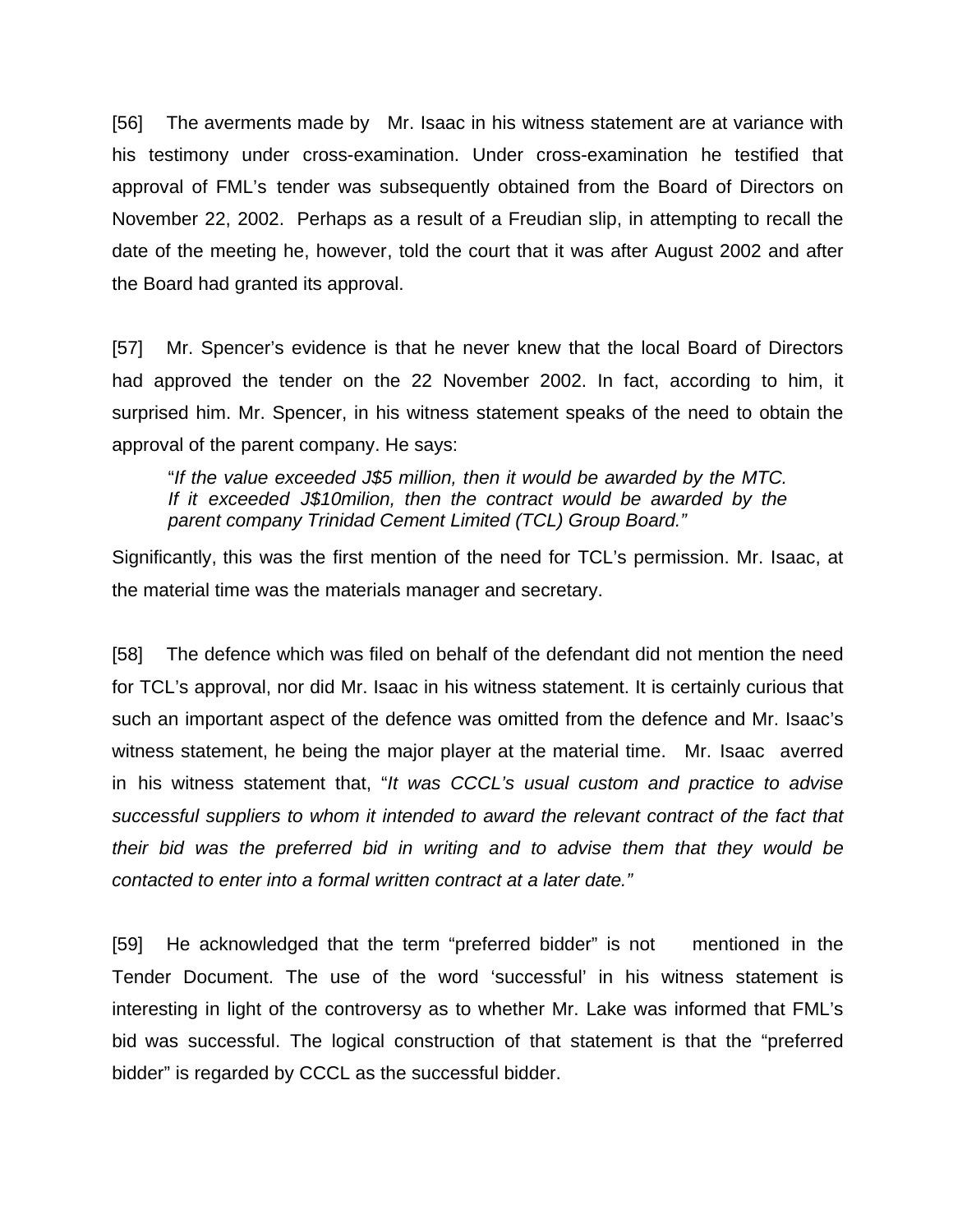[56] The averments made by Mr. Isaac in his witness statement are at variance with his testimony under cross-examination. Under cross-examination he testified that approval of FML's tender was subsequently obtained from the Board of Directors on November 22, 2002. Perhaps as a result of a Freudian slip, in attempting to recall the date of the meeting he, however, told the court that it was after August 2002 and after the Board had granted its approval.

[57] Mr. Spencer's evidence is that he never knew that the local Board of Directors had approved the tender on the 22 November 2002. In fact, according to him, it surprised him. Mr. Spencer, in his witness statement speaks of the need to obtain the approval of the parent company. He says:

> "*If the value exceeded J$5 million, then it would be awarded by the MTC. If it exceeded J$10milion, then the contract would be awarded by the parent company Trinidad Cement Limited (TCL) Group Board."*

Significantly, this was the first mention of the need for TCL's permission. Mr. Isaac, at the material time was the materials manager and secretary.

[58] The defence which was filed on behalf of the defendant did not mention the need for TCL's approval, nor did Mr. Isaac in his witness statement. It is certainly curious that such an important aspect of the defence was omitted from the defence and Mr. Isaac's witness statement, he being the major player at the material time. Mr. Isaac averred in his witness statement that, "*It was CCCL's usual custom and practice to advise successful suppliers to whom it intended to award the relevant contract of the fact that their bid was the preferred bid in writing and to advise them that they would be contacted to enter into a formal written contract at a later date."*

[59] He acknowledged that the term "preferred bidder" is not mentioned in the Tender Document. The use of the word 'successful' in his witness statement is interesting in light of the controversy as to whether Mr. Lake was informed that FML's bid was successful. The logical construction of that statement is that the "preferred bidder" is regarded by CCCL as the successful bidder.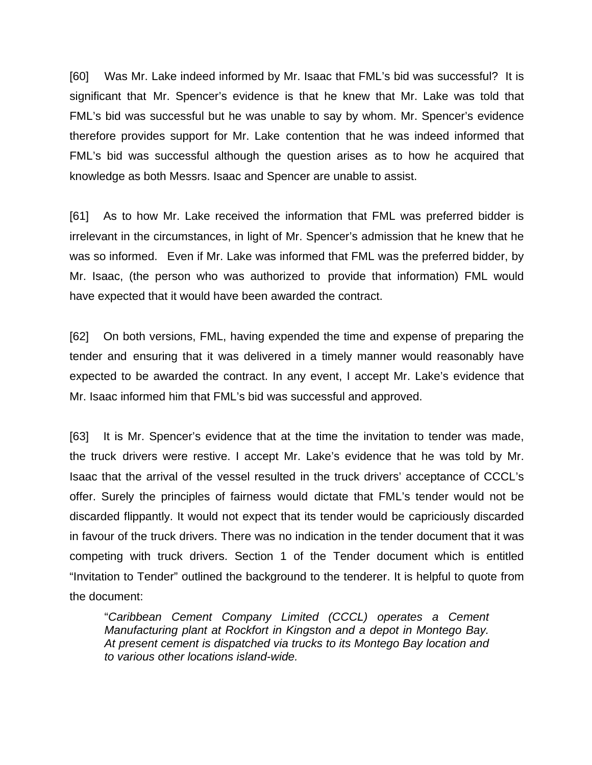[60] Was Mr. Lake indeed informed by Mr. Isaac that FML's bid was successful? It is significant that Mr. Spencer's evidence is that he knew that Mr. Lake was told that FML's bid was successful but he was unable to say by whom. Mr. Spencer's evidence therefore provides support for Mr. Lake contention that he was indeed informed that FML's bid was successful although the question arises as to how he acquired that knowledge as both Messrs. Isaac and Spencer are unable to assist.

[61] As to how Mr. Lake received the information that FML was preferred bidder is irrelevant in the circumstances, in light of Mr. Spencer's admission that he knew that he was so informed. Even if Mr. Lake was informed that FML was the preferred bidder, by Mr. Isaac, (the person who was authorized to provide that information) FML would have expected that it would have been awarded the contract.

[62] On both versions, FML, having expended the time and expense of preparing the tender and ensuring that it was delivered in a timely manner would reasonably have expected to be awarded the contract. In any event, I accept Mr. Lake's evidence that Mr. Isaac informed him that FML's bid was successful and approved.

[63] It is Mr. Spencer's evidence that at the time the invitation to tender was made, the truck drivers were restive. I accept Mr. Lake's evidence that he was told by Mr. Isaac that the arrival of the vessel resulted in the truck drivers' acceptance of CCCL's offer. Surely the principles of fairness would dictate that FML's tender would not be discarded flippantly. It would not expect that its tender would be capriciously discarded in favour of the truck drivers. There was no indication in the tender document that it was competing with truck drivers. Section 1 of the Tender document which is entitled "Invitation to Tender" outlined the background to the tenderer. It is helpful to quote from the document:

> "*Caribbean Cement Company Limited (CCCL) operates a Cement Manufacturing plant at Rockfort in Kingston and a depot in Montego Bay. At present cement is dispatched via trucks to its Montego Bay location and to various other locations island-wide.*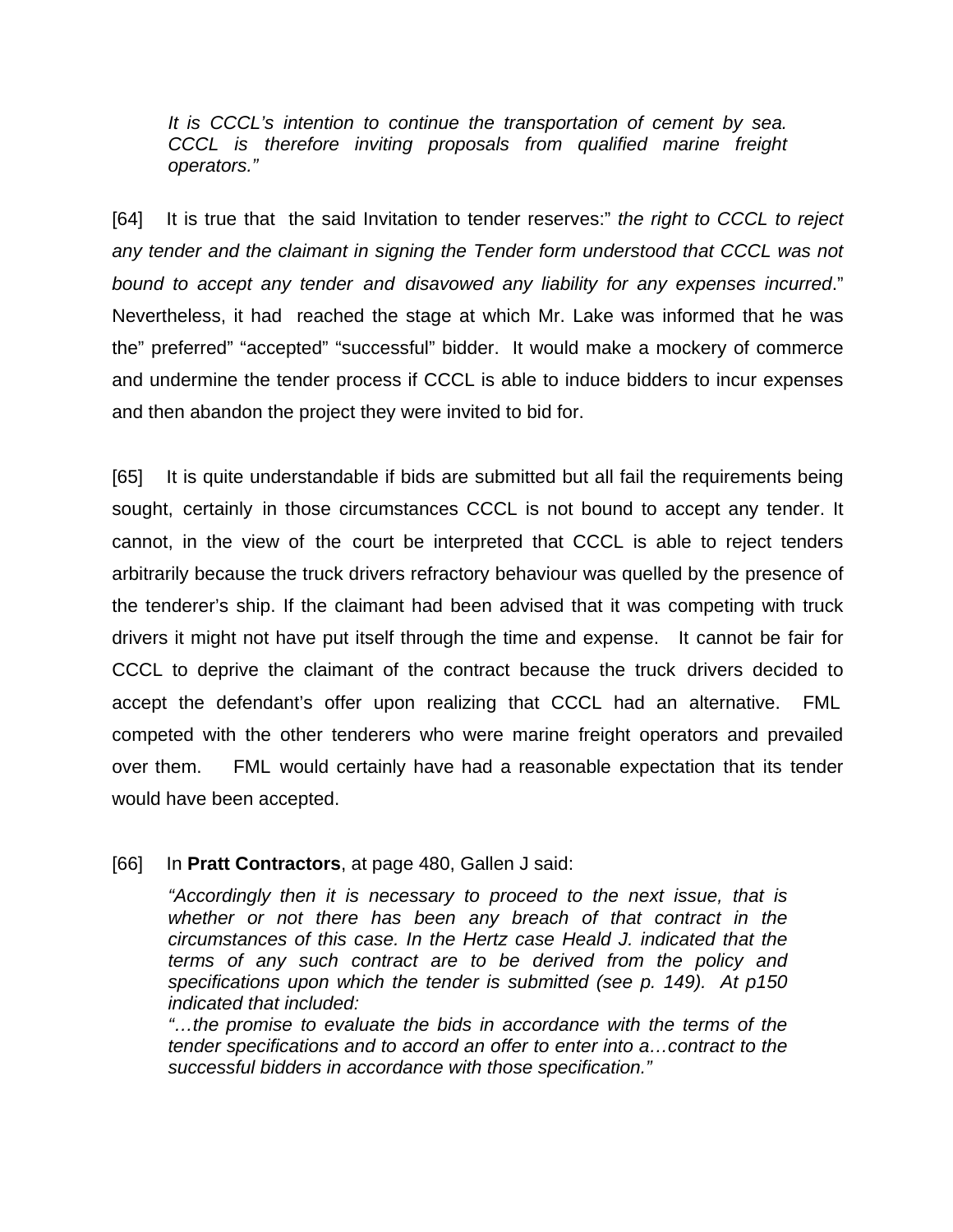> *It is CCCL's intention to continue the transportation of cement by sea. CCCL is therefore inviting proposals from qualified marine freight operators."*

[64] It is true that the said Invitation to tender reserves:" *the right to CCCL to reject any tender and the claimant in signing the Tender form understood that CCCL was not bound to accept any tender and disavowed any liability for any expenses incurred*." Nevertheless, it had reached the stage at which Mr. Lake was informed that he was the" preferred" "accepted" "successful" bidder. It would make a mockery of commerce and undermine the tender process if CCCL is able to induce bidders to incur expenses and then abandon the project they were invited to bid for.

[65] It is quite understandable if bids are submitted but all fail the requirements being sought, certainly in those circumstances CCCL is not bound to accept any tender. It cannot, in the view of the court be interpreted that CCCL is able to reject tenders arbitrarily because the truck drivers refractory behaviour was quelled by the presence of the tenderer's ship. If the claimant had been advised that it was competing with truck drivers it might not have put itself through the time and expense. It cannot be fair for CCCL to deprive the claimant of the contract because the truck drivers decided to accept the defendant's offer upon realizing that CCCL had an alternative. FML competed with the other tenderers who were marine freight operators and prevailed over them. FML would certainly have had a reasonable expectation that its tender would have been accepted.

[66] In **Pratt Contractors**, at page 480, Gallen J said:

> *"Accordingly then it is necessary to proceed to the next issue, that is whether or not there has been any breach of that contract in the circumstances of this case. In the Hertz case Heald J. indicated that the terms of any such contract are to be derived from the policy and specifications upon which the tender is submitted (see p. 149). At p150 indicated that included:*
>
> *"…the promise to evaluate the bids in accordance with the terms of the tender specifications and to accord an offer to enter into a…contract to the successful bidders in accordance with those specification."*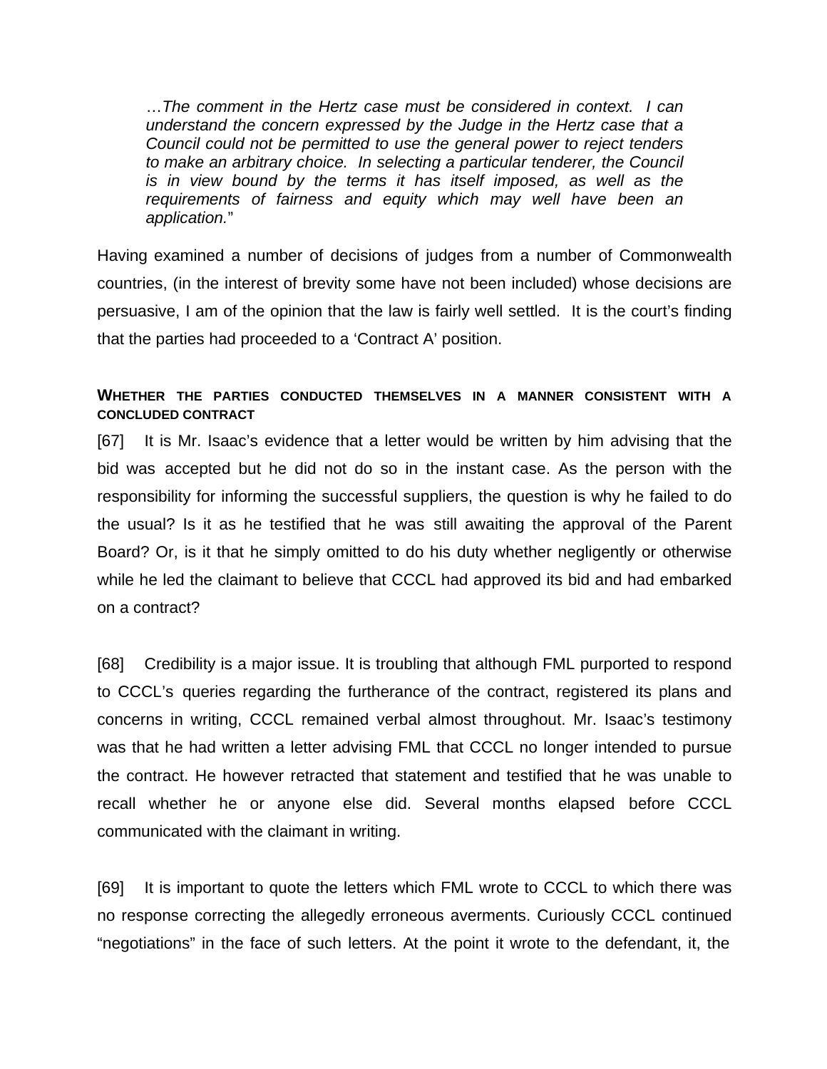> …*The comment in the Hertz case must be considered in context. I can understand the concern expressed by the Judge in the Hertz case that a Council could not be permitted to use the general power to reject tenders to make an arbitrary choice. In selecting a particular tenderer, the Council is in view bound by the terms it has itself imposed, as well as the requirements of fairness and equity which may well have been an application.*"

Having examined a number of decisions of judges from a number of Commonwealth countries, (in the interest of brevity some have not been included) whose decisions are persuasive, I am of the opinion that the law is fairly well settled. It is the court's finding that the parties had proceeded to a 'Contract A' position.

#### WHETHER THE PARTIES CONDUCTED THEMSELVES IN A MANNER CONSISTENT WITH A CONCLUDED CONTRACT

[67] It is Mr. Isaac's evidence that a letter would be written by him advising that the bid was accepted but he did not do so in the instant case. As the person with the responsibility for informing the successful suppliers, the question is why he failed to do the usual? Is it as he testified that he was still awaiting the approval of the Parent Board? Or, is it that he simply omitted to do his duty whether negligently or otherwise while he led the claimant to believe that CCCL had approved its bid and had embarked on a contract?

[68] Credibility is a major issue. It is troubling that although FML purported to respond to CCCL's queries regarding the furtherance of the contract, registered its plans and concerns in writing, CCCL remained verbal almost throughout. Mr. Isaac's testimony was that he had written a letter advising FML that CCCL no longer intended to pursue the contract. He however retracted that statement and testified that he was unable to recall whether he or anyone else did. Several months elapsed before CCCL communicated with the claimant in writing.

[69] It is important to quote the letters which FML wrote to CCCL to which there was no response correcting the allegedly erroneous averments. Curiously CCCL continued "negotiations" in the face of such letters. At the point it wrote to the defendant, it, the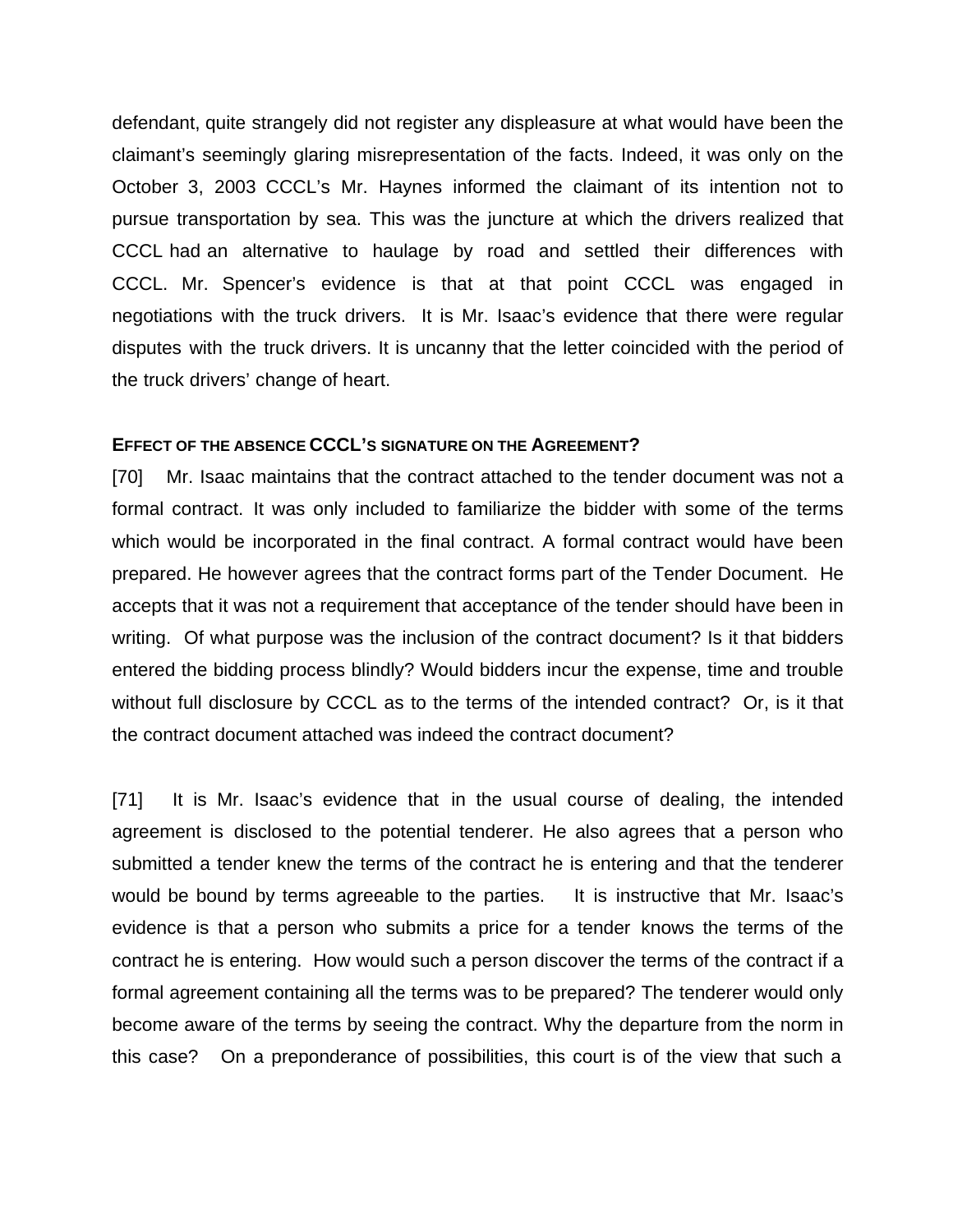defendant, quite strangely did not register any displeasure at what would have been the claimant's seemingly glaring misrepresentation of the facts. Indeed, it was only on the October 3, 2003 CCCL's Mr. Haynes informed the claimant of its intention not to pursue transportation by sea. This was the juncture at which the drivers realized that CCCL had an alternative to haulage by road and settled their differences with CCCL. Mr. Spencer's evidence is that at that point CCCL was engaged in negotiations with the truck drivers. It is Mr. Isaac's evidence that there were regular disputes with the truck drivers. It is uncanny that the letter coincided with the period of the truck drivers' change of heart.

### EFFECT OF THE ABSENCE CCCL'S SIGNATURE ON THE AGREEMENT?

[70] Mr. Isaac maintains that the contract attached to the tender document was not a formal contract. It was only included to familiarize the bidder with some of the terms which would be incorporated in the final contract. A formal contract would have been prepared. He however agrees that the contract forms part of the Tender Document. He accepts that it was not a requirement that acceptance of the tender should have been in writing. Of what purpose was the inclusion of the contract document? Is it that bidders entered the bidding process blindly? Would bidders incur the expense, time and trouble without full disclosure by CCCL as to the terms of the intended contract? Or, is it that the contract document attached was indeed the contract document?

[71] It is Mr. Isaac's evidence that in the usual course of dealing, the intended agreement is disclosed to the potential tenderer. He also agrees that a person who submitted a tender knew the terms of the contract he is entering and that the tenderer would be bound by terms agreeable to the parties. It is instructive that Mr. Isaac's evidence is that a person who submits a price for a tender knows the terms of the contract he is entering. How would such a person discover the terms of the contract if a formal agreement containing all the terms was to be prepared? The tenderer would only become aware of the terms by seeing the contract. Why the departure from the norm in this case? On a preponderance of possibilities, this court is of the view that such a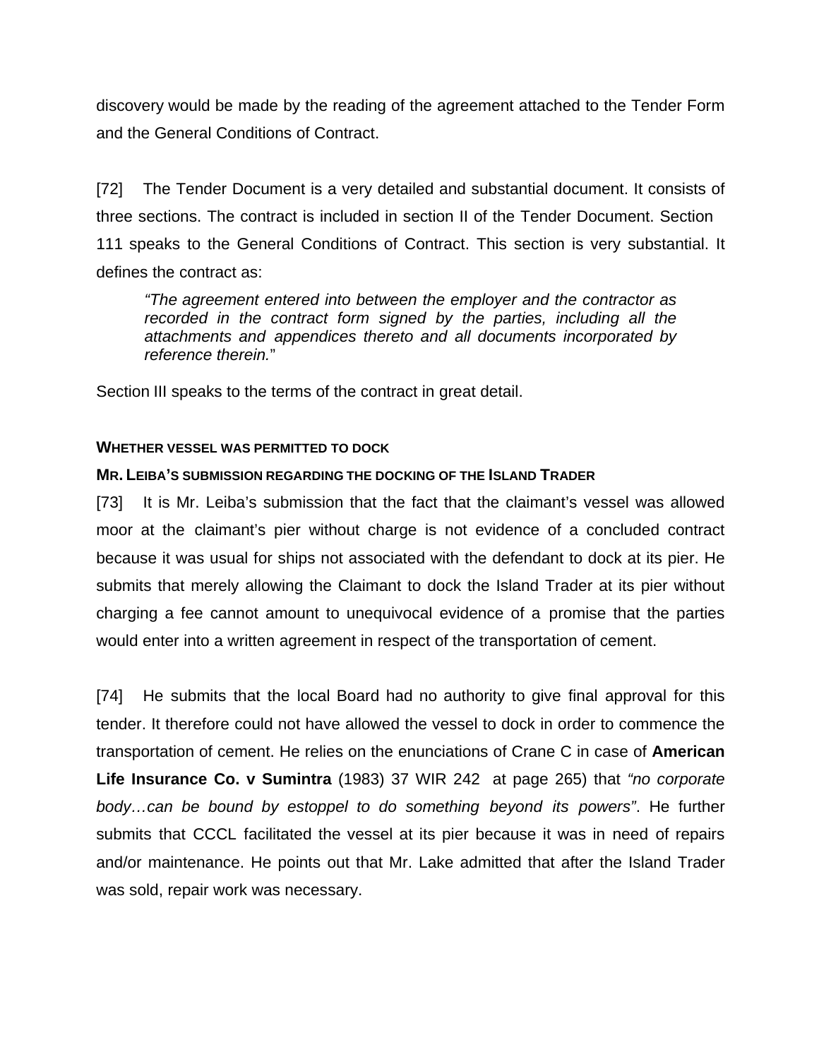discovery would be made by the reading of the agreement attached to the Tender Form and the General Conditions of Contract.

[72] The Tender Document is a very detailed and substantial document. It consists of three sections. The contract is included in section II of the Tender Document. Section 111 speaks to the General Conditions of Contract. This section is very substantial. It defines the contract as:

> *"The agreement entered into between the employer and the contractor as recorded in the contract form signed by the parties, including all the attachments and appendices thereto and all documents incorporated by reference therein.*"

Section III speaks to the terms of the contract in great detail.

**WHETHER VESSEL WAS PERMITTED TO DOCK**

**MR. LEIBA'S SUBMISSION REGARDING THE DOCKING OF THE ISLAND TRADER**

[73] It is Mr. Leiba's submission that the fact that the claimant's vessel was allowed moor at the claimant's pier without charge is not evidence of a concluded contract because it was usual for ships not associated with the defendant to dock at its pier. He submits that merely allowing the Claimant to dock the Island Trader at its pier without charging a fee cannot amount to unequivocal evidence of a promise that the parties would enter into a written agreement in respect of the transportation of cement.

[74] He submits that the local Board had no authority to give final approval for this tender. It therefore could not have allowed the vessel to dock in order to commence the transportation of cement. He relies on the enunciations of Crane C in case of **American Life Insurance Co. v Sumintra** (1983) 37 WIR 242 at page 265) that *"no corporate body…can be bound by estoppel to do something beyond its powers"*. He further submits that CCCL facilitated the vessel at its pier because it was in need of repairs and/or maintenance. He points out that Mr. Lake admitted that after the Island Trader was sold, repair work was necessary.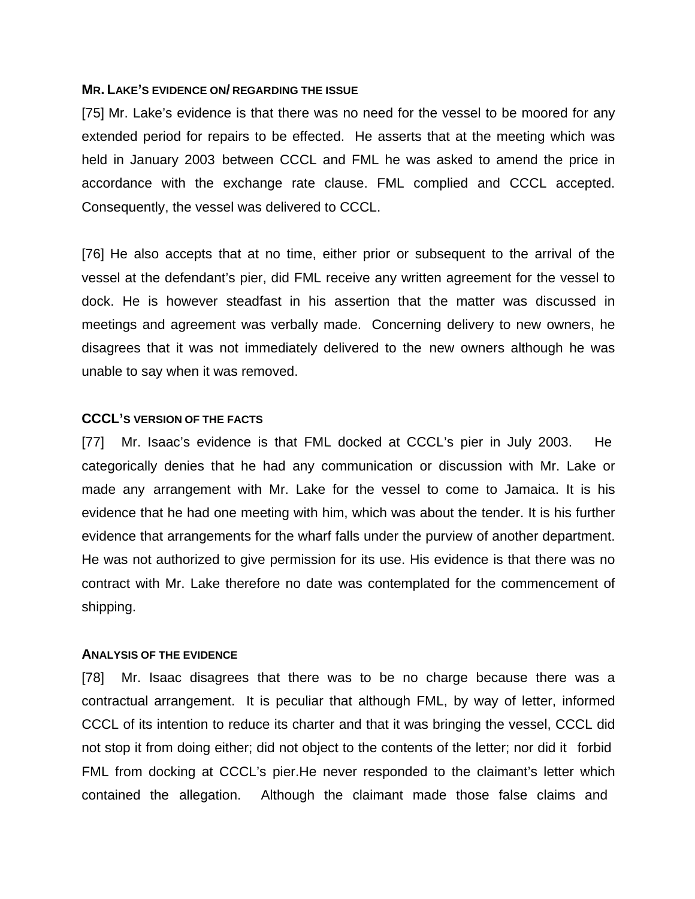**MR. LAKE'S EVIDENCE ON/ REGARDING THE ISSUE**

[75] Mr. Lake's evidence is that there was no need for the vessel to be moored for any extended period for repairs to be effected. He asserts that at the meeting which was held in January 2003 between CCCL and FML he was asked to amend the price in accordance with the exchange rate clause. FML complied and CCCL accepted. Consequently, the vessel was delivered to CCCL.

[76] He also accepts that at no time, either prior or subsequent to the arrival of the vessel at the defendant's pier, did FML receive any written agreement for the vessel to dock. He is however steadfast in his assertion that the matter was discussed in meetings and agreement was verbally made. Concerning delivery to new owners, he disagrees that it was not immediately delivered to the new owners although he was unable to say when it was removed.

**CCCL'S VERSION OF THE FACTS**

[77] Mr. Isaac's evidence is that FML docked at CCCL's pier in July 2003. He categorically denies that he had any communication or discussion with Mr. Lake or made any arrangement with Mr. Lake for the vessel to come to Jamaica. It is his evidence that he had one meeting with him, which was about the tender. It is his further evidence that arrangements for the wharf falls under the purview of another department. He was not authorized to give permission for its use. His evidence is that there was no contract with Mr. Lake therefore no date was contemplated for the commencement of shipping.

**ANALYSIS OF THE EVIDENCE**

[78] Mr. Isaac disagrees that there was to be no charge because there was a contractual arrangement. It is peculiar that although FML, by way of letter, informed CCCL of its intention to reduce its charter and that it was bringing the vessel, CCCL did not stop it from doing either; did not object to the contents of the letter; nor did it forbid FML from docking at CCCL's pier.He never responded to the claimant's letter which contained the allegation. Although the claimant made those false claims and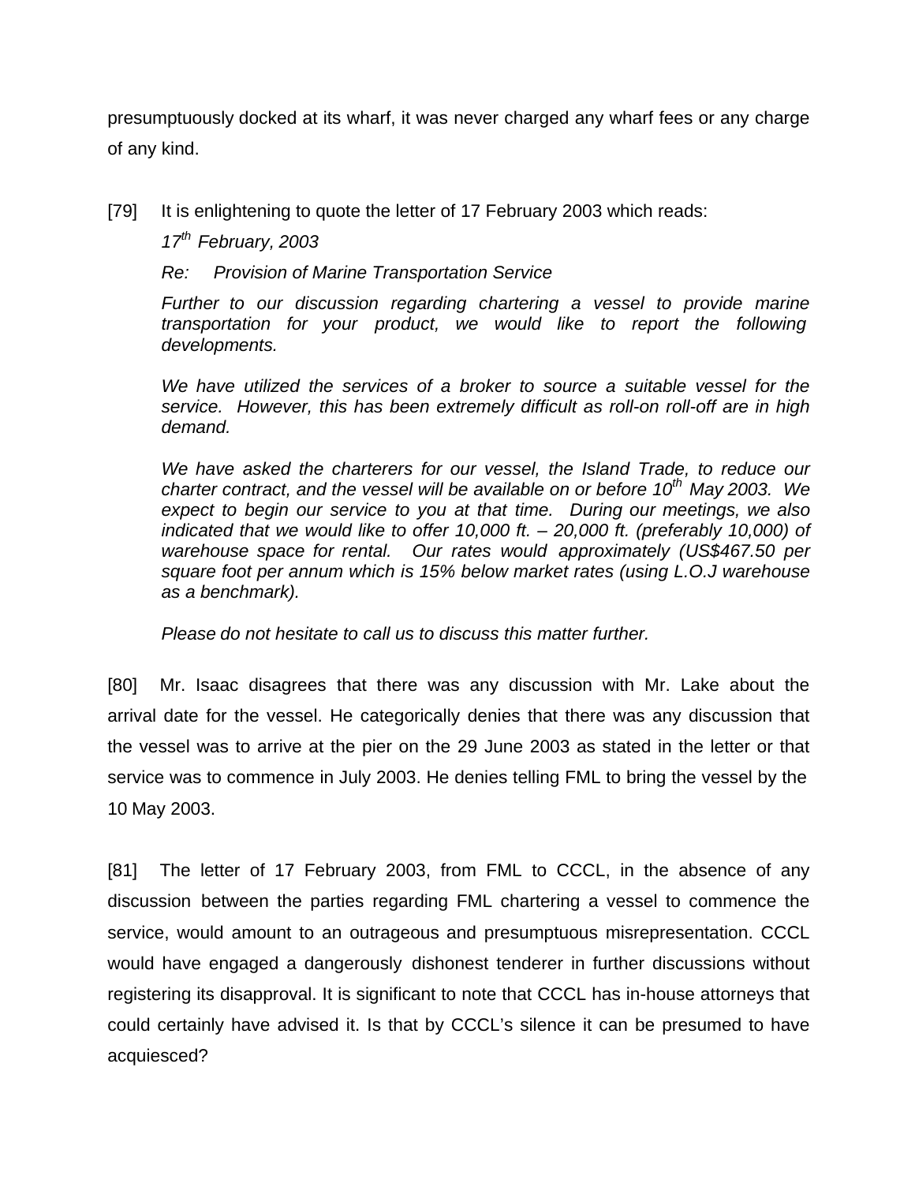presumptuously docked at its wharf, it was never charged any wharf fees or any charge of any kind.

[79] It is enlightening to quote the letter of 17 February 2003 which reads:

> *17th February, 2003*
>
> *Re: Provision of Marine Transportation Service*
>
> *Further to our discussion regarding chartering a vessel to provide marine transportation for your product, we would like to report the following developments.*
>
> *We have utilized the services of a broker to source a suitable vessel for the service. However, this has been extremely difficult as roll-on roll-off are in high demand.*
>
> *We have asked the charterers for our vessel, the Island Trade, to reduce our charter contract, and the vessel will be available on or before 10th May 2003. We expect to begin our service to you at that time. During our meetings, we also indicated that we would like to offer 10,000 ft. – 20,000 ft. (preferably 10,000) of warehouse space for rental. Our rates would approximately (US$467.50 per square foot per annum which is 15% below market rates (using L.O.J warehouse as a benchmark).*
>
> *Please do not hesitate to call us to discuss this matter further.*

[80] Mr. Isaac disagrees that there was any discussion with Mr. Lake about the arrival date for the vessel. He categorically denies that there was any discussion that the vessel was to arrive at the pier on the 29 June 2003 as stated in the letter or that service was to commence in July 2003. He denies telling FML to bring the vessel by the 10 May 2003.

[81] The letter of 17 February 2003, from FML to CCCL, in the absence of any discussion between the parties regarding FML chartering a vessel to commence the service, would amount to an outrageous and presumptuous misrepresentation. CCCL would have engaged a dangerously dishonest tenderer in further discussions without registering its disapproval. It is significant to note that CCCL has in-house attorneys that could certainly have advised it. Is that by CCCL's silence it can be presumed to have acquiesced?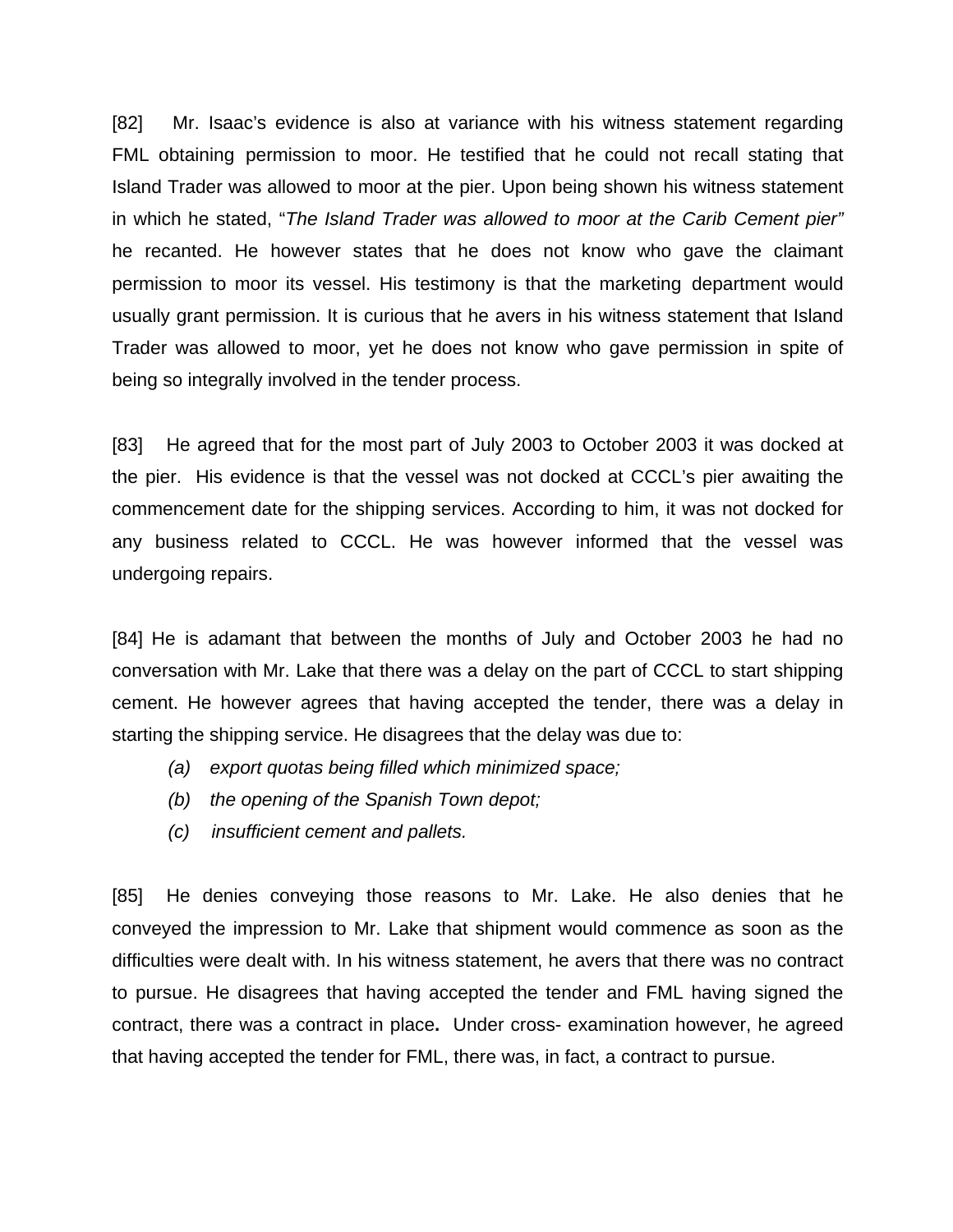[82] Mr. Isaac's evidence is also at variance with his witness statement regarding FML obtaining permission to moor. He testified that he could not recall stating that Island Trader was allowed to moor at the pier. Upon being shown his witness statement in which he stated, "*The Island Trader was allowed to moor at the Carib Cement pier"* he recanted. He however states that he does not know who gave the claimant permission to moor its vessel. His testimony is that the marketing department would usually grant permission. It is curious that he avers in his witness statement that Island Trader was allowed to moor, yet he does not know who gave permission in spite of being so integrally involved in the tender process.

[83] He agreed that for the most part of July 2003 to October 2003 it was docked at the pier. His evidence is that the vessel was not docked at CCCL's pier awaiting the commencement date for the shipping services. According to him, it was not docked for any business related to CCCL. He was however informed that the vessel was undergoing repairs.

[84] He is adamant that between the months of July and October 2003 he had no conversation with Mr. Lake that there was a delay on the part of CCCL to start shipping cement. He however agrees that having accepted the tender, there was a delay in starting the shipping service. He disagrees that the delay was due to:

*(a) export quotas being filled which minimized space;*

*(b) the opening of the Spanish Town depot;*

*(c) insufficient cement and pallets.*

[85] He denies conveying those reasons to Mr. Lake. He also denies that he conveyed the impression to Mr. Lake that shipment would commence as soon as the difficulties were dealt with. In his witness statement, he avers that there was no contract to pursue. He disagrees that having accepted the tender and FML having signed the contract, there was a contract in place**.** Under cross- examination however, he agreed that having accepted the tender for FML, there was, in fact, a contract to pursue.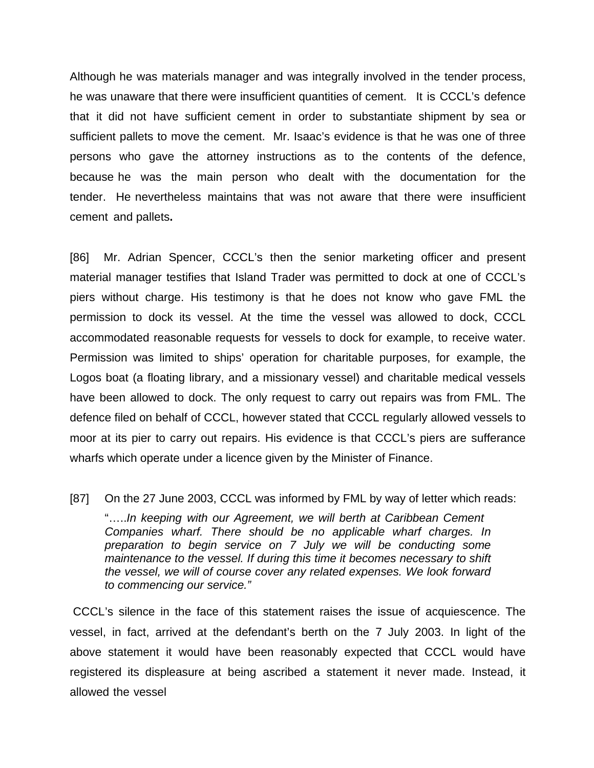Although he was materials manager and was integrally involved in the tender process, he was unaware that there were insufficient quantities of cement. It is CCCL's defence that it did not have sufficient cement in order to substantiate shipment by sea or sufficient pallets to move the cement. Mr. Isaac's evidence is that he was one of three persons who gave the attorney instructions as to the contents of the defence, because he was the main person who dealt with the documentation for the tender. He nevertheless maintains that was not aware that there were insufficient cement and pallets**.**

[86] Mr. Adrian Spencer, CCCL's then the senior marketing officer and present material manager testifies that Island Trader was permitted to dock at one of CCCL's piers without charge. His testimony is that he does not know who gave FML the permission to dock its vessel. At the time the vessel was allowed to dock, CCCL accommodated reasonable requests for vessels to dock for example, to receive water. Permission was limited to ships' operation for charitable purposes, for example, the Logos boat (a floating library, and a missionary vessel) and charitable medical vessels have been allowed to dock. The only request to carry out repairs was from FML. The defence filed on behalf of CCCL, however stated that CCCL regularly allowed vessels to moor at its pier to carry out repairs. His evidence is that CCCL's piers are sufferance wharfs which operate under a licence given by the Minister of Finance.

[87] On the 27 June 2003, CCCL was informed by FML by way of letter which reads:

> "…..*In keeping with our Agreement, we will berth at Caribbean Cement Companies wharf. There should be no applicable wharf charges. In preparation to begin service on 7 July we will be conducting some maintenance to the vessel. If during this time it becomes necessary to shift the vessel, we will of course cover any related expenses. We look forward to commencing our service."*

CCCL's silence in the face of this statement raises the issue of acquiescence. The vessel, in fact, arrived at the defendant's berth on the 7 July 2003. In light of the above statement it would have been reasonably expected that CCCL would have registered its displeasure at being ascribed a statement it never made. Instead, it allowed the vessel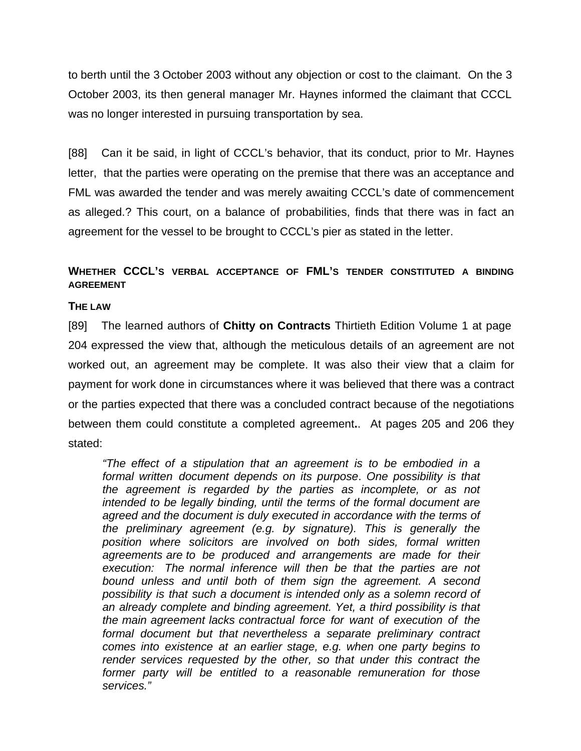to berth until the 3 October 2003 without any objection or cost to the claimant. On the 3 October 2003, its then general manager Mr. Haynes informed the claimant that CCCL was no longer interested in pursuing transportation by sea.

[88] Can it be said, in light of CCCL's behavior, that its conduct, prior to Mr. Haynes letter, that the parties were operating on the premise that there was an acceptance and FML was awarded the tender and was merely awaiting CCCL's date of commencement as alleged.? This court, on a balance of probabilities, finds that there was in fact an agreement for the vessel to be brought to CCCL's pier as stated in the letter.

### WHETHER CCCL'S VERBAL ACCEPTANCE OF FML'S TENDER CONSTITUTED A BINDING AGREEMENT

### THE LAW

[89] The learned authors of **Chitty on Contracts** Thirtieth Edition Volume 1 at page 204 expressed the view that, although the meticulous details of an agreement are not worked out, an agreement may be complete. It was also their view that a claim for payment for work done in circumstances where it was believed that there was a contract or the parties expected that there was a concluded contract because of the negotiations between them could constitute a completed agreement**.**. At pages 205 and 206 they stated:

> *"The effect of a stipulation that an agreement is to be embodied in a formal written document depends on its purpose*. *One possibility is that the agreement is regarded by the parties as incomplete, or as not intended to be legally binding, until the terms of the formal document are agreed and the document is duly executed in accordance with the terms of the preliminary agreement (e.g. by signature). This is generally the position where solicitors are involved on both sides, formal written agreements are to be produced and arrangements are made for their execution: The normal inference will then be that the parties are not bound unless and until both of them sign the agreement. A second possibility is that such a document is intended only as a solemn record of an already complete and binding agreement. Yet, a third possibility is that the main agreement lacks contractual force for want of execution of the formal document but that nevertheless a separate preliminary contract comes into existence at an earlier stage, e.g. when one party begins to render services requested by the other, so that under this contract the former party will be entitled to a reasonable remuneration for those services."*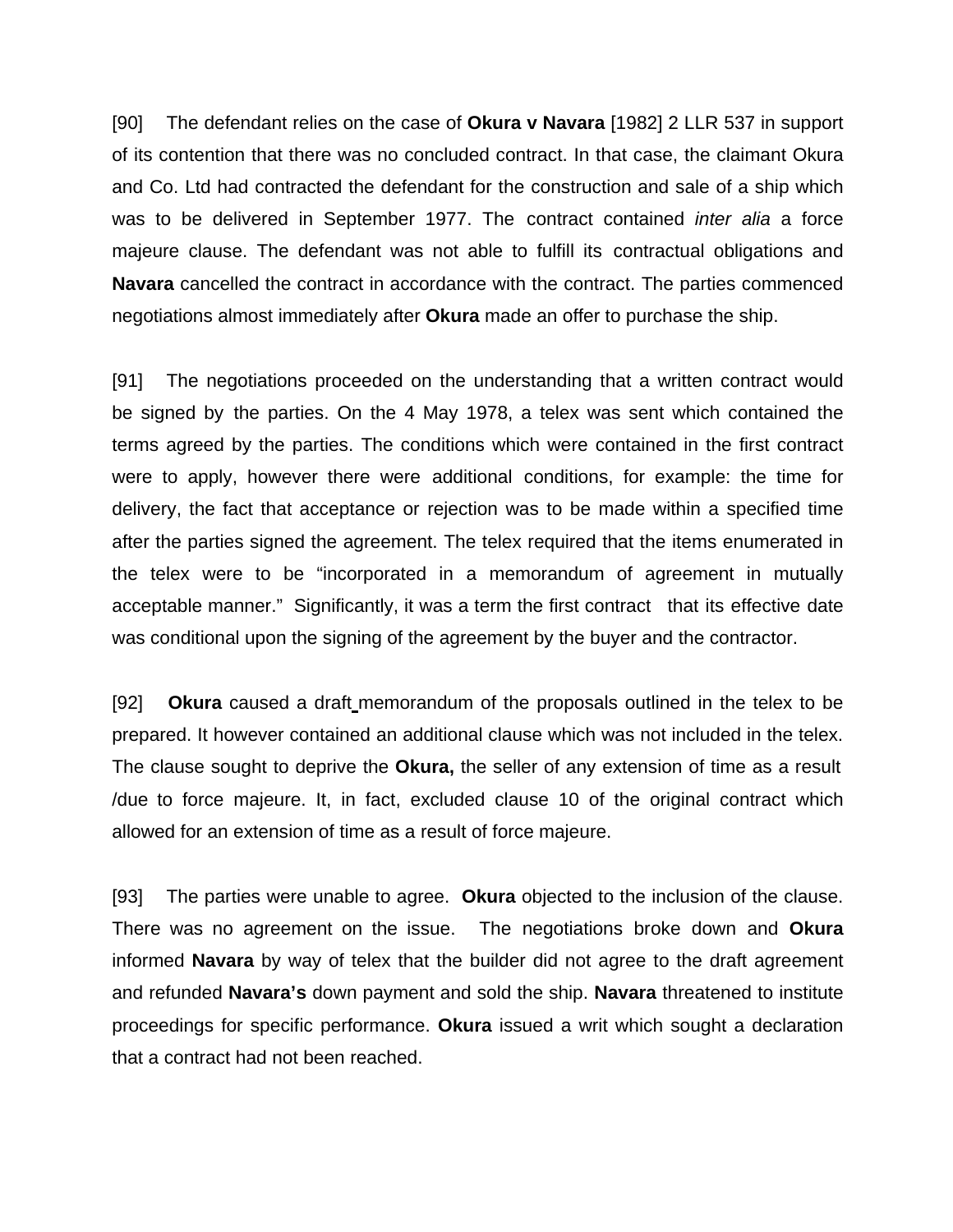[90] The defendant relies on the case of **Okura v Navara** [1982] 2 LLR 537 in support of its contention that there was no concluded contract. In that case, the claimant Okura and Co. Ltd had contracted the defendant for the construction and sale of a ship which was to be delivered in September 1977. The contract contained *inter alia* a force majeure clause. The defendant was not able to fulfill its contractual obligations and **Navara** cancelled the contract in accordance with the contract. The parties commenced negotiations almost immediately after **Okura** made an offer to purchase the ship.

[91] The negotiations proceeded on the understanding that a written contract would be signed by the parties. On the 4 May 1978, a telex was sent which contained the terms agreed by the parties. The conditions which were contained in the first contract were to apply, however there were additional conditions, for example: the time for delivery, the fact that acceptance or rejection was to be made within a specified time after the parties signed the agreement. The telex required that the items enumerated in the telex were to be "incorporated in a memorandum of agreement in mutually acceptable manner." Significantly, it was a term the first contract that its effective date was conditional upon the signing of the agreement by the buyer and the contractor.

[92] **Okura** caused a draft memorandum of the proposals outlined in the telex to be prepared. It however contained an additional clause which was not included in the telex. The clause sought to deprive the **Okura,** the seller of any extension of time as a result /due to force majeure. It, in fact, excluded clause 10 of the original contract which allowed for an extension of time as a result of force majeure.

[93] The parties were unable to agree. **Okura** objected to the inclusion of the clause. There was no agreement on the issue. The negotiations broke down and **Okura** informed **Navara** by way of telex that the builder did not agree to the draft agreement and refunded **Navara's** down payment and sold the ship. **Navara** threatened to institute proceedings for specific performance. **Okura** issued a writ which sought a declaration that a contract had not been reached.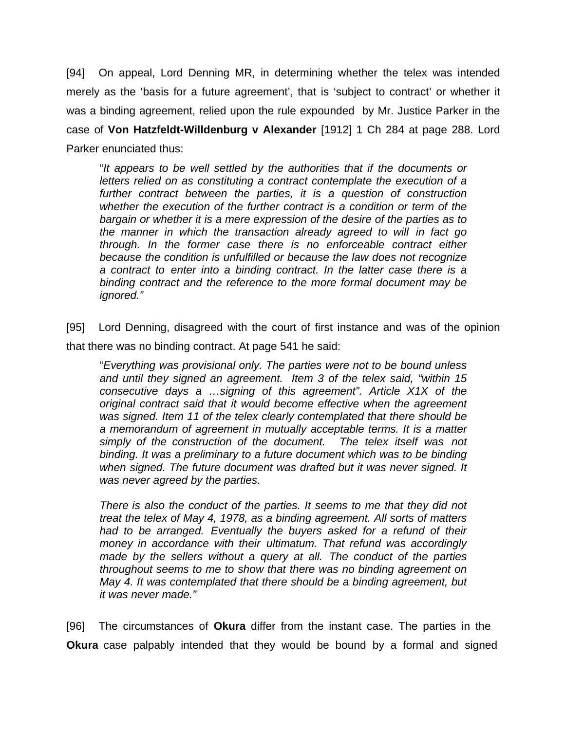[94] On appeal, Lord Denning MR, in determining whether the telex was intended merely as the 'basis for a future agreement', that is 'subject to contract' or whether it was a binding agreement, relied upon the rule expounded by Mr. Justice Parker in the case of **Von Hatzfeldt-Willdenburg v Alexander** [1912] 1 Ch 284 at page 288. Lord Parker enunciated thus:

> "*It appears to be well settled by the authorities that if the documents or letters relied on as constituting a contract contemplate the execution of a further contract between the parties, it is a question of construction whether the execution of the further contract is a condition or term of the bargain or whether it is a mere expression of the desire of the parties as to the manner in which the transaction already agreed to will in fact go through. In the former case there is no enforceable contract either because the condition is unfulfilled or because the law does not recognize a contract to enter into a binding contract. In the latter case there is a binding contract and the reference to the more formal document may be ignored."*

[95] Lord Denning, disagreed with the court of first instance and was of the opinion that there was no binding contract. At page 541 he said:

> "*Everything was provisional only. The parties were not to be bound unless and until they signed an agreement. Item 3 of the telex said, "within 15 consecutive days a …signing of this agreement". Article X1X of the original contract said that it would become effective when the agreement was signed. Item 11 of the telex clearly contemplated that there should be a memorandum of agreement in mutually acceptable terms. It is a matter simply of the construction of the document. The telex itself was not binding. It was a preliminary to a future document which was to be binding when signed. The future document was drafted but it was never signed. It was never agreed by the parties.*
>
> *There is also the conduct of the parties. It seems to me that they did not treat the telex of May 4, 1978, as a binding agreement. All sorts of matters had to be arranged. Eventually the buyers asked for a refund of their money in accordance with their ultimatum. That refund was accordingly made by the sellers without a query at all. The conduct of the parties throughout seems to me to show that there was no binding agreement on May 4. It was contemplated that there should be a binding agreement, but it was never made."*

[96] The circumstances of **Okura** differ from the instant case. The parties in the **Okura** case palpably intended that they would be bound by a formal and signed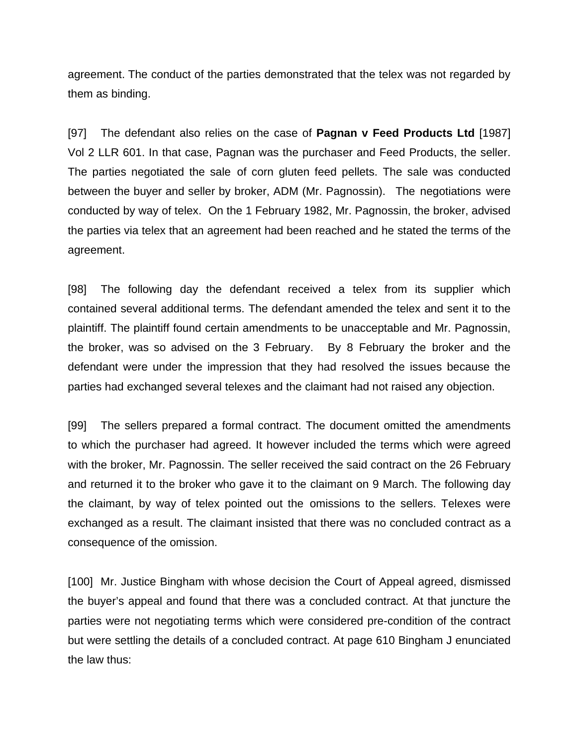agreement. The conduct of the parties demonstrated that the telex was not regarded by them as binding.

[97] The defendant also relies on the case of **Pagnan v Feed Products Ltd** [1987] Vol 2 LLR 601. In that case, Pagnan was the purchaser and Feed Products, the seller. The parties negotiated the sale of corn gluten feed pellets. The sale was conducted between the buyer and seller by broker, ADM (Mr. Pagnossin). The negotiations were conducted by way of telex. On the 1 February 1982, Mr. Pagnossin, the broker, advised the parties via telex that an agreement had been reached and he stated the terms of the agreement.

[98] The following day the defendant received a telex from its supplier which contained several additional terms. The defendant amended the telex and sent it to the plaintiff. The plaintiff found certain amendments to be unacceptable and Mr. Pagnossin, the broker, was so advised on the 3 February. By 8 February the broker and the defendant were under the impression that they had resolved the issues because the parties had exchanged several telexes and the claimant had not raised any objection.

[99] The sellers prepared a formal contract. The document omitted the amendments to which the purchaser had agreed. It however included the terms which were agreed with the broker, Mr. Pagnossin. The seller received the said contract on the 26 February and returned it to the broker who gave it to the claimant on 9 March. The following day the claimant, by way of telex pointed out the omissions to the sellers. Telexes were exchanged as a result. The claimant insisted that there was no concluded contract as a consequence of the omission.

[100] Mr. Justice Bingham with whose decision the Court of Appeal agreed, dismissed the buyer's appeal and found that there was a concluded contract. At that juncture the parties were not negotiating terms which were considered pre-condition of the contract but were settling the details of a concluded contract. At page 610 Bingham J enunciated the law thus: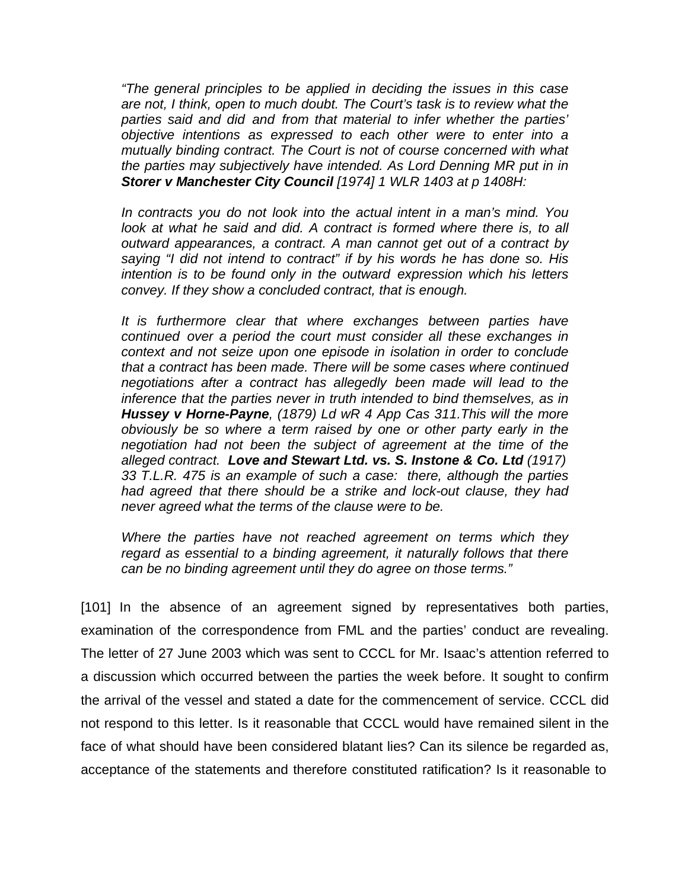> *"The general principles to be applied in deciding the issues in this case are not, I think, open to much doubt. The Court's task is to review what the parties said and did and from that material to infer whether the parties' objective intentions as expressed to each other were to enter into a mutually binding contract. The Court is not of course concerned with what the parties may subjectively have intended. As Lord Denning MR put in in **Storer v Manchester City Council** [1974] 1 WLR 1403 at p 1408H:*
>
> *In contracts you do not look into the actual intent in a man's mind. You look at what he said and did. A contract is formed where there is, to all outward appearances, a contract. A man cannot get out of a contract by saying "I did not intend to contract" if by his words he has done so. His intention is to be found only in the outward expression which his letters convey. If they show a concluded contract, that is enough.*
>
> *It is furthermore clear that where exchanges between parties have continued over a period the court must consider all these exchanges in context and not seize upon one episode in isolation in order to conclude that a contract has been made. There will be some cases where continued negotiations after a contract has allegedly been made will lead to the inference that the parties never in truth intended to bind themselves, as in **Hussey v Horne-Payne**, (1879) Ld wR 4 App Cas 311.This will the more obviously be so where a term raised by one or other party early in the negotiation had not been the subject of agreement at the time of the alleged contract. **Love and Stewart Ltd. vs. S. Instone & Co. Ltd** (1917) 33 T.L.R. 475 is an example of such a case: there, although the parties had agreed that there should be a strike and lock-out clause, they had never agreed what the terms of the clause were to be.*
>
> *Where the parties have not reached agreement on terms which they regard as essential to a binding agreement, it naturally follows that there can be no binding agreement until they do agree on those terms."*

[101] In the absence of an agreement signed by representatives both parties, examination of the correspondence from FML and the parties' conduct are revealing. The letter of 27 June 2003 which was sent to CCCL for Mr. Isaac's attention referred to a discussion which occurred between the parties the week before. It sought to confirm the arrival of the vessel and stated a date for the commencement of service. CCCL did not respond to this letter. Is it reasonable that CCCL would have remained silent in the face of what should have been considered blatant lies? Can its silence be regarded as, acceptance of the statements and therefore constituted ratification? Is it reasonable to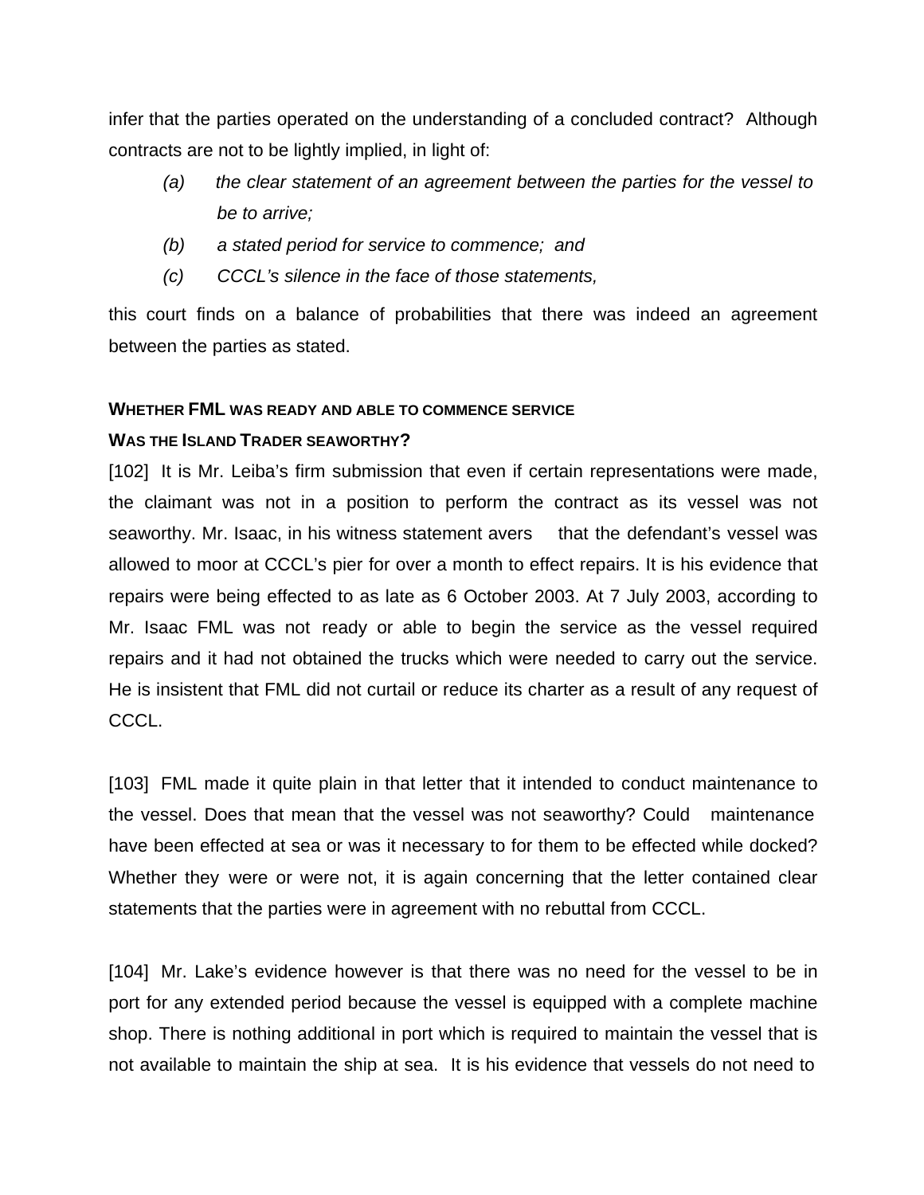infer that the parties operated on the understanding of a concluded contract? Although contracts are not to be lightly implied, in light of:

*(a) the clear statement of an agreement between the parties for the vessel to be to arrive;*

*(b) a stated period for service to commence; and*

*(c) CCCL's silence in the face of those statements,*

this court finds on a balance of probabilities that there was indeed an agreement between the parties as stated.

**WHETHER FML WAS READY AND ABLE TO COMMENCE SERVICE**

**WAS THE ISLAND TRADER SEAWORTHY?**

[102] It is Mr. Leiba's firm submission that even if certain representations were made, the claimant was not in a position to perform the contract as its vessel was not seaworthy. Mr. Isaac, in his witness statement avers that the defendant's vessel was allowed to moor at CCCL's pier for over a month to effect repairs. It is his evidence that repairs were being effected to as late as 6 October 2003. At 7 July 2003, according to Mr. Isaac FML was not ready or able to begin the service as the vessel required repairs and it had not obtained the trucks which were needed to carry out the service. He is insistent that FML did not curtail or reduce its charter as a result of any request of CCCL.

[103] FML made it quite plain in that letter that it intended to conduct maintenance to the vessel. Does that mean that the vessel was not seaworthy? Could maintenance have been effected at sea or was it necessary to for them to be effected while docked? Whether they were or were not, it is again concerning that the letter contained clear statements that the parties were in agreement with no rebuttal from CCCL.

[104] Mr. Lake's evidence however is that there was no need for the vessel to be in port for any extended period because the vessel is equipped with a complete machine shop. There is nothing additional in port which is required to maintain the vessel that is not available to maintain the ship at sea. It is his evidence that vessels do not need to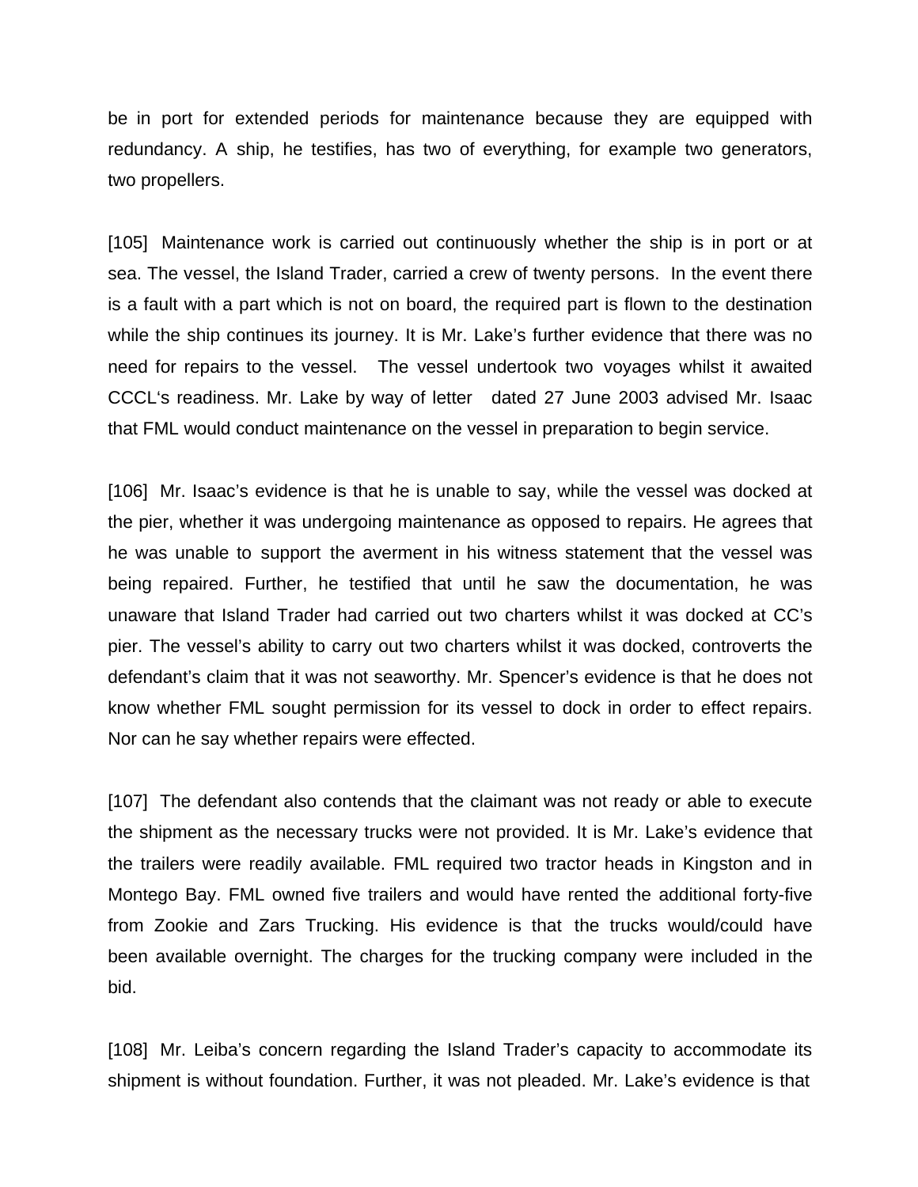be in port for extended periods for maintenance because they are equipped with redundancy. A ship, he testifies, has two of everything, for example two generators, two propellers.

[105] Maintenance work is carried out continuously whether the ship is in port or at sea. The vessel, the Island Trader, carried a crew of twenty persons. In the event there is a fault with a part which is not on board, the required part is flown to the destination while the ship continues its journey. It is Mr. Lake's further evidence that there was no need for repairs to the vessel. The vessel undertook two voyages whilst it awaited CCCL's readiness. Mr. Lake by way of letter dated 27 June 2003 advised Mr. Isaac that FML would conduct maintenance on the vessel in preparation to begin service.

[106] Mr. Isaac's evidence is that he is unable to say, while the vessel was docked at the pier, whether it was undergoing maintenance as opposed to repairs. He agrees that he was unable to support the averment in his witness statement that the vessel was being repaired. Further, he testified that until he saw the documentation, he was unaware that Island Trader had carried out two charters whilst it was docked at CC's pier. The vessel's ability to carry out two charters whilst it was docked, controverts the defendant's claim that it was not seaworthy. Mr. Spencer's evidence is that he does not know whether FML sought permission for its vessel to dock in order to effect repairs. Nor can he say whether repairs were effected.

[107] The defendant also contends that the claimant was not ready or able to execute the shipment as the necessary trucks were not provided. It is Mr. Lake's evidence that the trailers were readily available. FML required two tractor heads in Kingston and in Montego Bay. FML owned five trailers and would have rented the additional forty-five from Zookie and Zars Trucking. His evidence is that the trucks would/could have been available overnight. The charges for the trucking company were included in the bid.

[108] Mr. Leiba's concern regarding the Island Trader's capacity to accommodate its shipment is without foundation. Further, it was not pleaded. Mr. Lake's evidence is that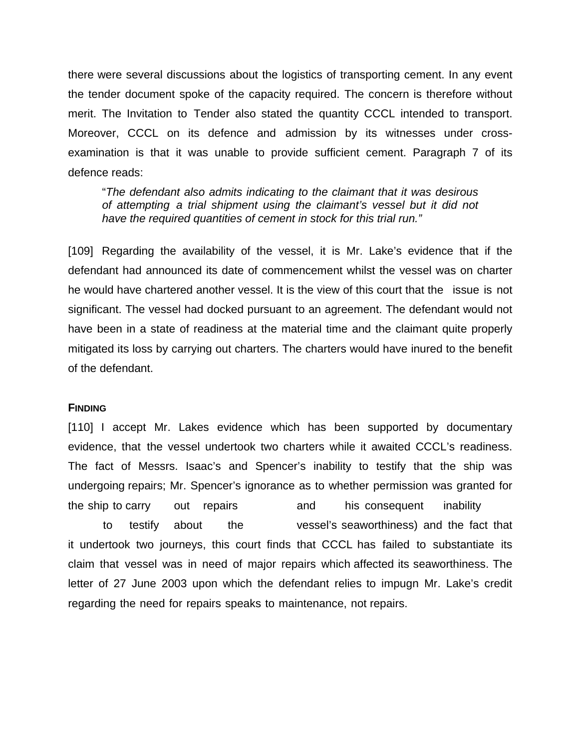there were several discussions about the logistics of transporting cement. In any event the tender document spoke of the capacity required. The concern is therefore without merit. The Invitation to Tender also stated the quantity CCCL intended to transport. Moreover, CCCL on its defence and admission by its witnesses under cross-examination is that it was unable to provide sufficient cement. Paragraph 7 of its defence reads:

> "*The defendant also admits indicating to the claimant that it was desirous of attempting a trial shipment using the claimant's vessel but it did not have the required quantities of cement in stock for this trial run."*

[109] Regarding the availability of the vessel, it is Mr. Lake's evidence that if the defendant had announced its date of commencement whilst the vessel was on charter he would have chartered another vessel. It is the view of this court that the issue is not significant. The vessel had docked pursuant to an agreement. The defendant would not have been in a state of readiness at the material time and the claimant quite properly mitigated its loss by carrying out charters. The charters would have inured to the benefit of the defendant.

**FINDING**

[110] I accept Mr. Lakes evidence which has been supported by documentary evidence, that the vessel undertook two charters while it awaited CCCL's readiness. The fact of Messrs. Isaac's and Spencer's inability to testify that the ship was undergoing repairs; Mr. Spencer's ignorance as to whether permission was granted for the ship to carry out repairs and his consequent inability to testify about the vessel's seaworthiness) and the fact that it undertook two journeys, this court finds that CCCL has failed to substantiate its claim that vessel was in need of major repairs which affected its seaworthiness. The letter of 27 June 2003 upon which the defendant relies to impugn Mr. Lake's credit regarding the need for repairs speaks to maintenance, not repairs.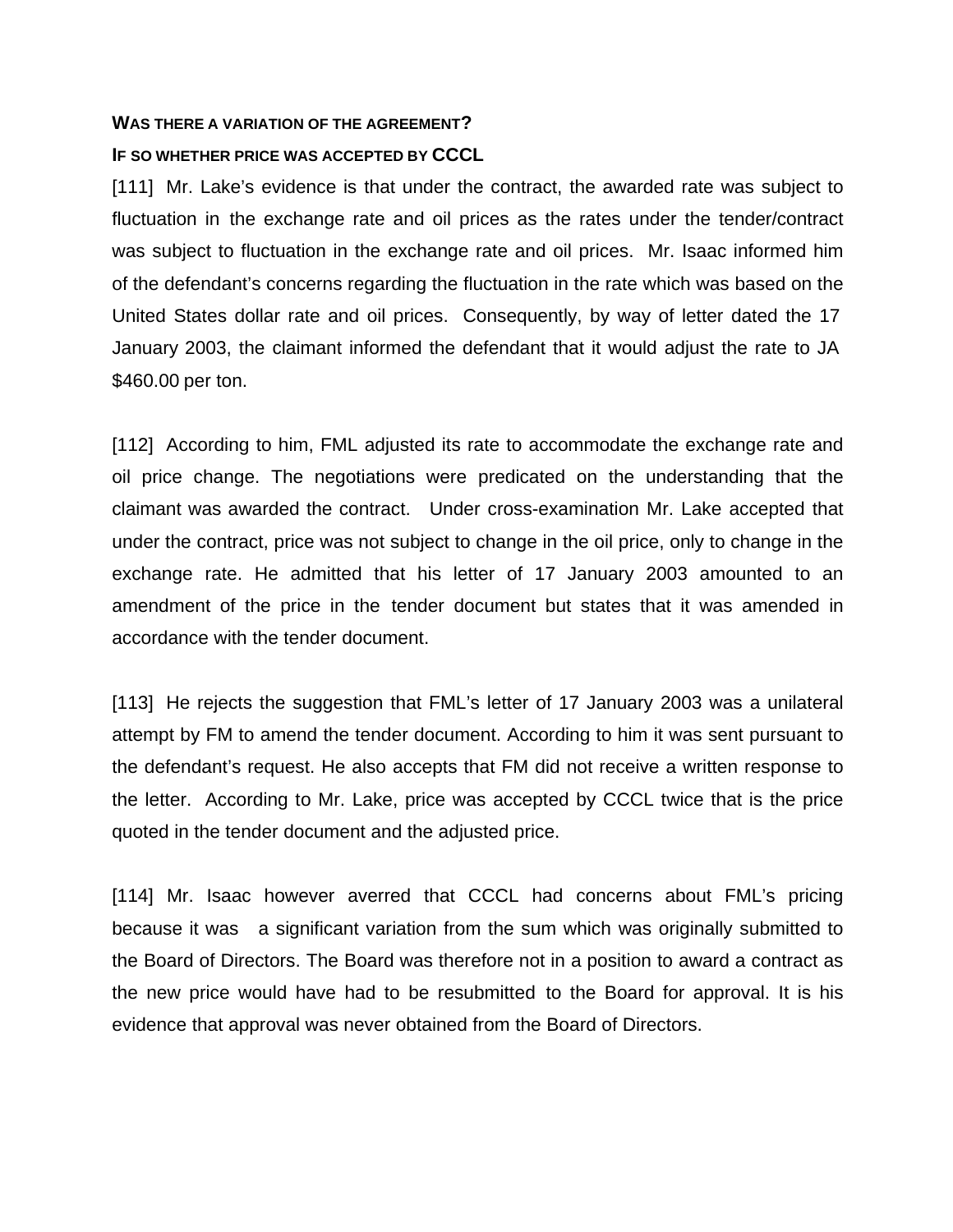**WAS THERE A VARIATION OF THE AGREEMENT?**

**IF SO WHETHER PRICE WAS ACCEPTED BY CCCL**

[111] Mr. Lake's evidence is that under the contract, the awarded rate was subject to fluctuation in the exchange rate and oil prices as the rates under the tender/contract was subject to fluctuation in the exchange rate and oil prices. Mr. Isaac informed him of the defendant's concerns regarding the fluctuation in the rate which was based on the United States dollar rate and oil prices. Consequently, by way of letter dated the 17 January 2003, the claimant informed the defendant that it would adjust the rate to JA $460.00 per ton.

[112] According to him, FML adjusted its rate to accommodate the exchange rate and oil price change. The negotiations were predicated on the understanding that the claimant was awarded the contract. Under cross-examination Mr. Lake accepted that under the contract, price was not subject to change in the oil price, only to change in the exchange rate. He admitted that his letter of 17 January 2003 amounted to an amendment of the price in the tender document but states that it was amended in accordance with the tender document.

[113] He rejects the suggestion that FML's letter of 17 January 2003 was a unilateral attempt by FM to amend the tender document. According to him it was sent pursuant to the defendant's request. He also accepts that FM did not receive a written response to the letter. According to Mr. Lake, price was accepted by CCCL twice that is the price quoted in the tender document and the adjusted price.

[114] Mr. Isaac however averred that CCCL had concerns about FML's pricing because it was a significant variation from the sum which was originally submitted to the Board of Directors. The Board was therefore not in a position to award a contract as the new price would have had to be resubmitted to the Board for approval. It is his evidence that approval was never obtained from the Board of Directors.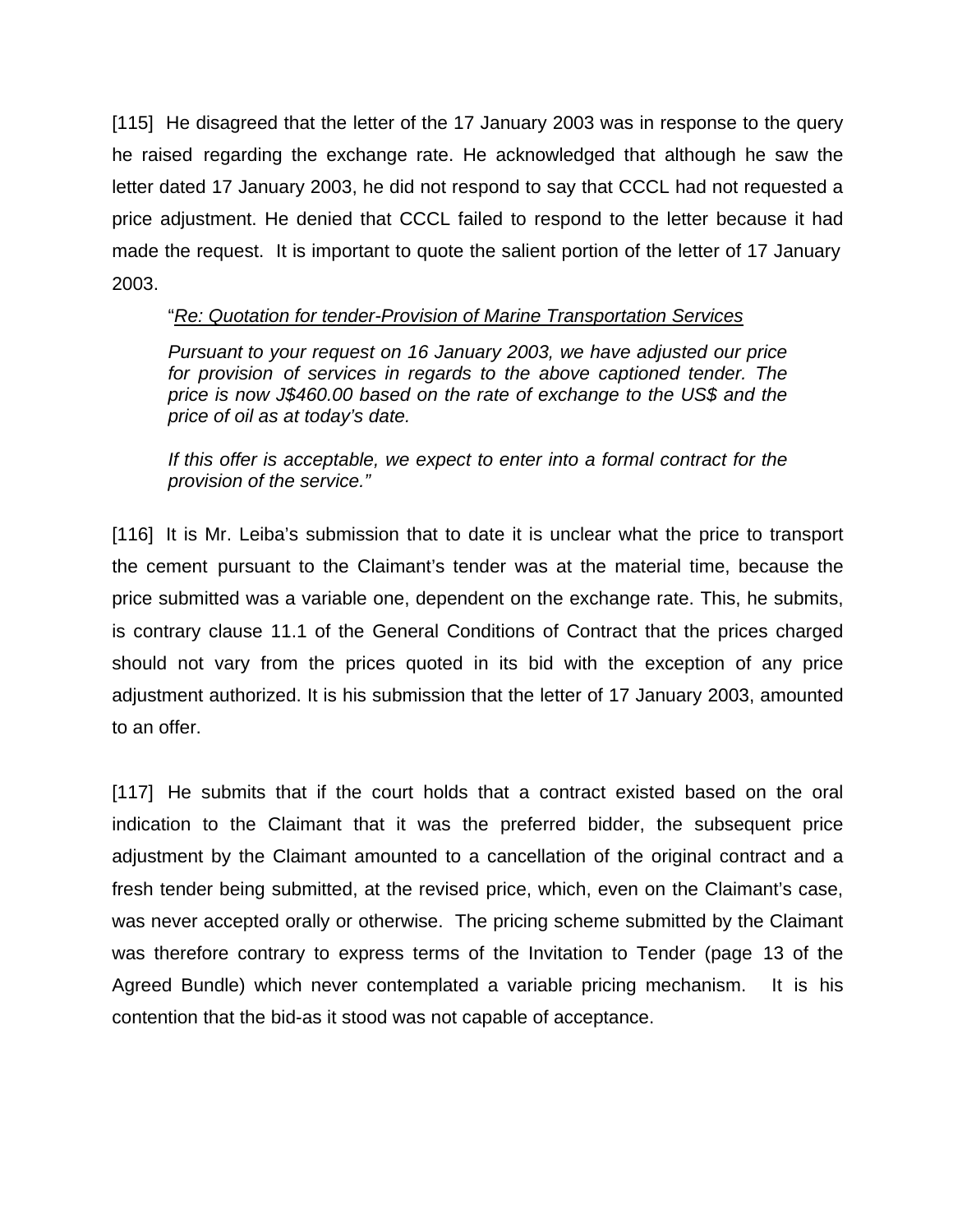[115] He disagreed that the letter of the 17 January 2003 was in response to the query he raised regarding the exchange rate. He acknowledged that although he saw the letter dated 17 January 2003, he did not respond to say that CCCL had not requested a price adjustment. He denied that CCCL failed to respond to the letter because it had made the request. It is important to quote the salient portion of the letter of 17 January 2003.

> "*<u>Re: Quotation for tender-Provision of Marine Transportation Services</u>*
>
> *Pursuant to your request on 16 January 2003, we have adjusted our price for provision of services in regards to the above captioned tender. The price is now J$460.00 based on the rate of exchange to the US$ and the price of oil as at today's date.*
>
> *If this offer is acceptable, we expect to enter into a formal contract for the provision of the service."*

[116] It is Mr. Leiba's submission that to date it is unclear what the price to transport the cement pursuant to the Claimant's tender was at the material time, because the price submitted was a variable one, dependent on the exchange rate. This, he submits, is contrary clause 11.1 of the General Conditions of Contract that the prices charged should not vary from the prices quoted in its bid with the exception of any price adjustment authorized. It is his submission that the letter of 17 January 2003, amounted to an offer.

[117] He submits that if the court holds that a contract existed based on the oral indication to the Claimant that it was the preferred bidder, the subsequent price adjustment by the Claimant amounted to a cancellation of the original contract and a fresh tender being submitted, at the revised price, which, even on the Claimant's case, was never accepted orally or otherwise. The pricing scheme submitted by the Claimant was therefore contrary to express terms of the Invitation to Tender (page 13 of the Agreed Bundle) which never contemplated a variable pricing mechanism. It is his contention that the bid-as it stood was not capable of acceptance.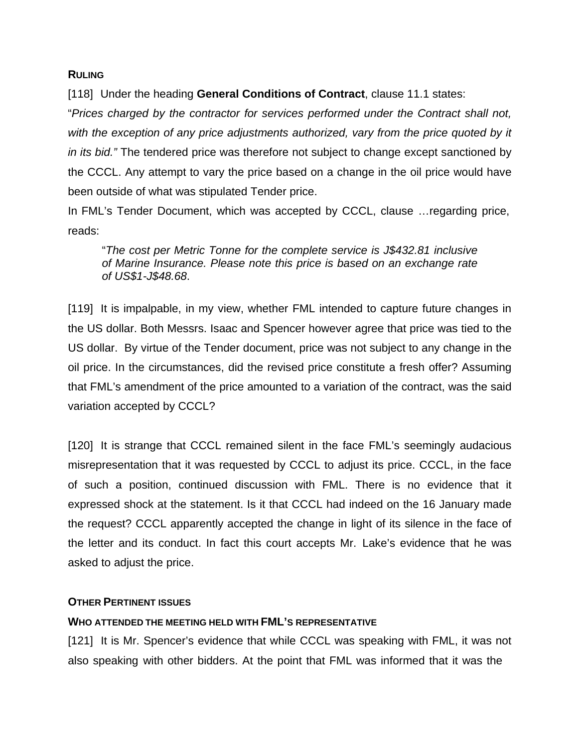**RULING**

[118] Under the heading **General Conditions of Contract**, clause 11.1 states:

"*Prices charged by the contractor for services performed under the Contract shall not, with the exception of any price adjustments authorized, vary from the price quoted by it in its bid."* The tendered price was therefore not subject to change except sanctioned by the CCCL. Any attempt to vary the price based on a change in the oil price would have been outside of what was stipulated Tender price.

In FML's Tender Document, which was accepted by CCCL, clause …regarding price, reads:

> "*The cost per Metric Tonne for the complete service is J$432.81 inclusive of Marine Insurance. Please note this price is based on an exchange rate of US$1-J$48.68*.

[119] It is impalpable, in my view, whether FML intended to capture future changes in the US dollar. Both Messrs. Isaac and Spencer however agree that price was tied to the US dollar. By virtue of the Tender document, price was not subject to any change in the oil price. In the circumstances, did the revised price constitute a fresh offer? Assuming that FML's amendment of the price amounted to a variation of the contract, was the said variation accepted by CCCL?

[120] It is strange that CCCL remained silent in the face FML's seemingly audacious misrepresentation that it was requested by CCCL to adjust its price. CCCL, in the face of such a position, continued discussion with FML. There is no evidence that it expressed shock at the statement. Is it that CCCL had indeed on the 16 January made the request? CCCL apparently accepted the change in light of its silence in the face of the letter and its conduct. In fact this court accepts Mr. Lake's evidence that he was asked to adjust the price.

**OTHER PERTINENT ISSUES**

**WHO ATTENDED THE MEETING HELD WITH FML'S REPRESENTATIVE**

[121] It is Mr. Spencer's evidence that while CCCL was speaking with FML, it was not also speaking with other bidders. At the point that FML was informed that it was the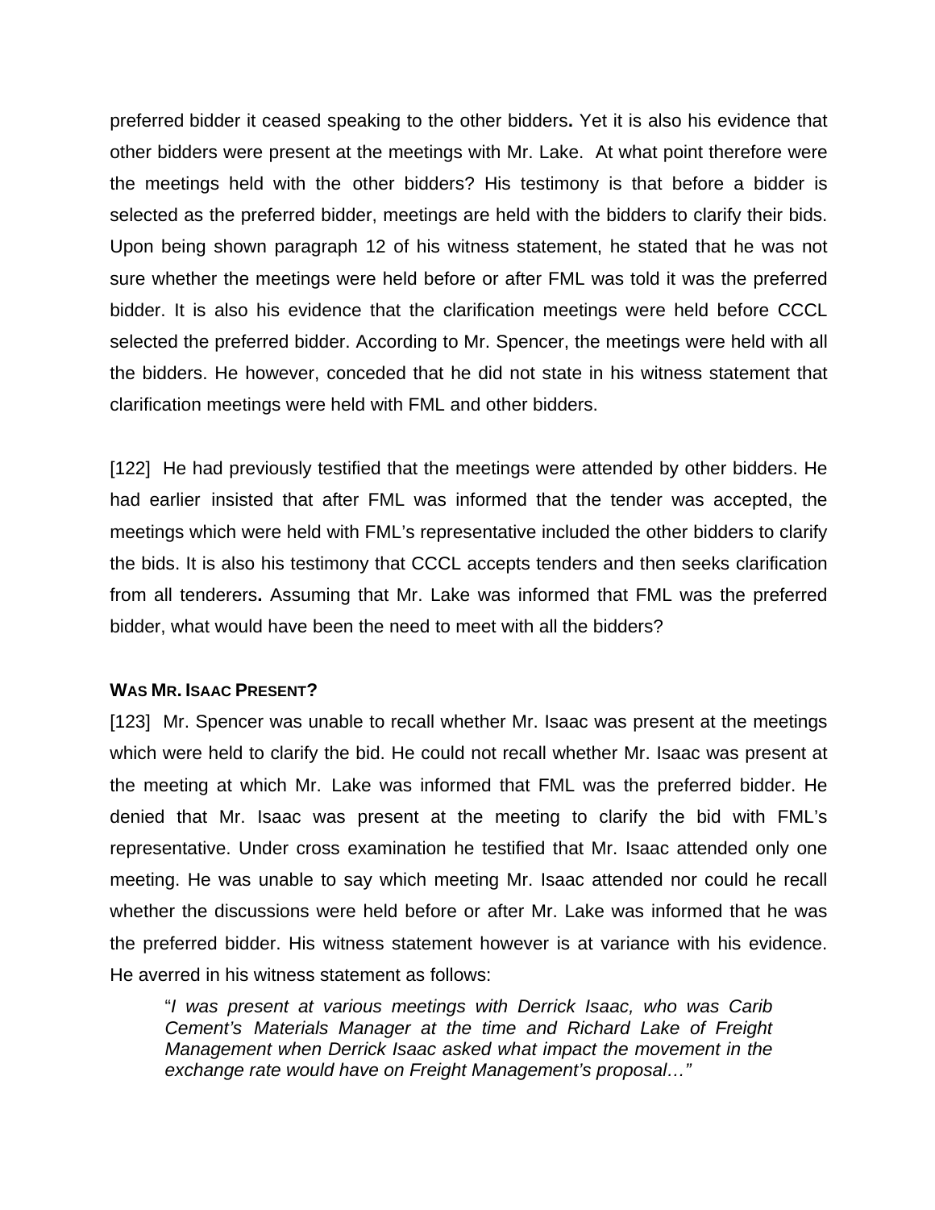preferred bidder it ceased speaking to the other bidders**.** Yet it is also his evidence that other bidders were present at the meetings with Mr. Lake. At what point therefore were the meetings held with the other bidders? His testimony is that before a bidder is selected as the preferred bidder, meetings are held with the bidders to clarify their bids. Upon being shown paragraph 12 of his witness statement, he stated that he was not sure whether the meetings were held before or after FML was told it was the preferred bidder. It is also his evidence that the clarification meetings were held before CCCL selected the preferred bidder. According to Mr. Spencer, the meetings were held with all the bidders. He however, conceded that he did not state in his witness statement that clarification meetings were held with FML and other bidders.

[122] He had previously testified that the meetings were attended by other bidders. He had earlier insisted that after FML was informed that the tender was accepted, the meetings which were held with FML's representative included the other bidders to clarify the bids. It is also his testimony that CCCL accepts tenders and then seeks clarification from all tenderers**.** Assuming that Mr. Lake was informed that FML was the preferred bidder, what would have been the need to meet with all the bidders?

**WAS MR. ISAAC PRESENT?**

[123] Mr. Spencer was unable to recall whether Mr. Isaac was present at the meetings which were held to clarify the bid. He could not recall whether Mr. Isaac was present at the meeting at which Mr. Lake was informed that FML was the preferred bidder. He denied that Mr. Isaac was present at the meeting to clarify the bid with FML's representative. Under cross examination he testified that Mr. Isaac attended only one meeting. He was unable to say which meeting Mr. Isaac attended nor could he recall whether the discussions were held before or after Mr. Lake was informed that he was the preferred bidder. His witness statement however is at variance with his evidence. He averred in his witness statement as follows:

> "*I was present at various meetings with Derrick Isaac, who was Carib Cement's Materials Manager at the time and Richard Lake of Freight Management when Derrick Isaac asked what impact the movement in the exchange rate would have on Freight Management's proposal…"*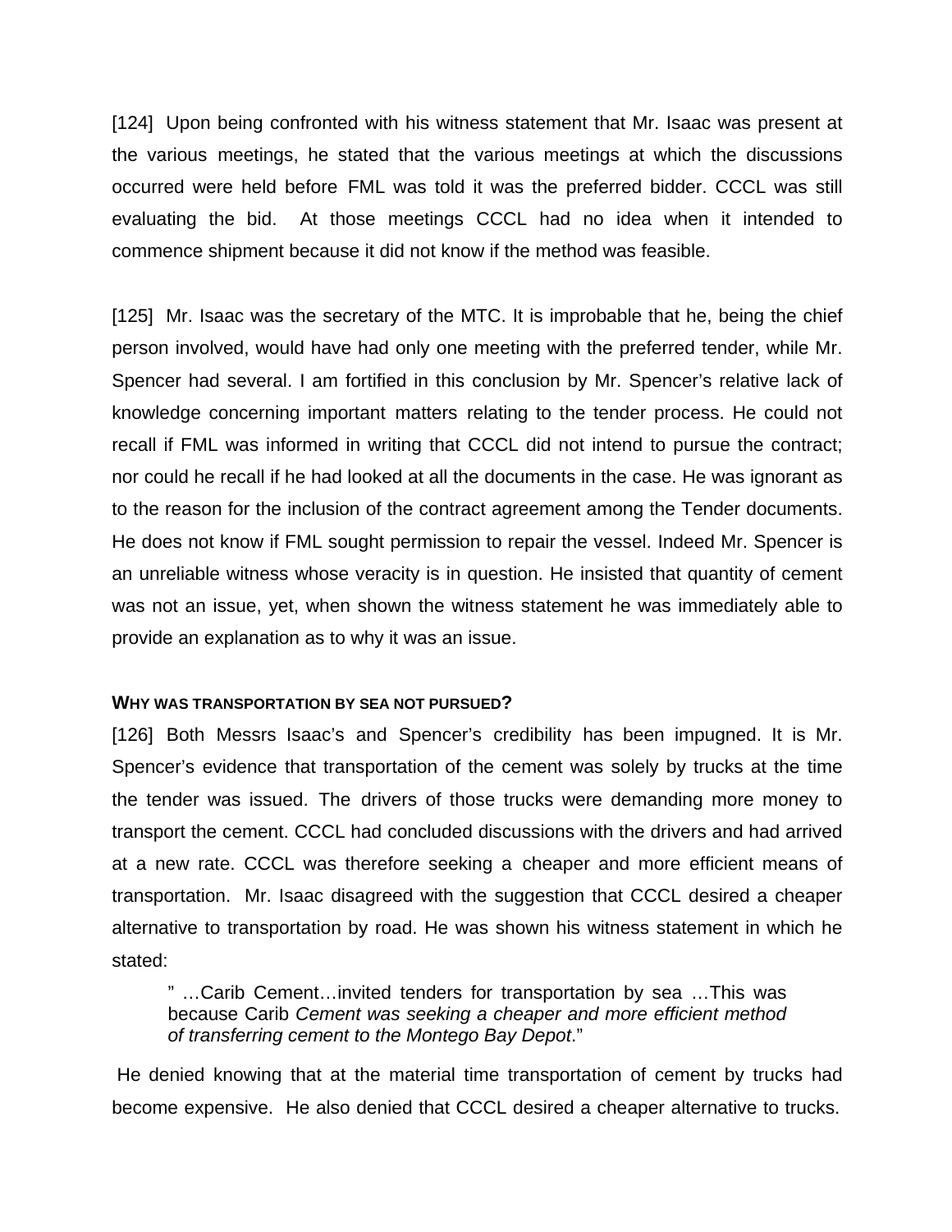[124] Upon being confronted with his witness statement that Mr. Isaac was present at the various meetings, he stated that the various meetings at which the discussions occurred were held before FML was told it was the preferred bidder. CCCL was still evaluating the bid. At those meetings CCCL had no idea when it intended to commence shipment because it did not know if the method was feasible.

[125] Mr. Isaac was the secretary of the MTC. It is improbable that he, being the chief person involved, would have had only one meeting with the preferred tender, while Mr. Spencer had several. I am fortified in this conclusion by Mr. Spencer's relative lack of knowledge concerning important matters relating to the tender process. He could not recall if FML was informed in writing that CCCL did not intend to pursue the contract; nor could he recall if he had looked at all the documents in the case. He was ignorant as to the reason for the inclusion of the contract agreement among the Tender documents. He does not know if FML sought permission to repair the vessel. Indeed Mr. Spencer is an unreliable witness whose veracity is in question. He insisted that quantity of cement was not an issue, yet, when shown the witness statement he was immediately able to provide an explanation as to why it was an issue.

**WHY WAS TRANSPORTATION BY SEA NOT PURSUED?**

[126] Both Messrs Isaac's and Spencer's credibility has been impugned. It is Mr. Spencer's evidence that transportation of the cement was solely by trucks at the time the tender was issued. The drivers of those trucks were demanding more money to transport the cement. CCCL had concluded discussions with the drivers and had arrived at a new rate. CCCL was therefore seeking a cheaper and more efficient means of transportation. Mr. Isaac disagreed with the suggestion that CCCL desired a cheaper alternative to transportation by road. He was shown his witness statement in which he stated:

> " …Carib Cement…invited tenders for transportation by sea …This was because Carib *Cement was seeking a cheaper and more efficient method of transferring cement to the Montego Bay Depot*."

He denied knowing that at the material time transportation of cement by trucks had become expensive. He also denied that CCCL desired a cheaper alternative to trucks.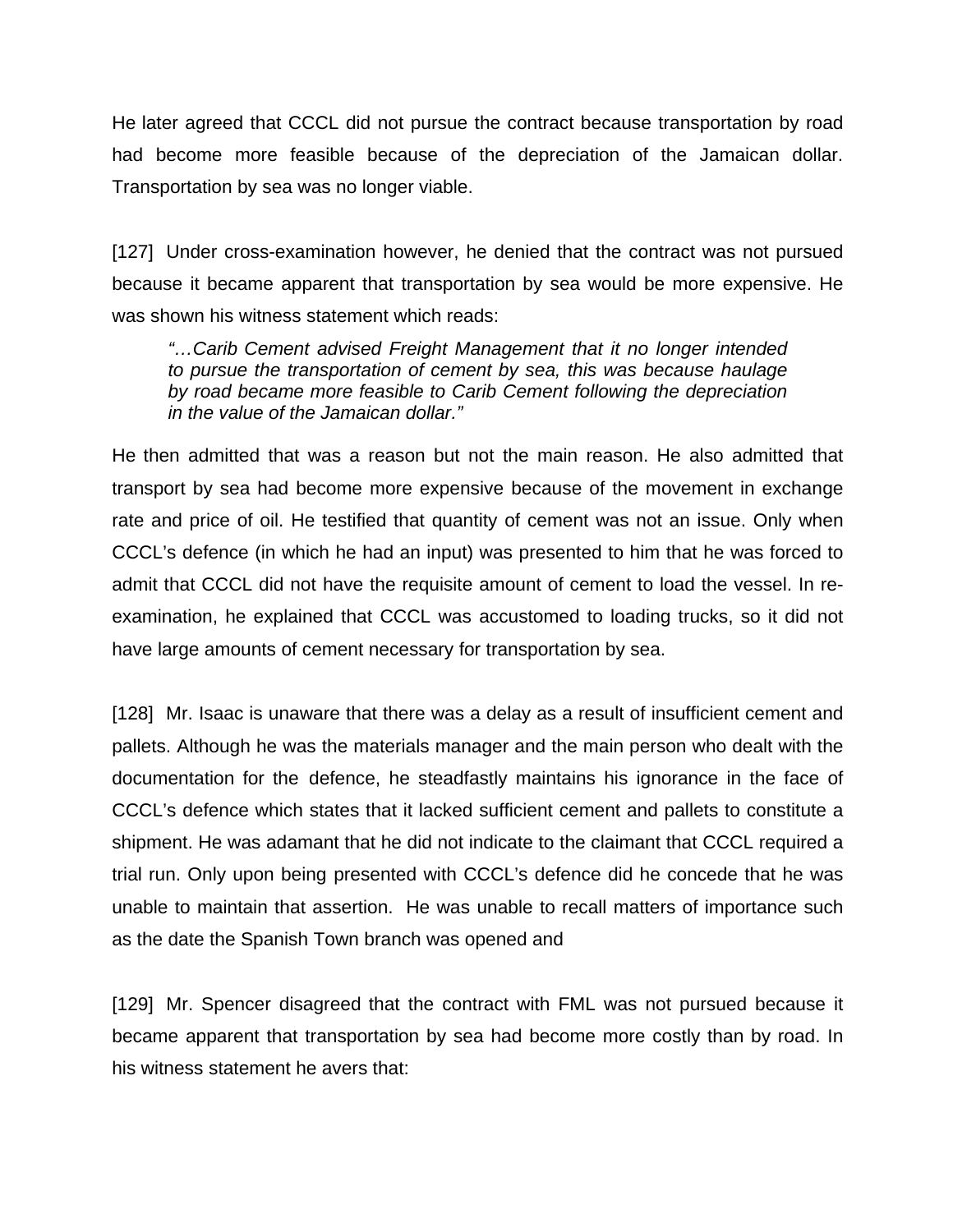He later agreed that CCCL did not pursue the contract because transportation by road had become more feasible because of the depreciation of the Jamaican dollar. Transportation by sea was no longer viable.

[127] Under cross-examination however, he denied that the contract was not pursued because it became apparent that transportation by sea would be more expensive. He was shown his witness statement which reads:

> *"…Carib Cement advised Freight Management that it no longer intended to pursue the transportation of cement by sea, this was because haulage by road became more feasible to Carib Cement following the depreciation in the value of the Jamaican dollar."*

He then admitted that was a reason but not the main reason. He also admitted that transport by sea had become more expensive because of the movement in exchange rate and price of oil. He testified that quantity of cement was not an issue. Only when CCCL's defence (in which he had an input) was presented to him that he was forced to admit that CCCL did not have the requisite amount of cement to load the vessel. In re-examination, he explained that CCCL was accustomed to loading trucks, so it did not have large amounts of cement necessary for transportation by sea.

[128] Mr. Isaac is unaware that there was a delay as a result of insufficient cement and pallets. Although he was the materials manager and the main person who dealt with the documentation for the defence, he steadfastly maintains his ignorance in the face of CCCL's defence which states that it lacked sufficient cement and pallets to constitute a shipment. He was adamant that he did not indicate to the claimant that CCCL required a trial run. Only upon being presented with CCCL's defence did he concede that he was unable to maintain that assertion. He was unable to recall matters of importance such as the date the Spanish Town branch was opened and

[129] Mr. Spencer disagreed that the contract with FML was not pursued because it became apparent that transportation by sea had become more costly than by road. In his witness statement he avers that: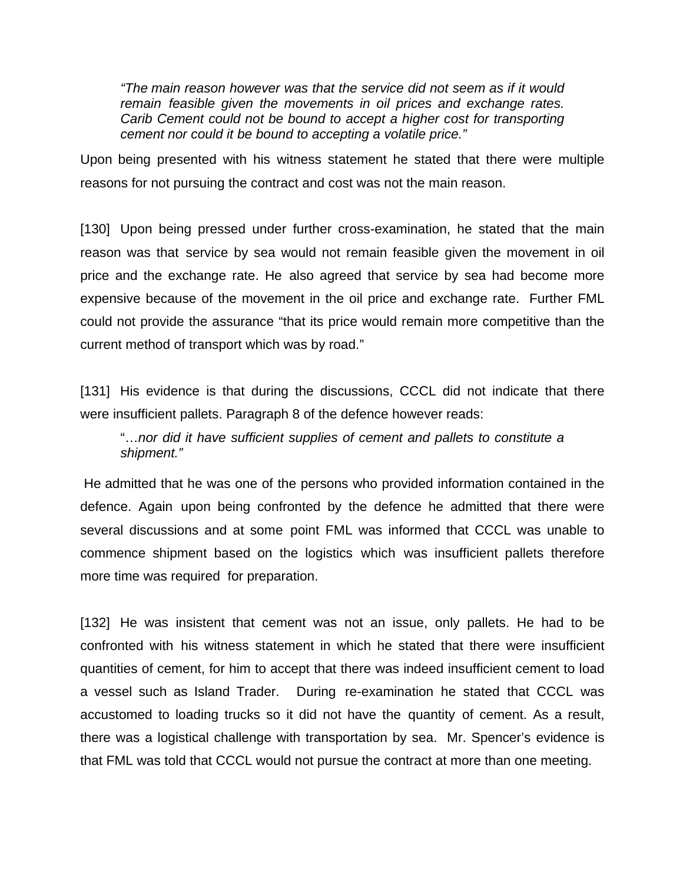> *"The main reason however was that the service did not seem as if it would remain feasible given the movements in oil prices and exchange rates. Carib Cement could not be bound to accept a higher cost for transporting cement nor could it be bound to accepting a volatile price."*

Upon being presented with his witness statement he stated that there were multiple reasons for not pursuing the contract and cost was not the main reason.

[130] Upon being pressed under further cross-examination, he stated that the main reason was that service by sea would not remain feasible given the movement in oil price and the exchange rate. He also agreed that service by sea had become more expensive because of the movement in the oil price and exchange rate. Further FML could not provide the assurance "that its price would remain more competitive than the current method of transport which was by road."

[131] His evidence is that during the discussions, CCCL did not indicate that there were insufficient pallets. Paragraph 8 of the defence however reads:

> "…*nor did it have sufficient supplies of cement and pallets to constitute a shipment."*

He admitted that he was one of the persons who provided information contained in the defence. Again upon being confronted by the defence he admitted that there were several discussions and at some point FML was informed that CCCL was unable to commence shipment based on the logistics which was insufficient pallets therefore more time was required for preparation.

[132] He was insistent that cement was not an issue, only pallets. He had to be confronted with his witness statement in which he stated that there were insufficient quantities of cement, for him to accept that there was indeed insufficient cement to load a vessel such as Island Trader. During re-examination he stated that CCCL was accustomed to loading trucks so it did not have the quantity of cement. As a result, there was a logistical challenge with transportation by sea. Mr. Spencer's evidence is that FML was told that CCCL would not pursue the contract at more than one meeting.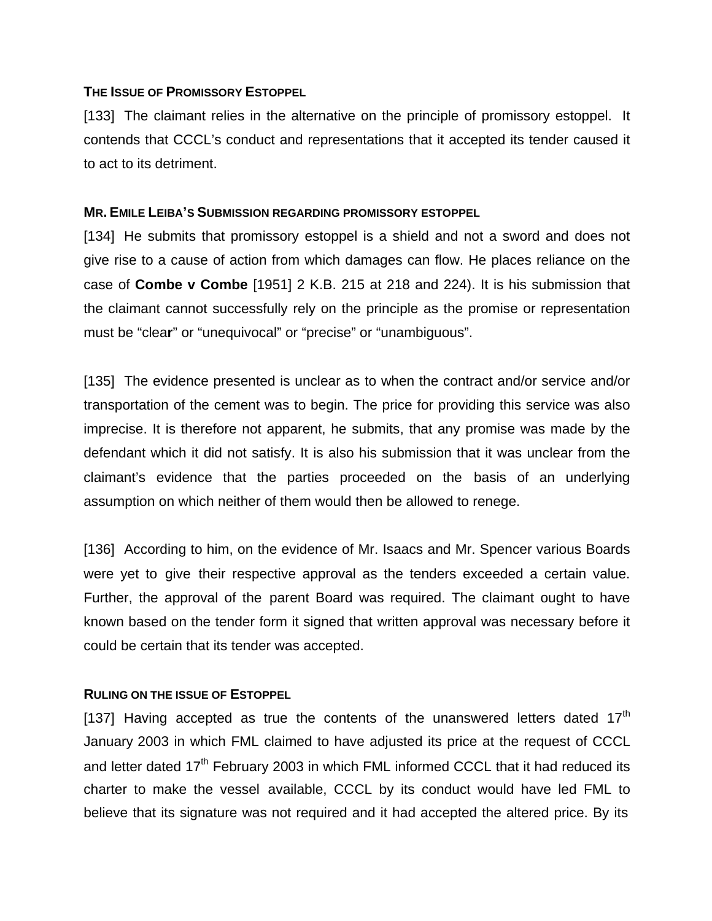**THE ISSUE OF PROMISSORY ESTOPPEL**

[133] The claimant relies in the alternative on the principle of promissory estoppel. It contends that CCCL's conduct and representations that it accepted its tender caused it to act to its detriment.

**MR. EMILE LEIBA'S SUBMISSION REGARDING PROMISSORY ESTOPPEL**

[134] He submits that promissory estoppel is a shield and not a sword and does not give rise to a cause of action from which damages can flow. He places reliance on the case of **Combe v Combe** [1951] 2 K.B. 215 at 218 and 224). It is his submission that the claimant cannot successfully rely on the principle as the promise or representation must be "clear" or "unequivocal" or "precise" or "unambiguous".

[135] The evidence presented is unclear as to when the contract and/or service and/or transportation of the cement was to begin. The price for providing this service was also imprecise. It is therefore not apparent, he submits, that any promise was made by the defendant which it did not satisfy. It is also his submission that it was unclear from the claimant's evidence that the parties proceeded on the basis of an underlying assumption on which neither of them would then be allowed to renege.

[136] According to him, on the evidence of Mr. Isaacs and Mr. Spencer various Boards were yet to give their respective approval as the tenders exceeded a certain value. Further, the approval of the parent Board was required. The claimant ought to have known based on the tender form it signed that written approval was necessary before it could be certain that its tender was accepted.

**RULING ON THE ISSUE OF ESTOPPEL**

[137] Having accepted as true the contents of the unanswered letters dated 17th January 2003 in which FML claimed to have adjusted its price at the request of CCCL and letter dated 17th February 2003 in which FML informed CCCL that it had reduced its charter to make the vessel available, CCCL by its conduct would have led FML to believe that its signature was not required and it had accepted the altered price. By its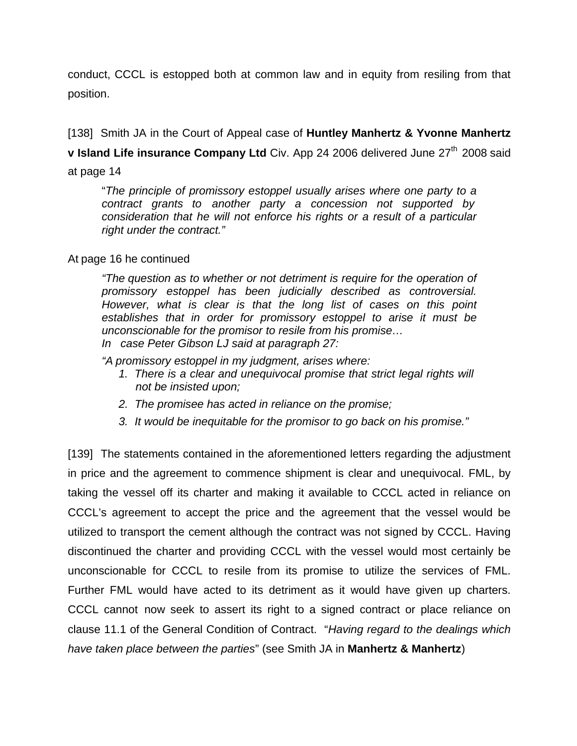conduct, CCCL is estopped both at common law and in equity from resiling from that position.

[138] Smith JA in the Court of Appeal case of **Huntley Manhertz & Yvonne Manhertz v Island Life insurance Company Ltd** Civ. App 24 2006 delivered June 27th 2008 said at page 14

> "*The principle of promissory estoppel usually arises where one party to a contract grants to another party a concession not supported by consideration that he will not enforce his rights or a result of a particular right under the contract.*"

At page 16 he continued

> *"The question as to whether or not detriment is require for the operation of promissory estoppel has been judicially described as controversial. However, what is clear is that the long list of cases on this point establishes that in order for promissory estoppel to arise it must be unconscionable for the promisor to resile from his promise…*
> *In case Peter Gibson LJ said at paragraph 27:*
>
> *"A promissory estoppel in my judgment, arises where:*
> 1. *There is a clear and unequivocal promise that strict legal rights will not be insisted upon;*
> 2. *The promisee has acted in reliance on the promise;*
> 3. *It would be inequitable for the promisor to go back on his promise."*

[139] The statements contained in the aforementioned letters regarding the adjustment in price and the agreement to commence shipment is clear and unequivocal. FML, by taking the vessel off its charter and making it available to CCCL acted in reliance on CCCL's agreement to accept the price and the agreement that the vessel would be utilized to transport the cement although the contract was not signed by CCCL. Having discontinued the charter and providing CCCL with the vessel would most certainly be unconscionable for CCCL to resile from its promise to utilize the services of FML. Further FML would have acted to its detriment as it would have given up charters. CCCL cannot now seek to assert its right to a signed contract or place reliance on clause 11.1 of the General Condition of Contract. "*Having regard to the dealings which have taken place between the parties*" (see Smith JA in **Manhertz & Manhertz**)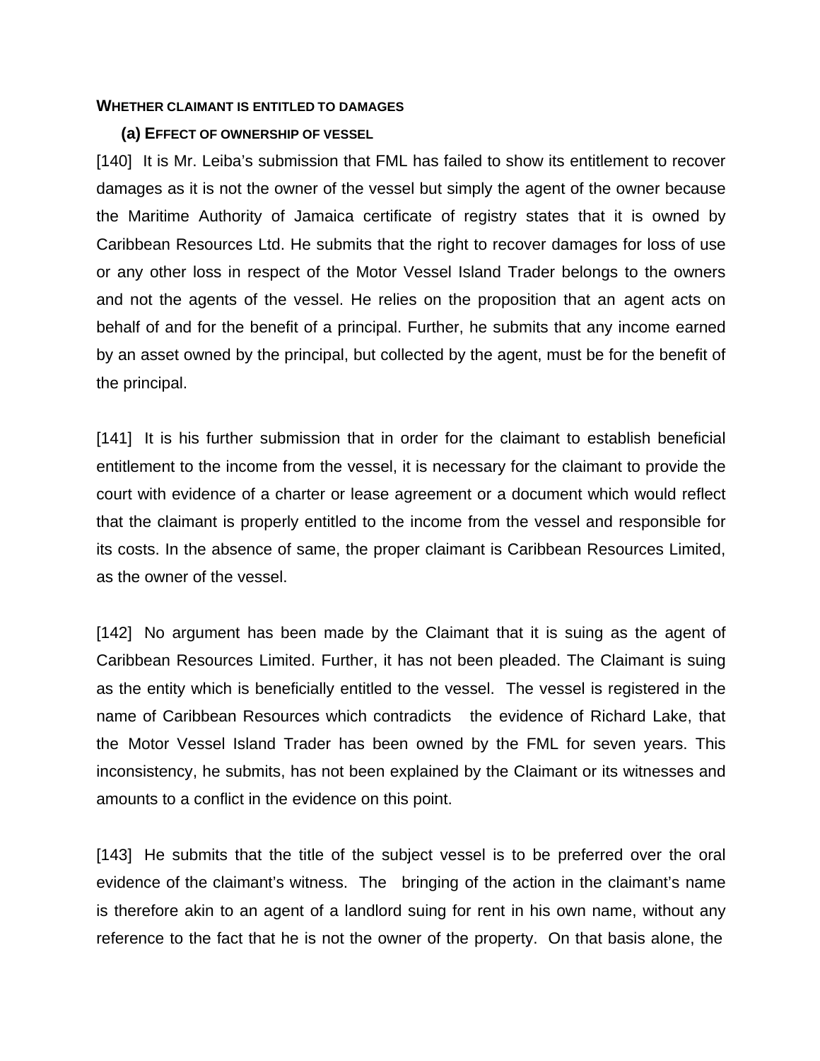**WHETHER CLAIMANT IS ENTITLED TO DAMAGES**

**(a) EFFECT OF OWNERSHIP OF VESSEL**

[140] It is Mr. Leiba's submission that FML has failed to show its entitlement to recover damages as it is not the owner of the vessel but simply the agent of the owner because the Maritime Authority of Jamaica certificate of registry states that it is owned by Caribbean Resources Ltd. He submits that the right to recover damages for loss of use or any other loss in respect of the Motor Vessel Island Trader belongs to the owners and not the agents of the vessel. He relies on the proposition that an agent acts on behalf of and for the benefit of a principal. Further, he submits that any income earned by an asset owned by the principal, but collected by the agent, must be for the benefit of the principal.

[141] It is his further submission that in order for the claimant to establish beneficial entitlement to the income from the vessel, it is necessary for the claimant to provide the court with evidence of a charter or lease agreement or a document which would reflect that the claimant is properly entitled to the income from the vessel and responsible for its costs. In the absence of same, the proper claimant is Caribbean Resources Limited, as the owner of the vessel.

[142] No argument has been made by the Claimant that it is suing as the agent of Caribbean Resources Limited. Further, it has not been pleaded. The Claimant is suing as the entity which is beneficially entitled to the vessel. The vessel is registered in the name of Caribbean Resources which contradicts the evidence of Richard Lake, that the Motor Vessel Island Trader has been owned by the FML for seven years. This inconsistency, he submits, has not been explained by the Claimant or its witnesses and amounts to a conflict in the evidence on this point.

[143] He submits that the title of the subject vessel is to be preferred over the oral evidence of the claimant's witness. The bringing of the action in the claimant's name is therefore akin to an agent of a landlord suing for rent in his own name, without any reference to the fact that he is not the owner of the property. On that basis alone, the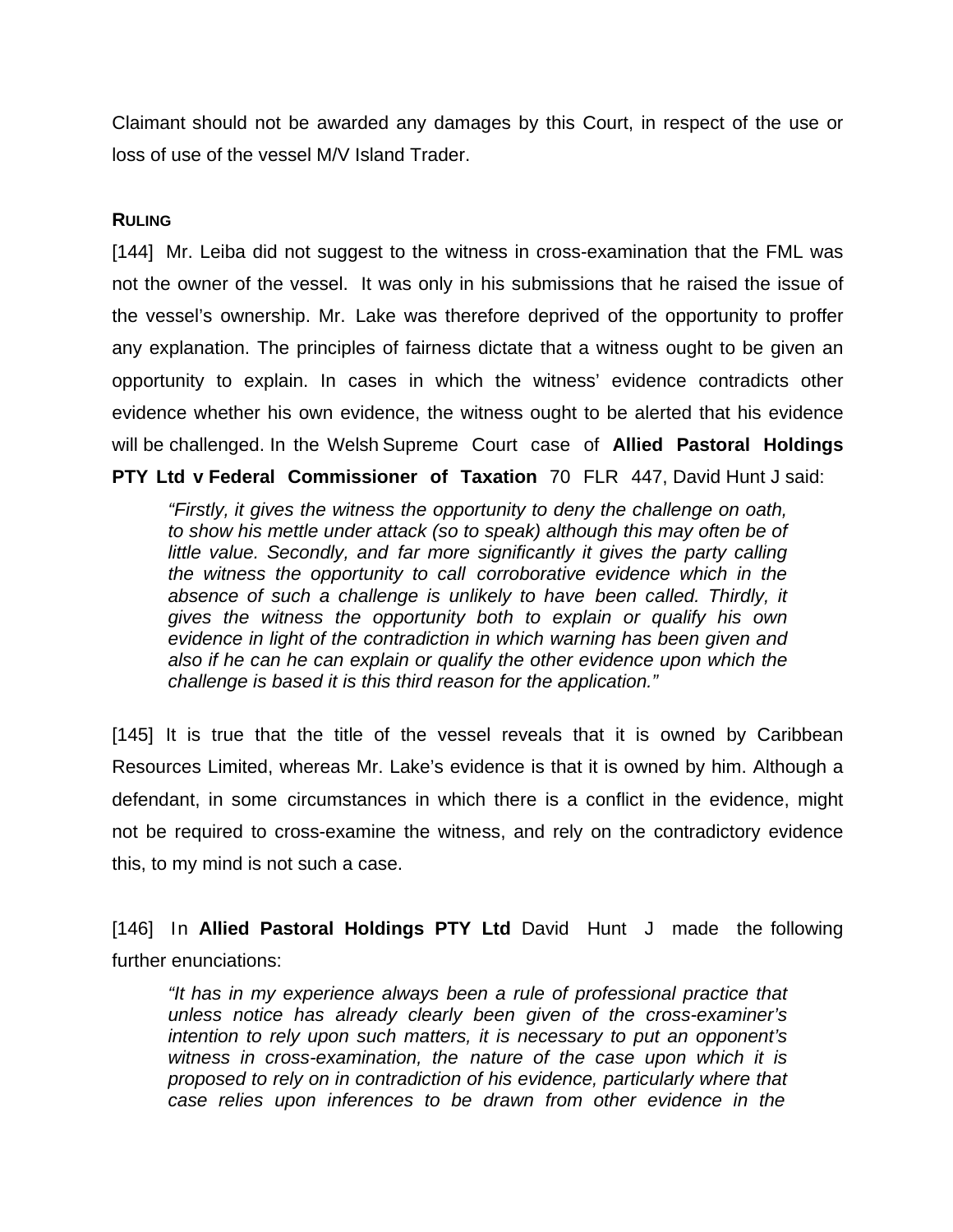Claimant should not be awarded any damages by this Court, in respect of the use or loss of use of the vessel M/V Island Trader.

**RULING**

[144] Mr. Leiba did not suggest to the witness in cross-examination that the FML was not the owner of the vessel. It was only in his submissions that he raised the issue of the vessel's ownership. Mr. Lake was therefore deprived of the opportunity to proffer any explanation. The principles of fairness dictate that a witness ought to be given an opportunity to explain. In cases in which the witness' evidence contradicts other evidence whether his own evidence, the witness ought to be alerted that his evidence will be challenged. In the Welsh Supreme Court case of **Allied Pastoral Holdings PTY Ltd v Federal Commissioner of Taxation** 70 FLR 447, David Hunt J said:

> *"Firstly, it gives the witness the opportunity to deny the challenge on oath, to show his mettle under attack (so to speak) although this may often be of little value. Secondly, and far more significantly it gives the party calling the witness the opportunity to call corroborative evidence which in the absence of such a challenge is unlikely to have been called. Thirdly, it gives the witness the opportunity both to explain or qualify his own evidence in light of the contradiction in which warning has been given and also if he can he can explain or qualify the other evidence upon which the challenge is based it is this third reason for the application."*

[145] It is true that the title of the vessel reveals that it is owned by Caribbean Resources Limited, whereas Mr. Lake's evidence is that it is owned by him. Although a defendant, in some circumstances in which there is a conflict in the evidence, might not be required to cross-examine the witness, and rely on the contradictory evidence this, to my mind is not such a case.

[146] In **Allied Pastoral Holdings PTY Ltd** David Hunt J made the following further enunciations:

> *"It has in my experience always been a rule of professional practice that unless notice has already clearly been given of the cross-examiner's intention to rely upon such matters, it is necessary to put an opponent's witness in cross-examination, the nature of the case upon which it is proposed to rely on in contradiction of his evidence, particularly where that case relies upon inferences to be drawn from other evidence in the*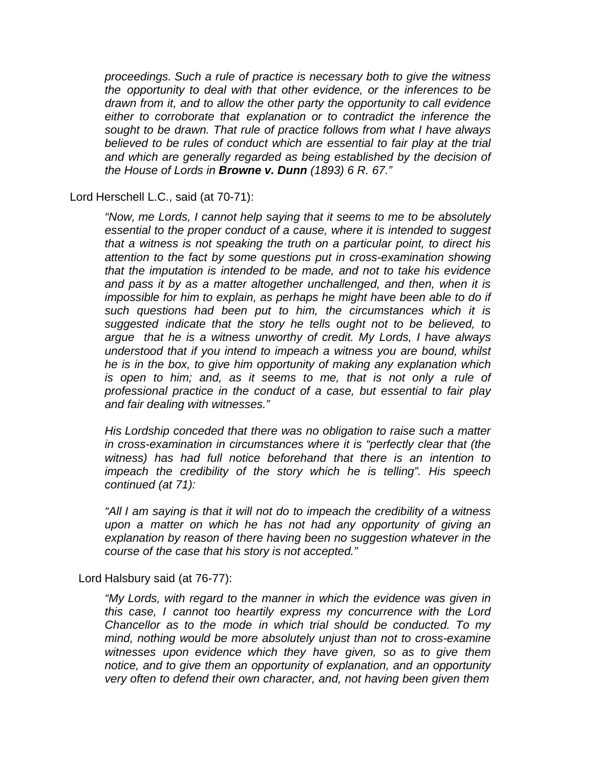*proceedings. Such a rule of practice is necessary both to give the witness the opportunity to deal with that other evidence, or the inferences to be drawn from it, and to allow the other party the opportunity to call evidence either to corroborate that explanation or to contradict the inference the sought to be drawn. That rule of practice follows from what I have always believed to be rules of conduct which are essential to fair play at the trial and which are generally regarded as being established by the decision of the House of Lords in* ***Browne v. Dunn*** *(1893) 6 R. 67."*

Lord Herschell L.C., said (at 70-71):

*"Now, me Lords, I cannot help saying that it seems to me to be absolutely essential to the proper conduct of a cause, where it is intended to suggest that a witness is not speaking the truth on a particular point, to direct his attention to the fact by some questions put in cross-examination showing that the imputation is intended to be made, and not to take his evidence and pass it by as a matter altogether unchallenged, and then, when it is impossible for him to explain, as perhaps he might have been able to do if such questions had been put to him, the circumstances which it is suggested indicate that the story he tells ought not to be believed, to argue that he is a witness unworthy of credit. My Lords, I have always understood that if you intend to impeach a witness you are bound, whilst he is in the box, to give him opportunity of making any explanation which is open to him; and, as it seems to me, that is not only a rule of professional practice in the conduct of a case, but essential to fair play and fair dealing with witnesses."*

*His Lordship conceded that there was no obligation to raise such a matter in cross-examination in circumstances where it is "perfectly clear that (the witness) has had full notice beforehand that there is an intention to impeach the credibility of the story which he is telling". His speech continued (at 71):*

*"All I am saying is that it will not do to impeach the credibility of a witness upon a matter on which he has not had any opportunity of giving an explanation by reason of there having been no suggestion whatever in the course of the case that his story is not accepted."*

Lord Halsbury said (at 76-77):

*"My Lords, with regard to the manner in which the evidence was given in this case, I cannot too heartily express my concurrence with the Lord Chancellor as to the mode in which trial should be conducted. To my mind, nothing would be more absolutely unjust than not to cross-examine witnesses upon evidence which they have given, so as to give them notice, and to give them an opportunity of explanation, and an opportunity very often to defend their own character, and, not having been given them*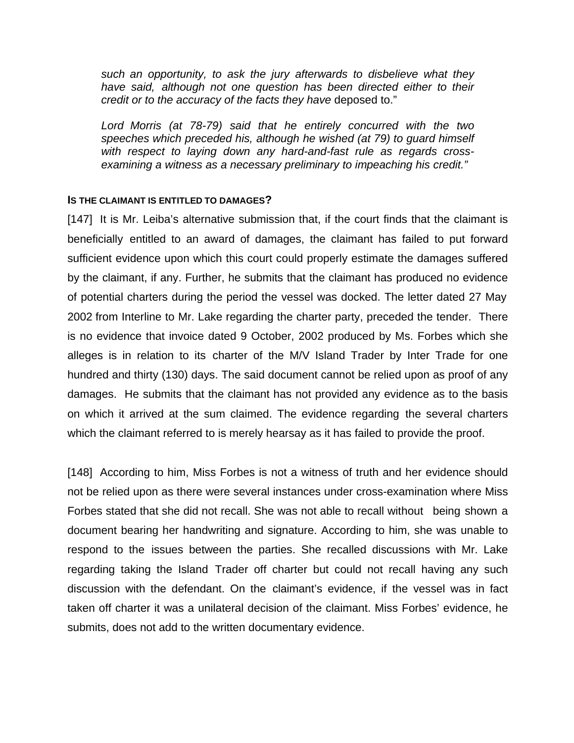*such an opportunity, to ask the jury afterwards to disbelieve what they have said, although not one question has been directed either to their credit or to the accuracy of the facts they have* deposed to."

*Lord Morris (at 78-79) said that he entirely concurred with the two speeches which preceded his, although he wished (at 79) to guard himself with respect to laying down any hard-and-fast rule as regards cross-examining a witness as a necessary preliminary to impeaching his credit."*

**IS THE CLAIMANT IS ENTITLED TO DAMAGES?**

[147] It is Mr. Leiba's alternative submission that, if the court finds that the claimant is beneficially entitled to an award of damages, the claimant has failed to put forward sufficient evidence upon which this court could properly estimate the damages suffered by the claimant, if any. Further, he submits that the claimant has produced no evidence of potential charters during the period the vessel was docked. The letter dated 27 May 2002 from Interline to Mr. Lake regarding the charter party, preceded the tender. There is no evidence that invoice dated 9 October, 2002 produced by Ms. Forbes which she alleges is in relation to its charter of the M/V Island Trader by Inter Trade for one hundred and thirty (130) days. The said document cannot be relied upon as proof of any damages. He submits that the claimant has not provided any evidence as to the basis on which it arrived at the sum claimed. The evidence regarding the several charters which the claimant referred to is merely hearsay as it has failed to provide the proof.

[148] According to him, Miss Forbes is not a witness of truth and her evidence should not be relied upon as there were several instances under cross-examination where Miss Forbes stated that she did not recall. She was not able to recall without being shown a document bearing her handwriting and signature. According to him, she was unable to respond to the issues between the parties. She recalled discussions with Mr. Lake regarding taking the Island Trader off charter but could not recall having any such discussion with the defendant. On the claimant's evidence, if the vessel was in fact taken off charter it was a unilateral decision of the claimant. Miss Forbes' evidence, he submits, does not add to the written documentary evidence.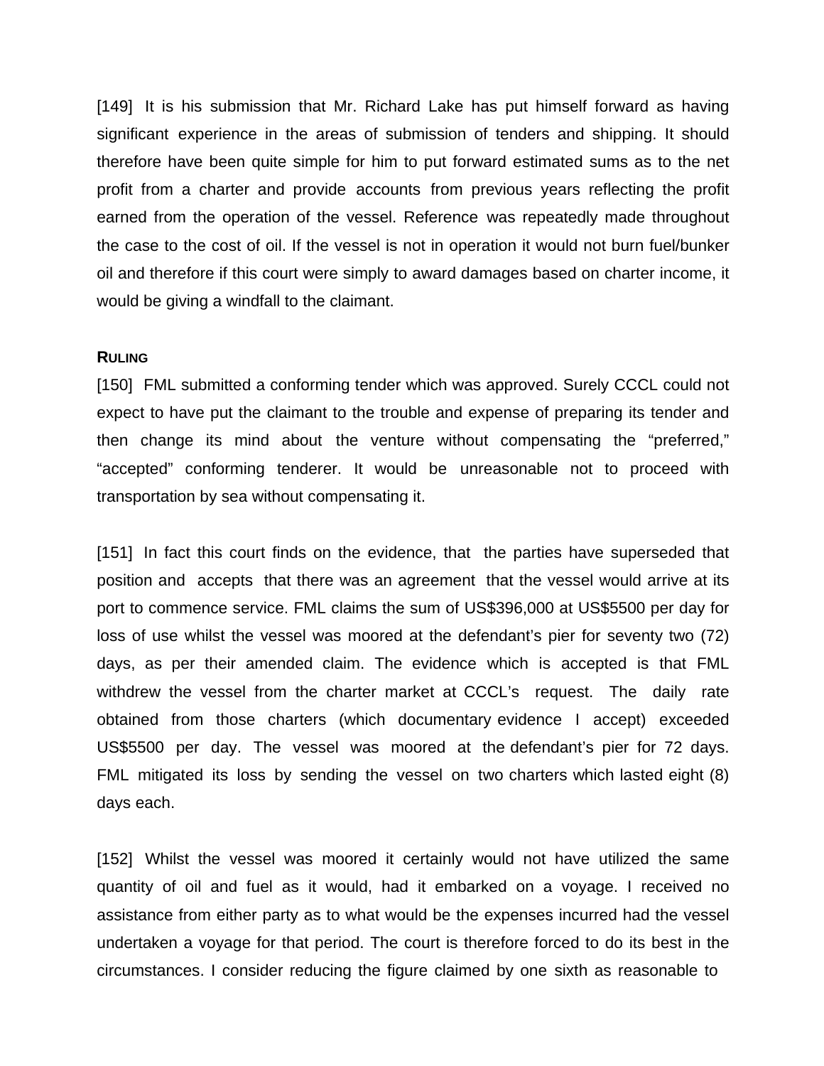[149] It is his submission that Mr. Richard Lake has put himself forward as having significant experience in the areas of submission of tenders and shipping. It should therefore have been quite simple for him to put forward estimated sums as to the net profit from a charter and provide accounts from previous years reflecting the profit earned from the operation of the vessel. Reference was repeatedly made throughout the case to the cost of oil. If the vessel is not in operation it would not burn fuel/bunker oil and therefore if this court were simply to award damages based on charter income, it would be giving a windfall to the claimant.

**RULING**

[150] FML submitted a conforming tender which was approved. Surely CCCL could not expect to have put the claimant to the trouble and expense of preparing its tender and then change its mind about the venture without compensating the "preferred," "accepted" conforming tenderer. It would be unreasonable not to proceed with transportation by sea without compensating it.

[151] In fact this court finds on the evidence, that the parties have superseded that position and accepts that there was an agreement that the vessel would arrive at its port to commence service. FML claims the sum of US$396,000 at US$5500 per day for loss of use whilst the vessel was moored at the defendant's pier for seventy two (72) days, as per their amended claim. The evidence which is accepted is that FML withdrew the vessel from the charter market at CCCL's request. The daily rate obtained from those charters (which documentary evidence I accept) exceeded US$5500 per day. The vessel was moored at the defendant's pier for 72 days. FML mitigated its loss by sending the vessel on two charters which lasted eight (8) days each.

[152] Whilst the vessel was moored it certainly would not have utilized the same quantity of oil and fuel as it would, had it embarked on a voyage. I received no assistance from either party as to what would be the expenses incurred had the vessel undertaken a voyage for that period. The court is therefore forced to do its best in the circumstances. I consider reducing the figure claimed by one sixth as reasonable to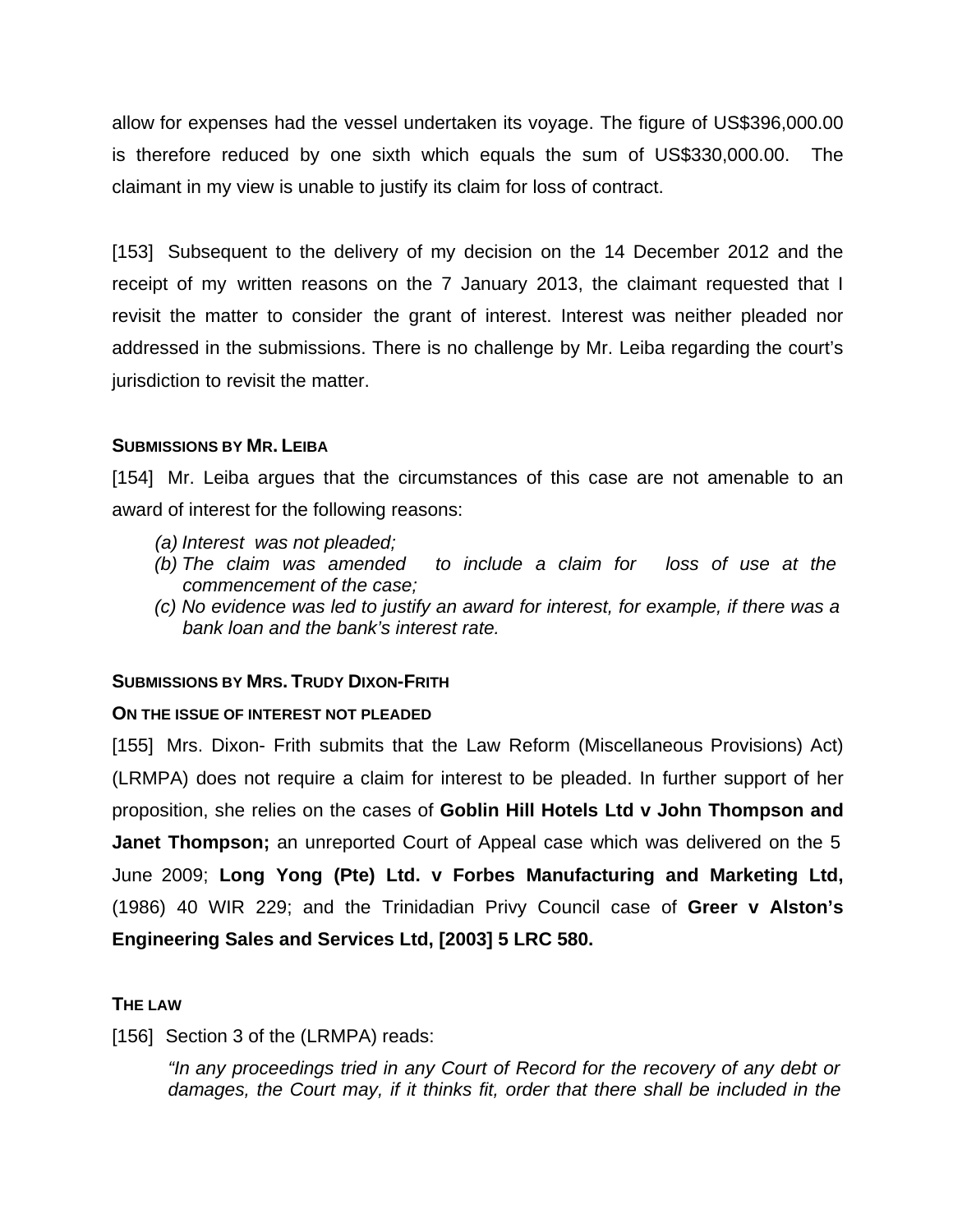allow for expenses had the vessel undertaken its voyage. The figure of US$396,000.00 is therefore reduced by one sixth which equals the sum of US$330,000.00. The claimant in my view is unable to justify its claim for loss of contract.

[153] Subsequent to the delivery of my decision on the 14 December 2012 and the receipt of my written reasons on the 7 January 2013, the claimant requested that I revisit the matter to consider the grant of interest. Interest was neither pleaded nor addressed in the submissions. There is no challenge by Mr. Leiba regarding the court's jurisdiction to revisit the matter.

#### SUBMISSIONS BY MR. LEIBA

[154] Mr. Leiba argues that the circumstances of this case are not amenable to an award of interest for the following reasons:

*(a) Interest was not pleaded;*
*(b) The claim was amended to include a claim for loss of use at the commencement of the case;*
*(c) No evidence was led to justify an award for interest, for example, if there was a bank loan and the bank's interest rate.*

#### SUBMISSIONS BY MRS. TRUDY DIXON-FRITH

#### ON THE ISSUE OF INTEREST NOT PLEADED

[155] Mrs. Dixon- Frith submits that the Law Reform (Miscellaneous Provisions) Act) (LRMPA) does not require a claim for interest to be pleaded. In further support of her proposition, she relies on the cases of **Goblin Hill Hotels Ltd v John Thompson and Janet Thompson;** an unreported Court of Appeal case which was delivered on the 5 June 2009; **Long Yong (Pte) Ltd. v Forbes Manufacturing and Marketing Ltd,** (1986) 40 WIR 229; and the Trinidadian Privy Council case of **Greer v Alston's Engineering Sales and Services Ltd, [2003] 5 LRC 580.**

#### THE LAW

[156] Section 3 of the (LRMPA) reads:

> *"In any proceedings tried in any Court of Record for the recovery of any debt or damages, the Court may, if it thinks fit, order that there shall be included in the*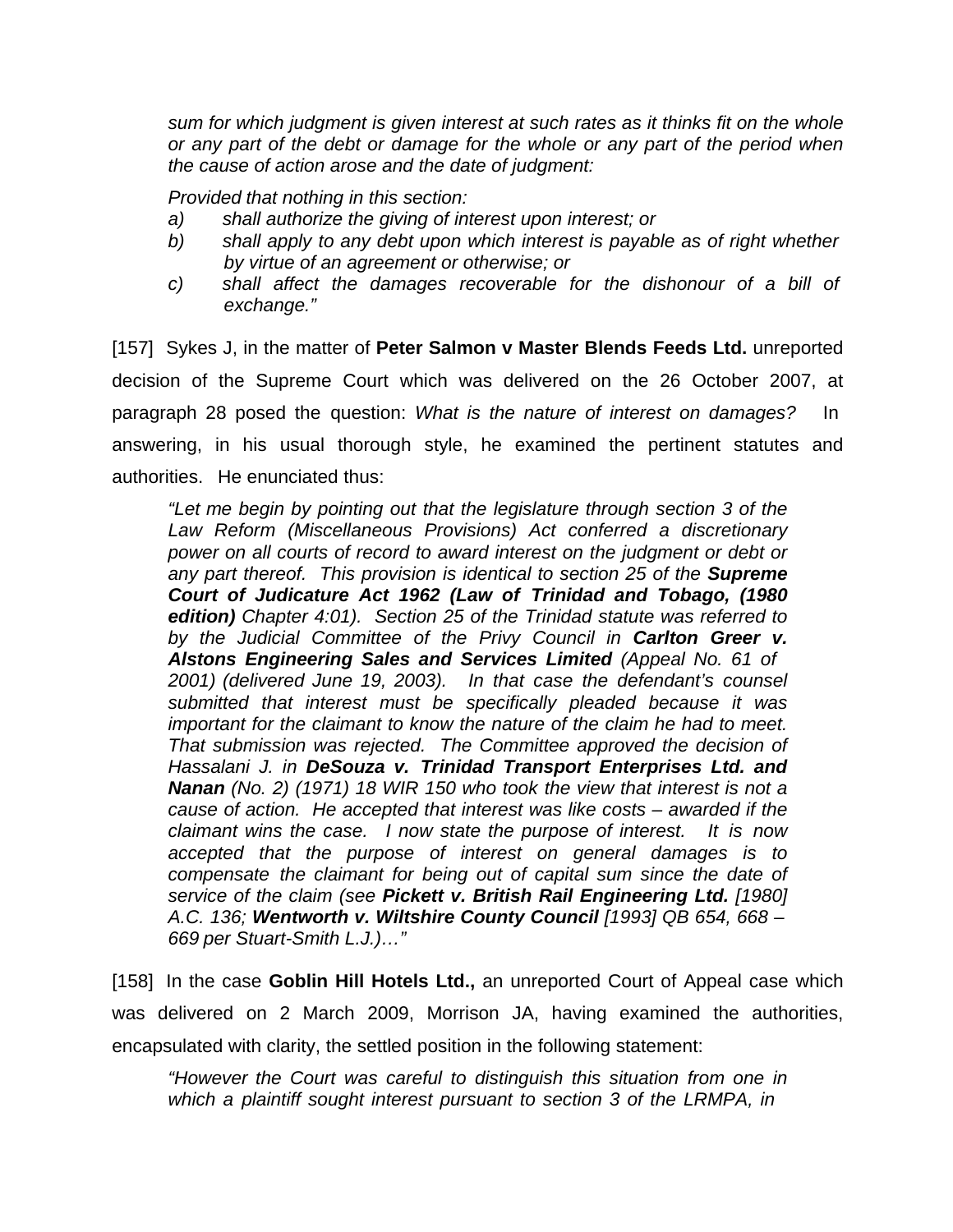*sum for which judgment is given interest at such rates as it thinks fit on the whole or any part of the debt or damage for the whole or any part of the period when the cause of action arose and the date of judgment:*

*Provided that nothing in this section:*

- *a) shall authorize the giving of interest upon interest; or*
- *b) shall apply to any debt upon which interest is payable as of right whether by virtue of an agreement or otherwise; or*
- *c) shall affect the damages recoverable for the dishonour of a bill of exchange."*

[157] Sykes J, in the matter of **Peter Salmon v Master Blends Feeds Ltd.** unreported decision of the Supreme Court which was delivered on the 26 October 2007, at paragraph 28 posed the question: *What is the nature of interest on damages?* In answering, in his usual thorough style, he examined the pertinent statutes and authorities. He enunciated thus:

> *"Let me begin by pointing out that the legislature through section 3 of the Law Reform (Miscellaneous Provisions) Act conferred a discretionary power on all courts of record to award interest on the judgment or debt or any part thereof. This provision is identical to section 25 of the* ***Supreme Court of Judicature Act 1962 (Law of Trinidad and Tobago, (1980 edition)*** *Chapter 4:01). Section 25 of the Trinidad statute was referred to by the Judicial Committee of the Privy Council in* ***Carlton Greer v. Alstons Engineering Sales and Services Limited*** *(Appeal No. 61 of 2001) (delivered June 19, 2003). In that case the defendant's counsel submitted that interest must be specifically pleaded because it was important for the claimant to know the nature of the claim he had to meet. That submission was rejected. The Committee approved the decision of Hassalani J. in* ***DeSouza v. Trinidad Transport Enterprises Ltd. and Nanan*** *(No. 2) (1971) 18 WIR 150 who took the view that interest is not a cause of action. He accepted that interest was like costs – awarded if the claimant wins the case. I now state the purpose of interest. It is now accepted that the purpose of interest on general damages is to compensate the claimant for being out of capital sum since the date of service of the claim (see* ***Pickett v. British Rail Engineering Ltd.*** *[1980] A.C. 136;* ***Wentworth v. Wiltshire County Council*** *[1993] QB 654, 668 – 669 per Stuart-Smith L.J.)…"*

[158] In the case **Goblin Hill Hotels Ltd.,** an unreported Court of Appeal case which was delivered on 2 March 2009, Morrison JA, having examined the authorities, encapsulated with clarity, the settled position in the following statement:

> *"However the Court was careful to distinguish this situation from one in which a plaintiff sought interest pursuant to section 3 of the LRMPA, in*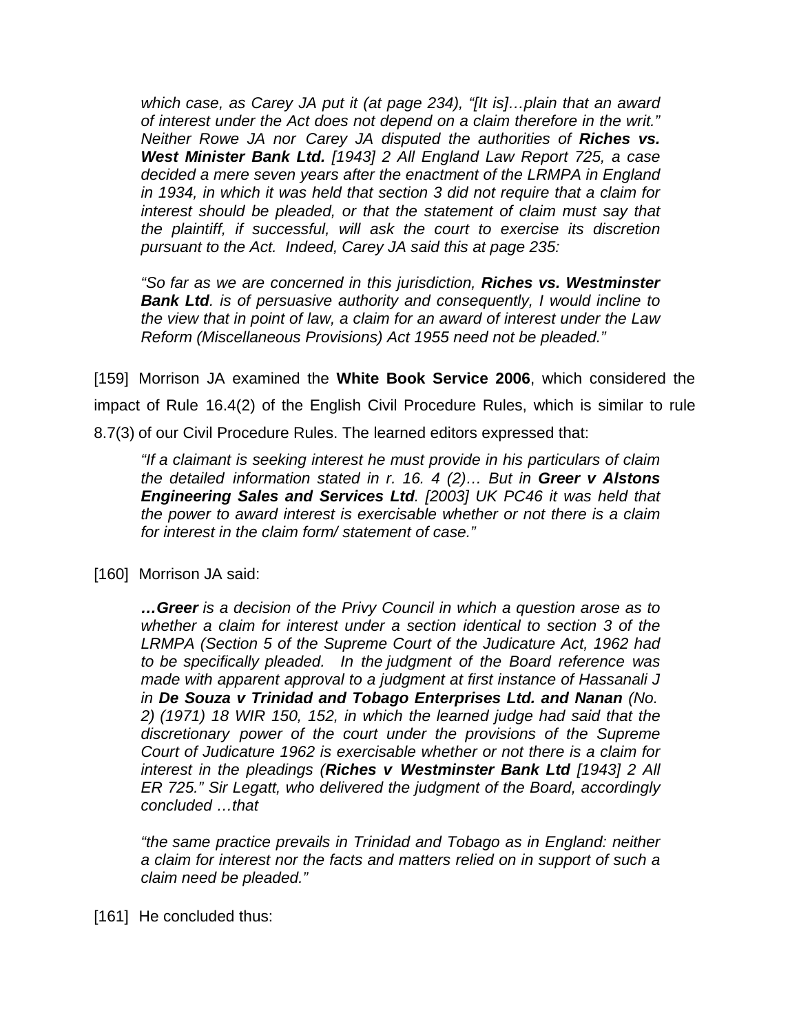*which case, as Carey JA put it (at page 234), "[It is]…plain that an award of interest under the Act does not depend on a claim therefore in the writ." Neither Rowe JA nor Carey JA disputed the authorities of **Riches vs. West Minister Bank Ltd.** [1943] 2 All England Law Report 725, a case decided a mere seven years after the enactment of the LRMPA in England in 1934, in which it was held that section 3 did not require that a claim for interest should be pleaded, or that the statement of claim must say that the plaintiff, if successful, will ask the court to exercise its discretion pursuant to the Act. Indeed, Carey JA said this at page 235:*

*"So far as we are concerned in this jurisdiction, **Riches vs. Westminster Bank Ltd**. is of persuasive authority and consequently, I would incline to the view that in point of law, a claim for an award of interest under the Law Reform (Miscellaneous Provisions) Act 1955 need not be pleaded."*

[159] Morrison JA examined the **White Book Service 2006**, which considered the impact of Rule 16.4(2) of the English Civil Procedure Rules, which is similar to rule 8.7(3) of our Civil Procedure Rules. The learned editors expressed that:

*"If a claimant is seeking interest he must provide in his particulars of claim the detailed information stated in r. 16. 4 (2)… But in **Greer v Alstons Engineering Sales and Services Ltd**. [2003] UK PC46 it was held that the power to award interest is exercisable whether or not there is a claim for interest in the claim form/ statement of case."*

[160] Morrison JA said:

*…**Greer** is a decision of the Privy Council in which a question arose as to whether a claim for interest under a section identical to section 3 of the LRMPA (Section 5 of the Supreme Court of the Judicature Act, 1962 had to be specifically pleaded. In the judgment of the Board reference was made with apparent approval to a judgment at first instance of Hassanali J in **De Souza v Trinidad and Tobago Enterprises Ltd. and Nanan** (No. 2) (1971) 18 WIR 150, 152, in which the learned judge had said that the discretionary power of the court under the provisions of the Supreme Court of Judicature 1962 is exercisable whether or not there is a claim for interest in the pleadings (**Riches v Westminster Bank Ltd** [1943] 2 All ER 725." Sir Legatt, who delivered the judgment of the Board, accordingly concluded …that*

*"the same practice prevails in Trinidad and Tobago as in England: neither a claim for interest nor the facts and matters relied on in support of such a claim need be pleaded."*

[161] He concluded thus: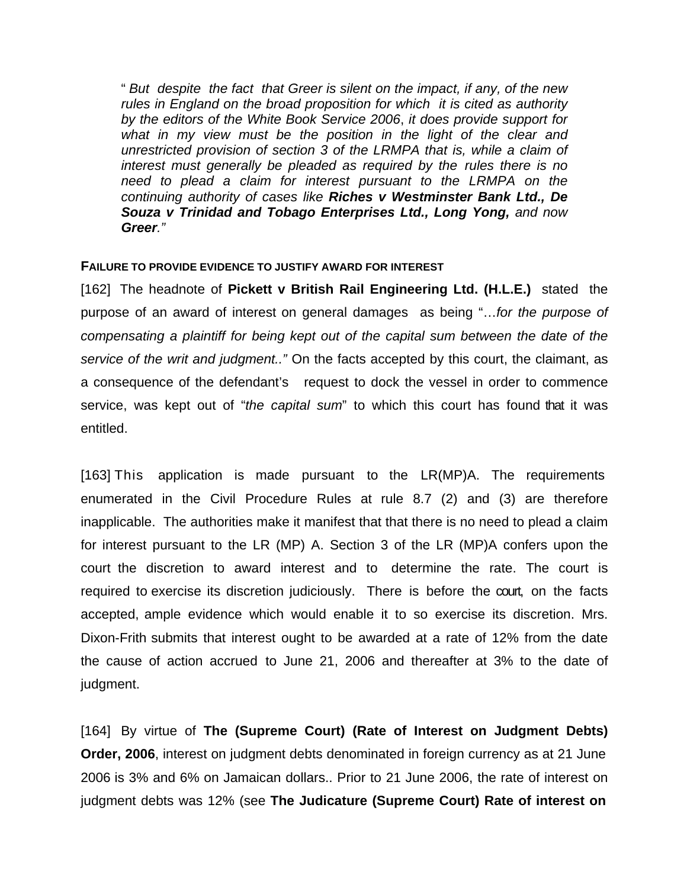> " *But despite the fact that Greer is silent on the impact, if any, of the new rules in England on the broad proposition for which it is cited as authority by the editors of the White Book Service 2006, it does provide support for what in my view must be the position in the light of the clear and unrestricted provision of section 3 of the LRMPA that is, while a claim of interest must generally be pleaded as required by the rules there is no need to plead a claim for interest pursuant to the LRMPA on the continuing authority of cases like* ***Riches v Westminster Bank Ltd., De Souza v Trinidad and Tobago Enterprises Ltd., Long Yong,*** *and now* ***Greer****."*

**FAILURE TO PROVIDE EVIDENCE TO JUSTIFY AWARD FOR INTEREST**

[162] The headnote of **Pickett v British Rail Engineering Ltd. (H.L.E.)** stated the purpose of an award of interest on general damages as being "…*for the purpose of compensating a plaintiff for being kept out of the capital sum between the date of the service of the writ and judgment.."* On the facts accepted by this court, the claimant, as a consequence of the defendant's request to dock the vessel in order to commence service, was kept out of "*the capital sum*" to which this court has found that it was entitled.

[163] This application is made pursuant to the LR(MP)A. The requirements enumerated in the Civil Procedure Rules at rule 8.7 (2) and (3) are therefore inapplicable. The authorities make it manifest that that there is no need to plead a claim for interest pursuant to the LR (MP) A. Section 3 of the LR (MP)A confers upon the court the discretion to award interest and to determine the rate. The court is required to exercise its discretion judiciously. There is before the court, on the facts accepted, ample evidence which would enable it to so exercise its discretion. Mrs. Dixon-Frith submits that interest ought to be awarded at a rate of 12% from the date the cause of action accrued to June 21, 2006 and thereafter at 3% to the date of judgment.

[164] By virtue of **The (Supreme Court) (Rate of Interest on Judgment Debts) Order, 2006**, interest on judgment debts denominated in foreign currency as at 21 June 2006 is 3% and 6% on Jamaican dollars.. Prior to 21 June 2006, the rate of interest on judgment debts was 12% (see **The Judicature (Supreme Court) Rate of interest on**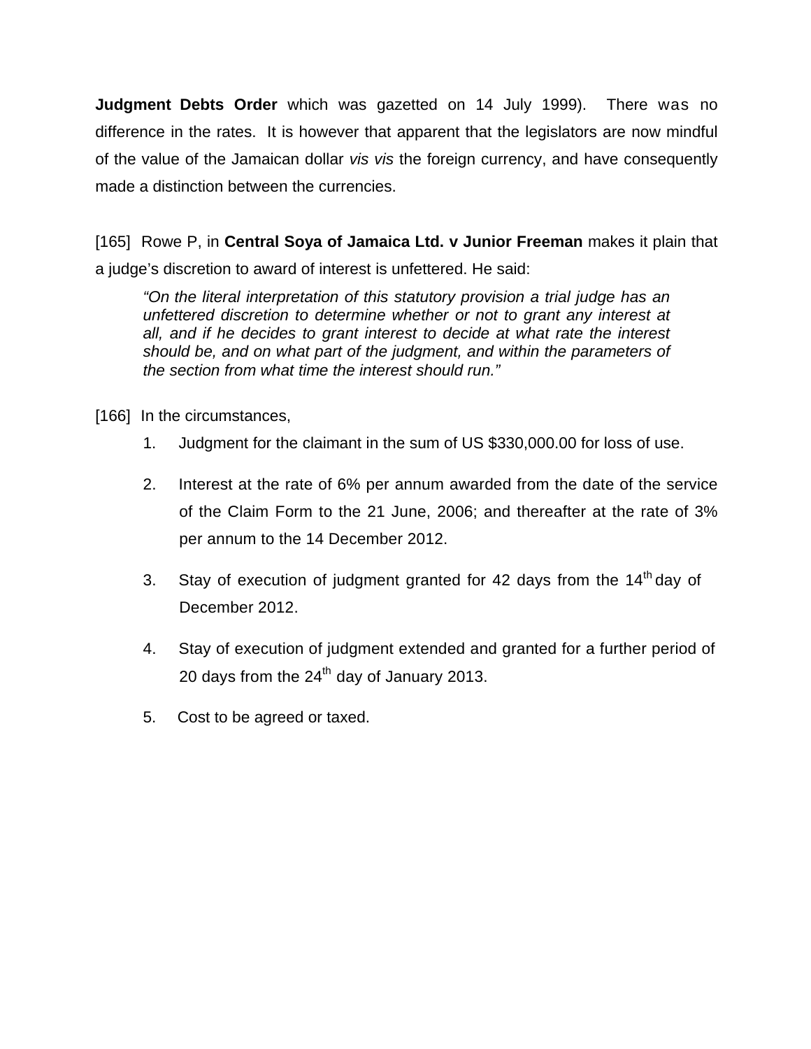**Judgment Debts Order** which was gazetted on 14 July 1999). There was no difference in the rates. It is however that apparent that the legislators are now mindful of the value of the Jamaican dollar *vis vis* the foreign currency, and have consequently made a distinction between the currencies.

[165] Rowe P, in **Central Soya of Jamaica Ltd. v Junior Freeman** makes it plain that a judge's discretion to award of interest is unfettered. He said:

> *"On the literal interpretation of this statutory provision a trial judge has an unfettered discretion to determine whether or not to grant any interest at all, and if he decides to grant interest to decide at what rate the interest should be, and on what part of the judgment, and within the parameters of the section from what time the interest should run."*

[166] In the circumstances,

1. Judgment for the claimant in the sum of US $330,000.00 for loss of use.
2. Interest at the rate of 6% per annum awarded from the date of the service of the Claim Form to the 21 June, 2006; and thereafter at the rate of 3% per annum to the 14 December 2012.
3. Stay of execution of judgment granted for 42 days from the 14th day of December 2012.
4. Stay of execution of judgment extended and granted for a further period of 20 days from the 24th day of January 2013.
5. Cost to be agreed or taxed.